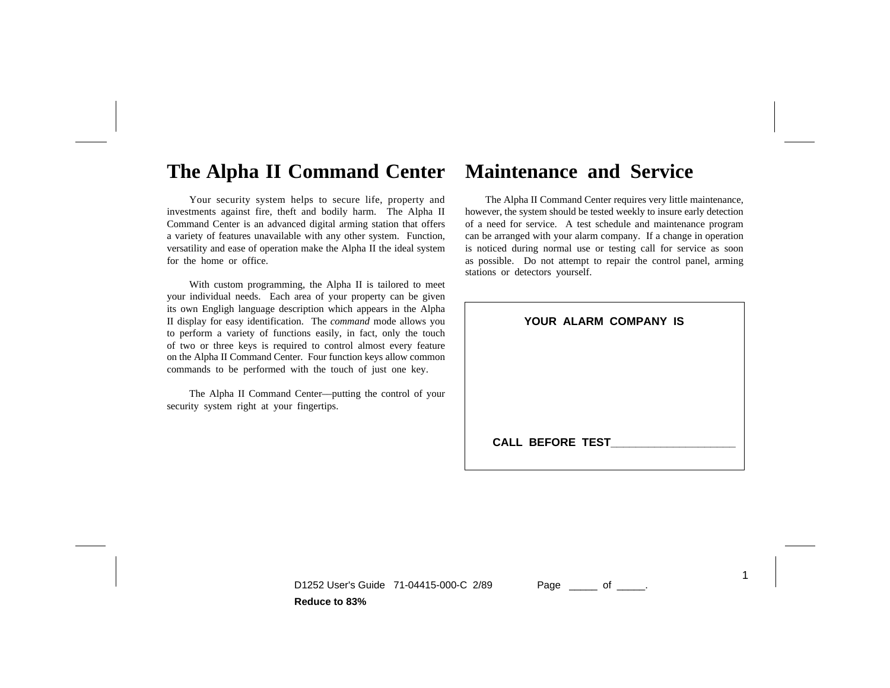# The Alpha II Command Center

Your security system helps to secure life, property and investments against fire, theft and bodily harm. The Alpha II Command Center is an advanced digital arming station that offers a variety of features unavailable with any other system. Function, versatility and ease of operation make the Alpha II the ideal system for the home or office.

With custom programming, the Alpha II is tailored to meet your individual needs. Each area of your property can be given its own Engligh language description which appears in the Alpha II display for easy identification. The *command* mode allows you to perform a variety of functions easily, in fact, only the touch of two or three keys is required to control almost every feature on the Alpha II Command Center. Four function keys allow common commands to be performed with the touch of just one key.

The Alpha II Command Center—putting the control of your security system right at your fingertips.

# Maintenance and Service

The Alpha II Command Center requires very little maintenance, however, the system should be tested weekly to insure early detection of a need for service. A test schedule and maintenance program can be arranged with your alarm company. If a change in operation is noticed during normal use or testing call for service as soon as possible. Do not attempt to repair the control panel, arming stations or detectors yourself.

**YOUR ALARM COMPANY IS**

**CALL BEFORE TEST**____________________

D1252 User's Guide 71-04415-000-C 2/89 Page _____ of _____.

**Reduce to 83%**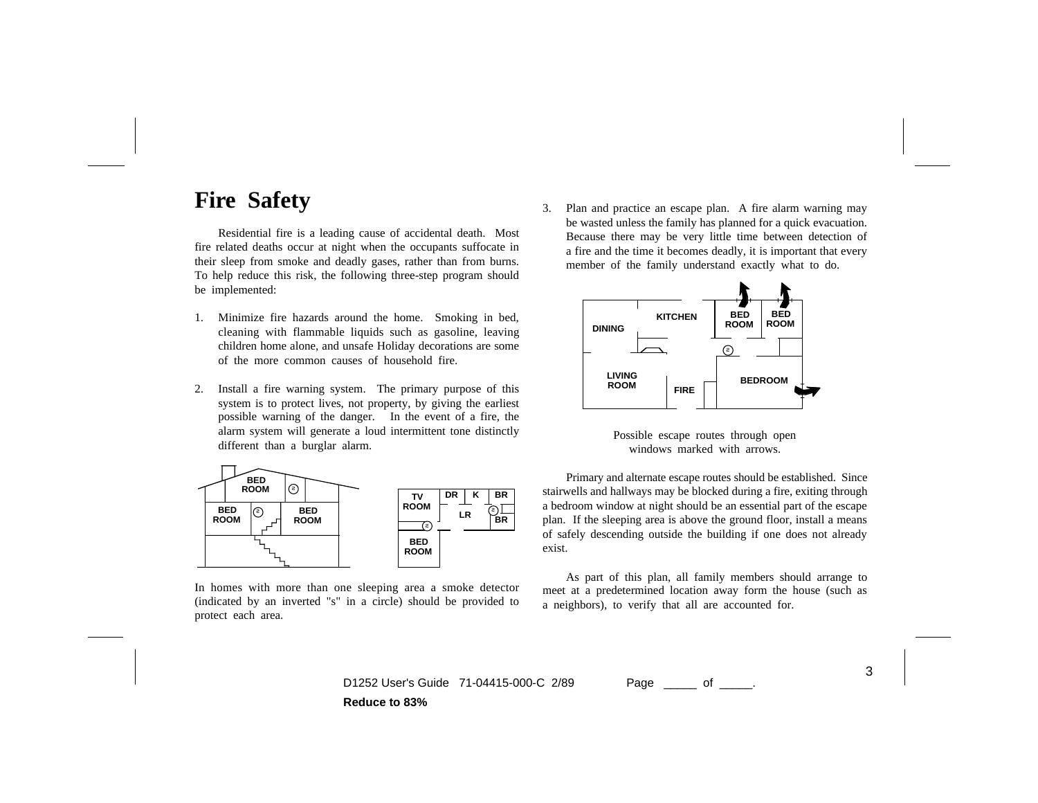# Fire Safety

Residential fire is a leading cause of accidental death. Most fire related deaths occur at night when the occupants suffocate in their sleep from smoke and deadly gases, rather than from burns. To help reduce this risk, the following three-step program should be implemented:

1. Minimize fire hazards around the home. Smoking in bed, cleaning with flammable liquids such as gasoline, leaving children home alone, and unsafe Holiday decorations are some of the more common causes of household fire.

2. Install a fire warning system. The primary purpose of this system is to protect lives, not property, by giving the earliest possible warning of the danger. In the event of a fire, the alarm system will generate a loud intermittent tone distinctly different than a burglar alarm.

In homes with more than one sleeping area a smoke detector (indicated by an inverted "s" in a circle) should be provided to protect each area.

3. Plan and practice an escape plan. A fire alarm warning may be wasted unless the family has planned for a quick evacuation. Because there may be very little time between detection of a fire and the time it becomes deadly, it is important that every member of the family understand exactly what to do.

Possible escape routes through open windows marked with arrows.

Primary and alternate escape routes should be established. Since stairwells and hallways may be blocked during a fire, exiting through a bedroom window at night should be an essential part of the escape plan. If the sleeping area is above the ground floor, install a means of safely descending outside the building if one does not already exist.

As part of this plan, all family members should arrange to meet at a predetermined location away form the house (such as a neighbors), to verify that all are accounted for.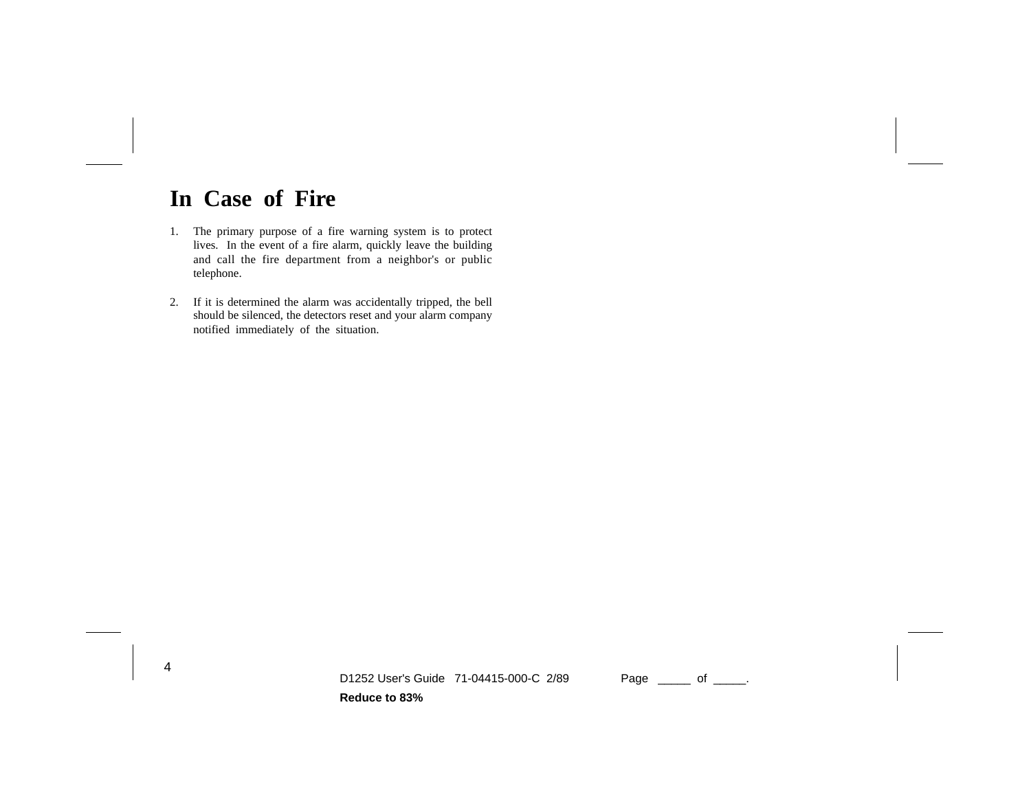# In Case of Fire

1. The primary purpose of a fire warning system is to protect lives. In the event of a fire alarm, quickly leave the building and call the fire department from a neighbor's or public telephone.

2. If it is determined the alarm was accidentally tripped, the bell should be silenced, the detectors reset and your alarm company notified immediately of the situation.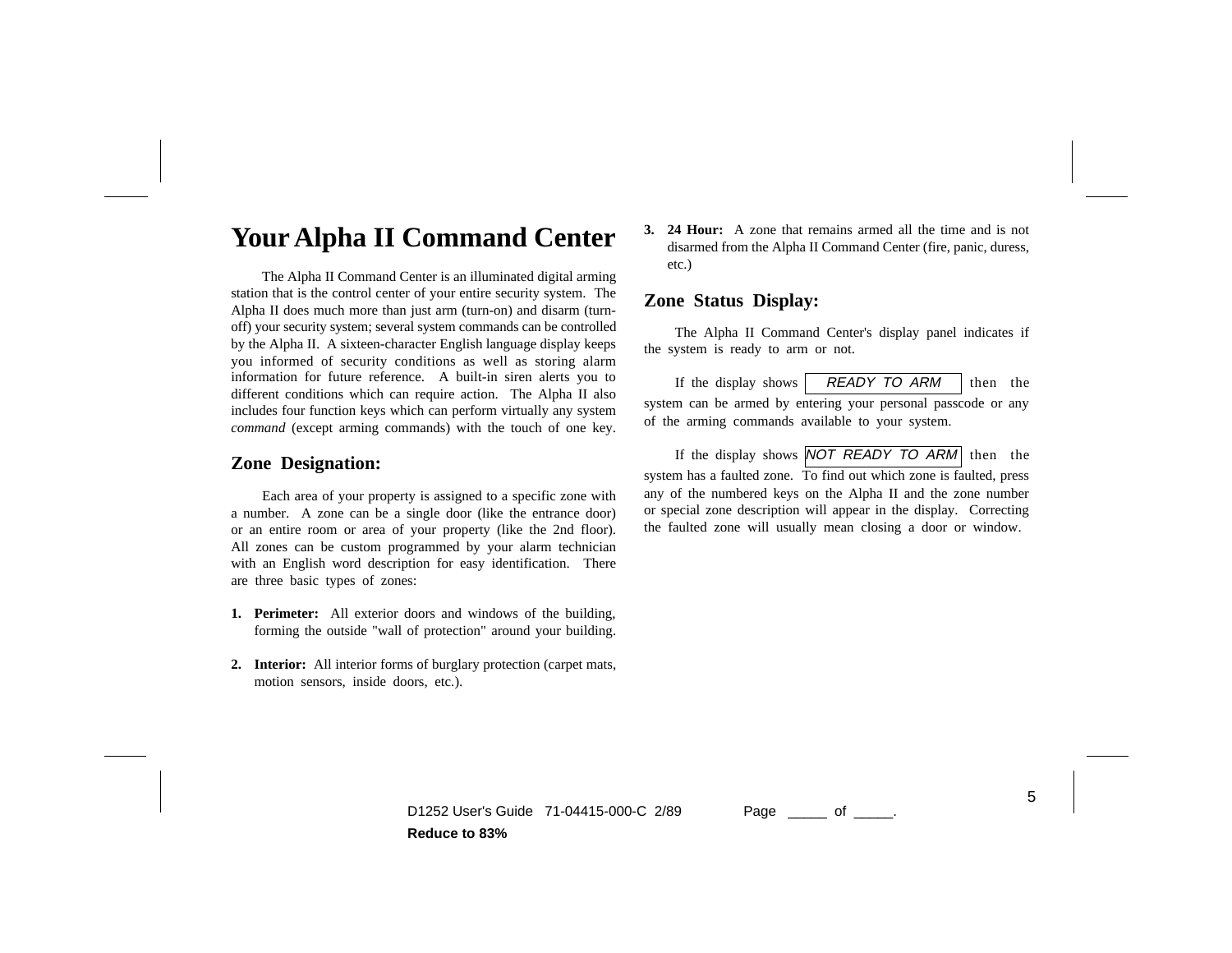# Your Alpha II Command Center

The Alpha II Command Center is an illuminated digital arming station that is the control center of your entire security system. The Alpha II does much more than just arm (turn-on) and disarm (turn-off) your security system; several system commands can be controlled by the Alpha II. A sixteen-character English language display keeps you informed of security conditions as well as storing alarm information for future reference. A built-in siren alerts you to different conditions which can require action. The Alpha II also includes four function keys which can perform virtually any system *command* (except arming commands) with the touch of one key.

## Zone Designation:

Each area of your property is assigned to a specific zone with a number. A zone can be a single door (like the entrance door) or an entire room or area of your property (like the 2nd floor). All zones can be custom programmed by your alarm technician with an English word description for easy identification. There are three basic types of zones:

1. **Perimeter:** All exterior doors and windows of the building, forming the outside "wall of protection" around your building.
2. **Interior:** All interior forms of burglary protection (carpet mats, motion sensors, inside doors, etc.).
3. **24 Hour:** A zone that remains armed all the time and is not disarmed from the Alpha II Command Center (fire, panic, duress, etc.)

## Zone Status Display:

The Alpha II Command Center's display panel indicates if the system is ready to arm or not.

If the display shows `READY TO ARM` then the system can be armed by entering your personal passcode or any of the arming commands available to your system.

If the display shows `NOT READY TO ARM` then the system has a faulted zone. To find out which zone is faulted, press any of the numbered keys on the Alpha II and the zone number or special zone description will appear in the display. Correcting the faulted zone will usually mean closing a door or window.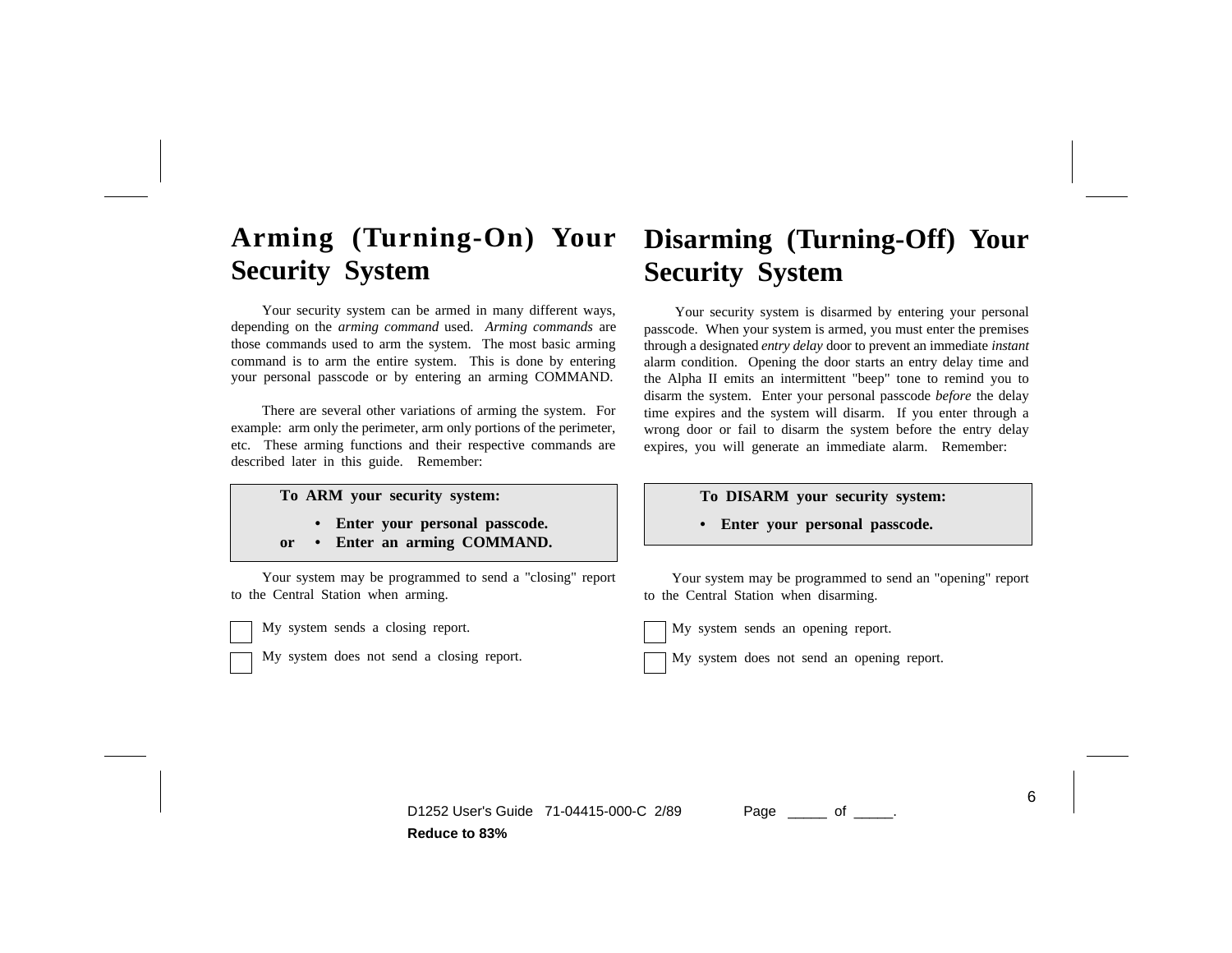## Arming (Turning-On) Your Security System

Your security system can be armed in many different ways, depending on the *arming command* used. *Arming commands* are those commands used to arm the system. The most basic arming command is to arm the entire system. This is done by entering your personal passcode or by entering an arming COMMAND.

There are several other variations of arming the system. For example: arm only the perimeter, arm only portions of the perimeter, etc. These arming functions and their respective commands are described later in this guide. Remember:

> **To ARM your security system:**
>
> - **Enter your personal passcode.**
>
> **or**
>
> - **Enter an arming COMMAND.**

Your system may be programmed to send a "closing" report to the Central Station when arming.

- [ ] My system sends a closing report.
- [ ] My system does not send a closing report.

## Disarming (Turning-Off) Your Security System

Your security system is disarmed by entering your personal passcode. When your system is armed, you must enter the premises through a designated *entry delay* door to prevent an immediate *instant* alarm condition. Opening the door starts an entry delay time and the Alpha II emits an intermittent "beep" tone to remind you to disarm the system. Enter your personal passcode *before* the delay time expires and the system will disarm. If you enter through a wrong door or fail to disarm the system before the entry delay expires, you will generate an immediate alarm. Remember:

> **To DISARM your security system:**
>
> - **Enter your personal passcode.**

Your system may be programmed to send an "opening" report to the Central Station when disarming.

- [ ] My system sends an opening report.
- [ ] My system does not send an opening report.

D1252 User's Guide 71-04415-000-C 2/89 Page _____ of _____.

**Reduce to 83%**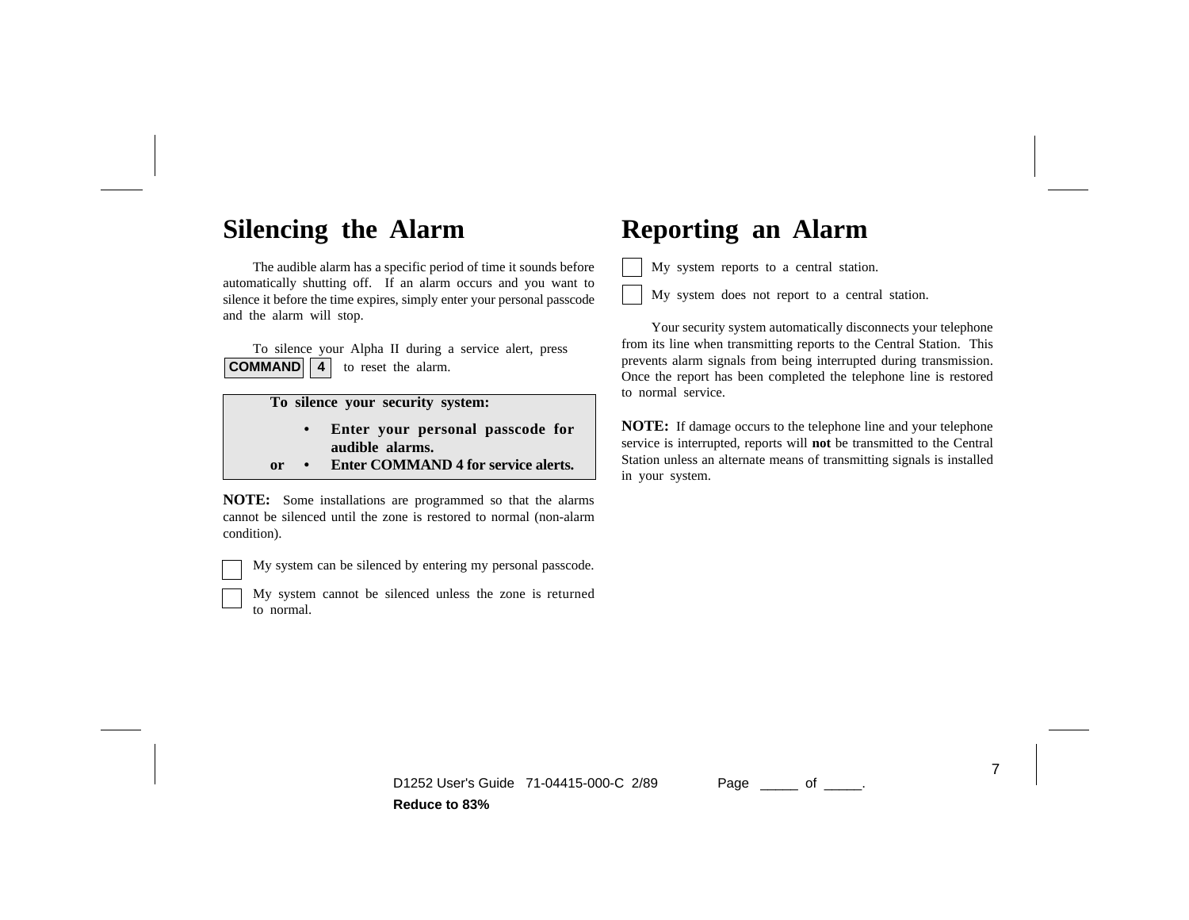# Silencing the Alarm

The audible alarm has a specific period of time it sounds before automatically shutting off. If an alarm occurs and you want to silence it before the time expires, simply enter your personal passcode and the alarm will stop.

To silence your Alpha II during a service alert, press **COMMAND** **4** to reset the alarm.

> **To silence your security system:**
>
> - **Enter your personal passcode for audible alarms.**
>
> **or**
>
> - **Enter COMMAND 4 for service alerts.**

**NOTE:** Some installations are programmed so that the alarms cannot be silenced until the zone is restored to normal (non-alarm condition).

☐ My system can be silenced by entering my personal passcode.

☐ My system cannot be silenced unless the zone is returned to normal.

# Reporting an Alarm

☐ My system reports to a central station.

☐ My system does not report to a central station.

Your security system automatically disconnects your telephone from its line when transmitting reports to the Central Station. This prevents alarm signals from being interrupted during transmission. Once the report has been completed the telephone line is restored to normal service.

**NOTE:** If damage occurs to the telephone line and your telephone service is interrupted, reports will **not** be transmitted to the Central Station unless an alternate means of transmitting signals is installed in your system.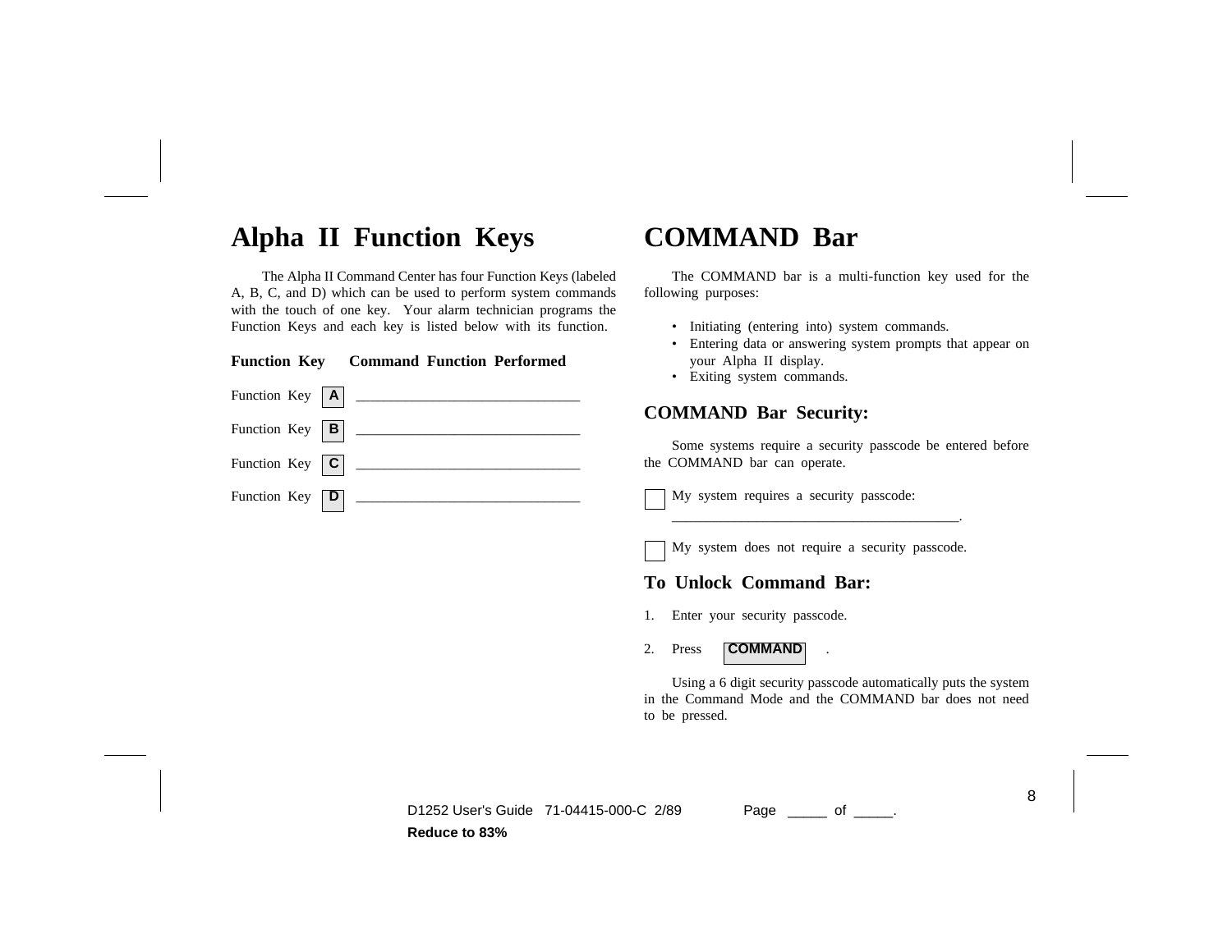# Alpha II Function Keys

The Alpha II Command Center has four Function Keys (labeled A, B, C, and D) which can be used to perform system commands with the touch of one key. Your alarm technician programs the Function Keys and each key is listed below with its function.

| Function Key | Command Function Performed |
| --- | --- |
| Function Key **A** | ______________________________ |
| Function Key **B** | ______________________________ |
| Function Key **C** | ______________________________ |
| Function Key **D** | ______________________________ |

# COMMAND Bar

The COMMAND bar is a multi-function key used for the following purposes:

- Initiating (entering into) system commands.
- Entering data or answering system prompts that appear on your Alpha II display.
- Exiting system commands.

## COMMAND Bar Security:

Some systems require a security passcode be entered before the COMMAND bar can operate.

☐ My system requires a security passcode: _______________________________________.

☐ My system does not require a security passcode.

## To Unlock Command Bar:

1. Enter your security passcode.
2. Press **COMMAND** .

Using a 6 digit security passcode automatically puts the system in the Command Mode and the COMMAND bar does not need to be pressed.

D1252 User's Guide 71-04415-000-C 2/89 Page _____ of _____.

**Reduce to 83%**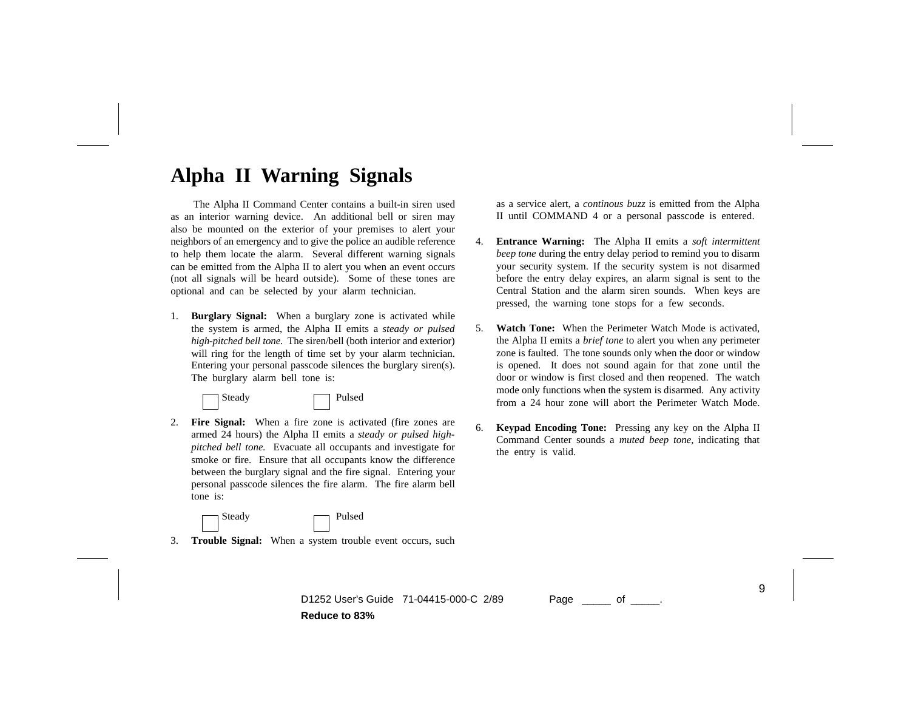# Alpha II Warning Signals

The Alpha II Command Center contains a built-in siren used as an interior warning device. An additional bell or siren may also be mounted on the exterior of your premises to alert your neighbors of an emergency and to give the police an audible reference to help them locate the alarm. Several different warning signals can be emitted from the Alpha II to alert you when an event occurs (not all signals will be heard outside). Some of these tones are optional and can be selected by your alarm technician.

1. **Burglary Signal:** When a burglary zone is activated while the system is armed, the Alpha II emits a *steady or pulsed high-pitched bell tone.* The siren/bell (both interior and exterior) will ring for the length of time set by your alarm technician. Entering your personal passcode silences the burglary siren(s). The burglary alarm bell tone is:

   ☐ Steady ☐ Pulsed

2. **Fire Signal:** When a fire zone is activated (fire zones are armed 24 hours) the Alpha II emits a *steady or pulsed high-pitched bell tone.* Evacuate all occupants and investigate for smoke or fire. Ensure that all occupants know the difference between the burglary signal and the fire signal. Entering your personal passcode silences the fire alarm. The fire alarm bell tone is:

   ☐ Steady ☐ Pulsed

3. **Trouble Signal:** When a system trouble event occurs, such as a service alert, a *continous buzz* is emitted from the Alpha II until COMMAND 4 or a personal passcode is entered.

4. **Entrance Warning:** The Alpha II emits a *soft intermittent beep tone* during the entry delay period to remind you to disarm your security system. If the security system is not disarmed before the entry delay expires, an alarm signal is sent to the Central Station and the alarm siren sounds. When keys are pressed, the warning tone stops for a few seconds.

5. **Watch Tone:** When the Perimeter Watch Mode is activated, the Alpha II emits a *brief tone* to alert you when any perimeter zone is faulted. The tone sounds only when the door or window is opened. It does not sound again for that zone until the door or window is first closed and then reopened. The watch mode only functions when the system is disarmed. Any activity from a 24 hour zone will abort the Perimeter Watch Mode.

6. **Keypad Encoding Tone:** Pressing any key on the Alpha II Command Center sounds a *muted beep tone,* indicating that the entry is valid.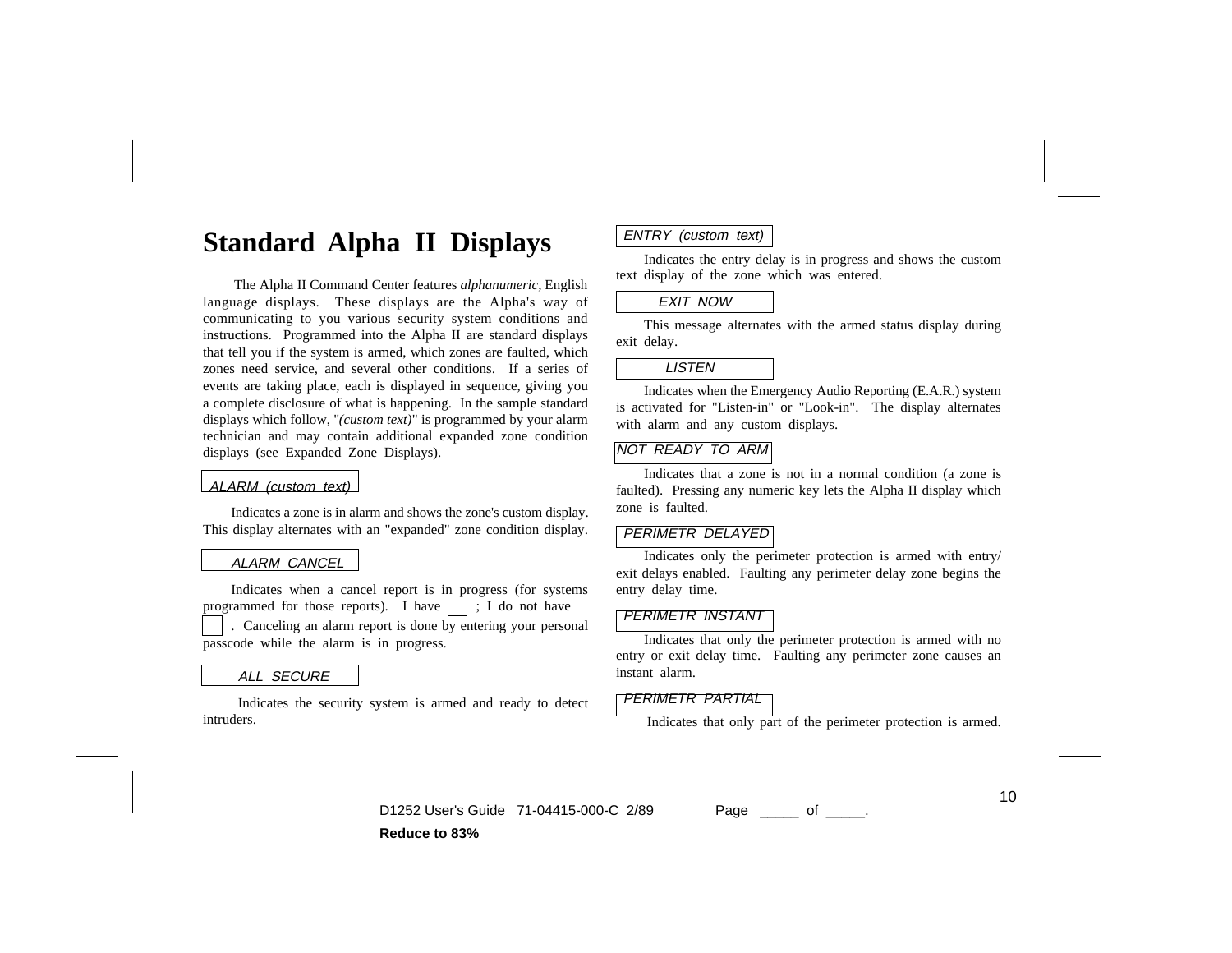# Standard Alpha II Displays

The Alpha II Command Center features *alphanumeric*, English language displays. These displays are the Alpha's way of communicating to you various security system conditions and instructions. Programmed into the Alpha II are standard displays that tell you if the system is armed, which zones are faulted, which zones need service, and several other conditions. If a series of events are taking place, each is displayed in sequence, giving you a complete disclosure of what is happening. In the sample standard displays which follow, "*(custom text)*" is programmed by your alarm technician and may contain additional expanded zone condition displays (see Expanded Zone Displays).

**ALARM (custom text)**

Indicates a zone is in alarm and shows the zone's custom display. This display alternates with an "expanded" zone condition display.

**ALARM CANCEL**

Indicates when a cancel report is in progress (for systems programmed for those reports). I have ☐ ; I do not have ☐ . Canceling an alarm report is done by entering your personal passcode while the alarm is in progress.

**ALL SECURE**

Indicates the security system is armed and ready to detect intruders.

**ENTRY (custom text)**

Indicates the entry delay is in progress and shows the custom text display of the zone which was entered.

**EXIT NOW**

This message alternates with the armed status display during exit delay.

**LISTEN**

Indicates when the Emergency Audio Reporting (E.A.R.) system is activated for "Listen-in" or "Look-in". The display alternates with alarm and any custom displays.

**NOT READY TO ARM**

Indicates that a zone is not in a normal condition (a zone is faulted). Pressing any numeric key lets the Alpha II display which zone is faulted.

**PERIMETR DELAYED**

Indicates only the perimeter protection is armed with entry/exit delays enabled. Faulting any perimeter delay zone begins the entry delay time.

**PERIMETR INSTANT**

Indicates that only the perimeter protection is armed with no entry or exit delay time. Faulting any perimeter zone causes an instant alarm.

**PERIMETR PARTIAL**

Indicates that only part of the perimeter protection is armed.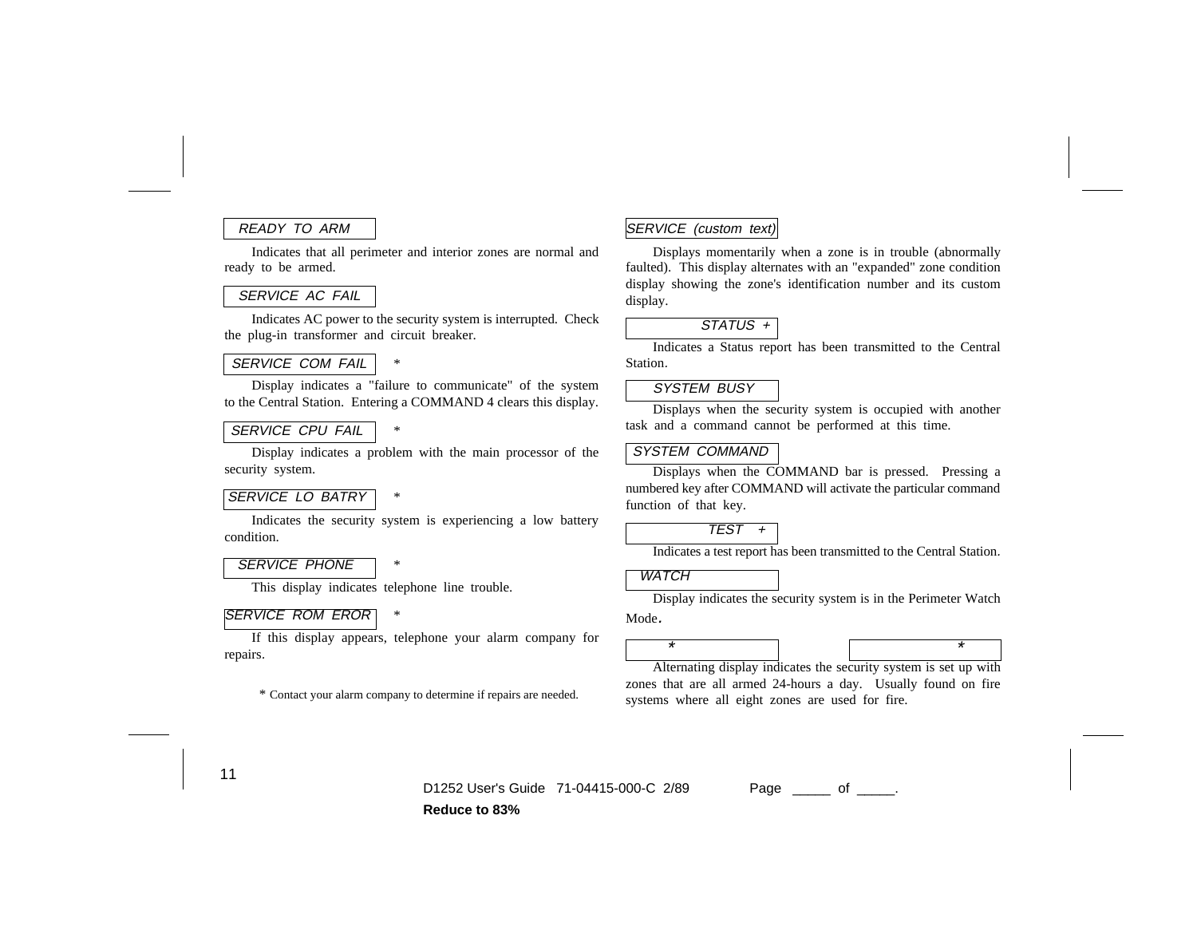READY TO ARM

Indicates that all perimeter and interior zones are normal and ready to be armed.

SERVICE AC FAIL

Indicates AC power to the security system is interrupted. Check the plug-in transformer and circuit breaker.

SERVICE COM FAIL *

Display indicates a "failure to communicate" of the system to the Central Station. Entering a COMMAND 4 clears this display.

SERVICE CPU FAIL *

Display indicates a problem with the main processor of the security system.

SERVICE LO BATRY *

Indicates the security system is experiencing a low battery condition.

SERVICE PHONE *

This display indicates telephone line trouble.

SERVICE ROM EROR *

If this display appears, telephone your alarm company for repairs.

* Contact your alarm company to determine if repairs are needed.

SERVICE (custom text)

Displays momentarily when a zone is in trouble (abnormally faulted). This display alternates with an "expanded" zone condition display showing the zone's identification number and its custom display.

STATUS +

Indicates a Status report has been transmitted to the Central Station.

SYSTEM BUSY

Displays when the security system is occupied with another task and a command cannot be performed at this time.

SYSTEM COMMAND

Displays when the COMMAND bar is pressed. Pressing a numbered key after COMMAND will activate the particular command function of that key.

TEST +

Indicates a test report has been transmitted to the Central Station.

WATCH

Display indicates the security system is in the Perimeter Watch Mode.

\*            \*

Alternating display indicates the security system is set up with zones that are all armed 24-hours a day. Usually found on fire systems where all eight zones are used for fire.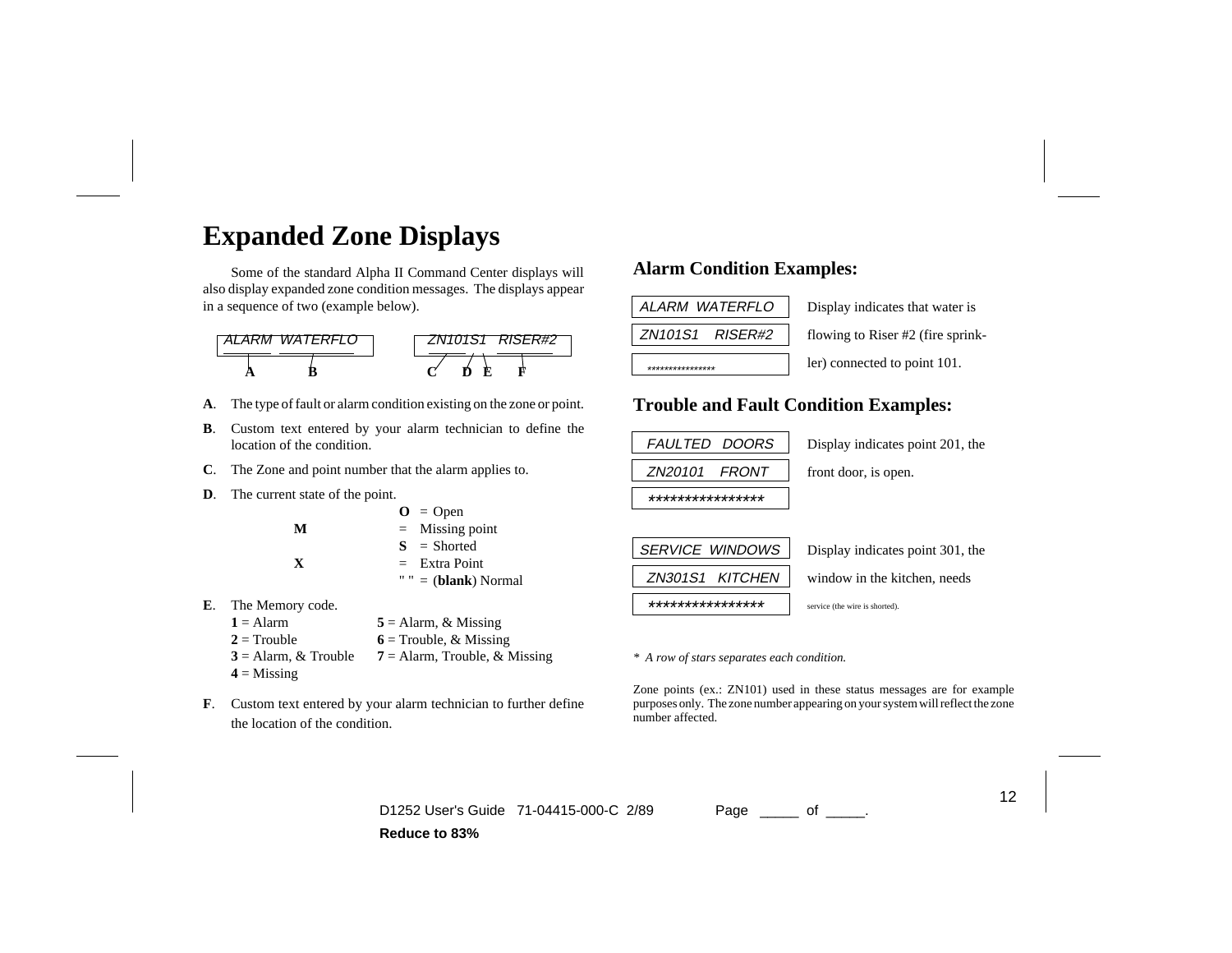# Expanded Zone Displays

Some of the standard Alpha II Command Center displays will also display expanded zone condition messages. The displays appear in a sequence of two (example below).

```
ALARM  WATERFLO          ZN101S1   RISER#2
  A       B              C    D E     F
```

**A**. The type of fault or alarm condition existing on the zone or point.

**B**. Custom text entered by your alarm technician to define the location of the condition.

**C**. The Zone and point number that the alarm applies to.

**D**. The current state of the point.

| | |
|---|---|
| **O** | = Open |
| **M** | = Missing point |
| **S** | = Shorted |
| **X** | = Extra Point |
| " " | = (**blank**) Normal |

**E**. The Memory code.

| | |
|---|---|
| **1** = Alarm | **5** = Alarm, & Missing |
| **2** = Trouble | **6** = Trouble, & Missing |
| **3** = Alarm, & Trouble | **7** = Alarm, Trouble, & Missing |
| **4** = Missing | |

**F**. Custom text entered by your alarm technician to further define the location of the condition.

## Alarm Condition Examples:

| Display | |
|---|---|
| *ALARM WATERFLO* | Display indicates that water is |
| *ZN101S1 RISER#2* | flowing to Riser #2 (fire sprink- |
| *****************  | ler) connected to point 101. |

## Trouble and Fault Condition Examples:

| Display | |
|---|---|
| *FAULTED DOORS* | Display indicates point 201, the |
| *ZN20101 FRONT* | front door, is open. |
| **************** | |

| Display | |
|---|---|
| *SERVICE WINDOWS* | Display indicates point 301, the |
| *ZN301S1 KITCHEN* | window in the kitchen, needs |
| **************** | service (the wire is shorted). |

\* *A row of stars separates each condition.*

Zone points (ex.: ZN101) used in these status messages are for example purposes only. The zone number appearing on your system will reflect the zone number affected.

D1252 User's Guide 71-04415-000-C 2/89

**Reduce to 83%**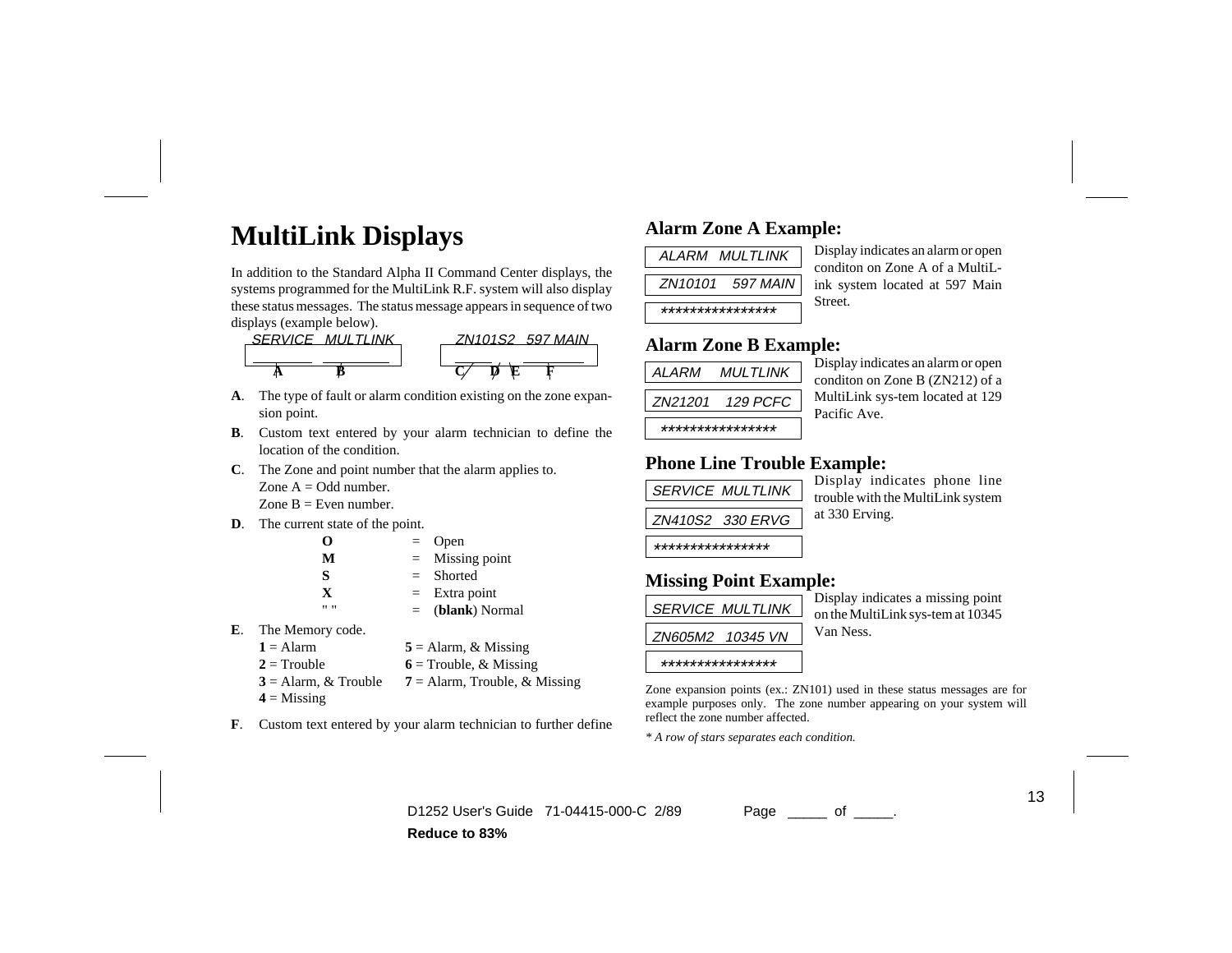# MultiLink Displays

In addition to the Standard Alpha II Command Center displays, the systems programmed for the MultiLink R.F. system will also display these status messages. The status message appears in sequence of two displays (example below).

```
SERVICE  MULTLINK        ZN101S2   597 MAIN
   A        B            C    D E     F
```

**A**. The type of fault or alarm condition existing on the zone expansion point.

**B**. Custom text entered by your alarm technician to define the location of the condition.

**C**. The Zone and point number that the alarm applies to.
Zone A = Odd number.
Zone B = Even number.

**D**. The current state of the point.

| | | |
|---|---|---|
| **O** | = | Open |
| **M** | = | Missing point |
| **S** | = | Shorted |
| **X** | = | Extra point |
| " " | = | (**blank**) Normal |

**E**. The Memory code.

| | |
|---|---|
| **1** = Alarm | **5** = Alarm, & Missing |
| **2** = Trouble | **6** = Trouble, & Missing |
| **3** = Alarm, & Trouble | **7** = Alarm, Trouble, & Missing |
| **4** = Missing | |

**F**. Custom text entered by your alarm technician to further define

## Alarm Zone A Example:

```
ALARM   MULTLINK
ZN10101    597 MAIN
****************
```

Display indicates an alarm or open conditon on Zone A of a MultiLink system located at 597 Main Street.

## Alarm Zone B Example:

```
ALARM     MULTLINK
ZN21201    129 PCFC
****************
```

Display indicates an alarm or open conditon on Zone B (ZN212) of a MultiLink sys-tem located at 129 Pacific Ave.

## Phone Line Trouble Example:

```
SERVICE  MULTLINK
ZN410S2   330 ERVG
****************
```

Display indicates phone line trouble with the MultiLink system at 330 Erving.

## Missing Point Example:

```
SERVICE  MULTLINK
ZN605M2   10345 VN
****************
```

Display indicates a missing point on the MultiLink sys-tem at 10345 Van Ness.

Zone expansion points (ex.: ZN101) used in these status messages are for example purposes only. The zone number appearing on your system will reflect the zone number affected.

*\* A row of stars separates each condition.*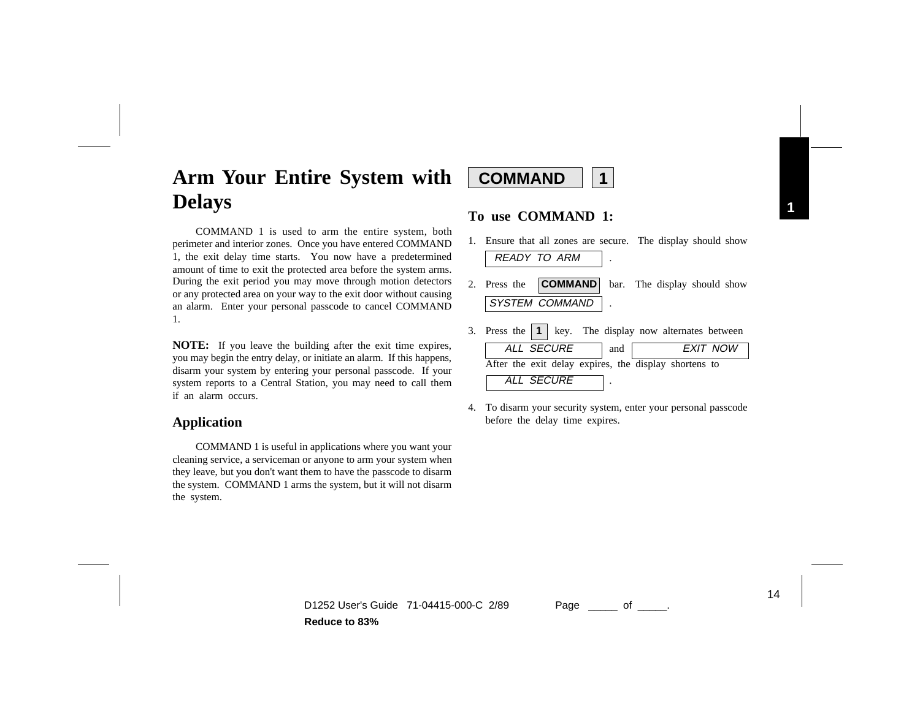# Arm Your Entire System with Delays

COMMAND 1

COMMAND 1 is used to arm the entire system, both perimeter and interior zones. Once you have entered COMMAND 1, the exit delay time starts. You now have a predetermined amount of time to exit the protected area before the system arms. During the exit period you may move through motion detectors or any protected area on your way to the exit door without causing an alarm. Enter your personal passcode to cancel COMMAND 1.

**NOTE:** If you leave the building after the exit time expires, you may begin the entry delay, or initiate an alarm. If this happens, disarm your system by entering your personal passcode. If your system reports to a Central Station, you may need to call them if an alarm occurs.

## Application

COMMAND 1 is useful in applications where you want your cleaning service, a serviceman or anyone to arm your system when they leave, but you don't want them to have the passcode to disarm the system. COMMAND 1 arms the system, but it will not disarm the system.

### To use COMMAND 1:

1. Ensure that all zones are secure. The display should show *READY TO ARM* .
2. Press the **COMMAND** bar. The display should show *SYSTEM COMMAND* .
3. Press the **1** key. The display now alternates between *ALL SECURE* and *EXIT NOW*. After the exit delay expires, the display shortens to *ALL SECURE* .
4. To disarm your security system, enter your personal passcode before the delay time expires.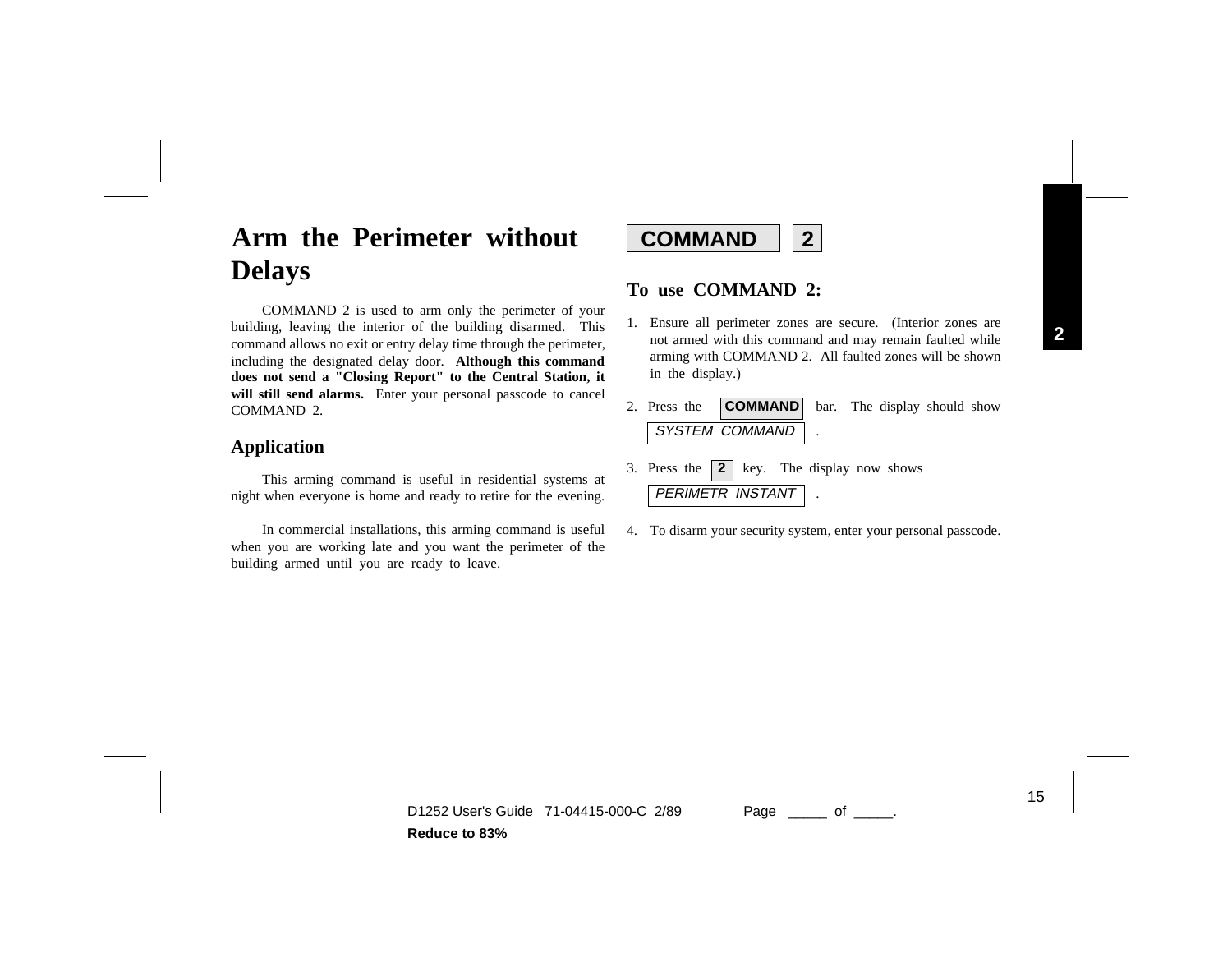# Arm the Perimeter without Delays

COMMAND 2

COMMAND 2 is used to arm only the perimeter of your building, leaving the interior of the building disarmed. This command allows no exit or entry delay time through the perimeter, including the designated delay door. **Although this command does not send a "Closing Report" to the Central Station, it will still send alarms.** Enter your personal passcode to cancel COMMAND 2.

## Application

This arming command is useful in residential systems at night when everyone is home and ready to retire for the evening.

In commercial installations, this arming command is useful when you are working late and you want the perimeter of the building armed until you are ready to leave.

## To use COMMAND 2:

1. Ensure all perimeter zones are secure. (Interior zones are not armed with this command and may remain faulted while arming with COMMAND 2. All faulted zones will be shown in the display.)
2. Press the **COMMAND** bar. The display should show *SYSTEM COMMAND* .
3. Press the **2** key. The display now shows *PERIMETR INSTANT* .
4. To disarm your security system, enter your personal passcode.

D1252 User's Guide 71-04415-000-C 2/89 Page _____ of _____.

**Reduce to 83%**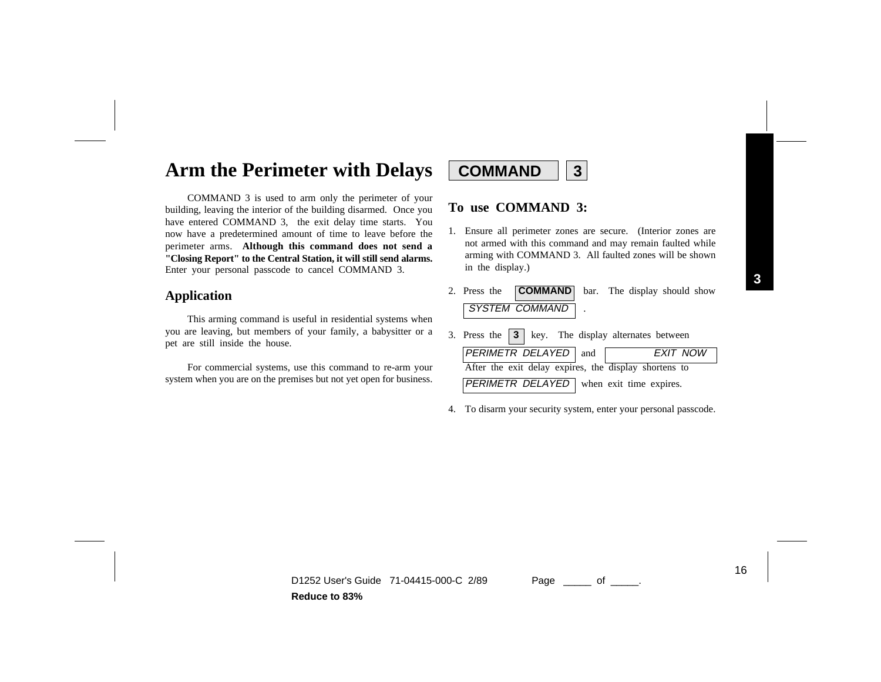# Arm the Perimeter with Delays

**COMMAND** **3**

COMMAND 3 is used to arm only the perimeter of your building, leaving the interior of the building disarmed. Once you have entered COMMAND 3, the exit delay time starts. You now have a predetermined amount of time to leave before the perimeter arms. **Although this command does not send a "Closing Report" to the Central Station, it will still send alarms.** Enter your personal passcode to cancel COMMAND 3.

## Application

This arming command is useful in residential systems when you are leaving, but members of your family, a babysitter or a pet are still inside the house.

For commercial systems, use this command to re-arm your system when you are on the premises but not yet open for business.

## To use COMMAND 3:

1. Ensure all perimeter zones are secure. (Interior zones are not armed with this command and may remain faulted while arming with COMMAND 3. All faulted zones will be shown in the display.)
2. Press the **COMMAND** bar. The display should show *SYSTEM COMMAND* .
3. Press the **3** key. The display alternates between *PERIMETR DELAYED* and *EXIT NOW*
   After the exit delay expires, the display shortens to *PERIMETR DELAYED* when exit time expires.
4. To disarm your security system, enter your personal passcode.

D1252 User's Guide 71-04415-000-C 2/89 Page _____ of _____.

**Reduce to 83%**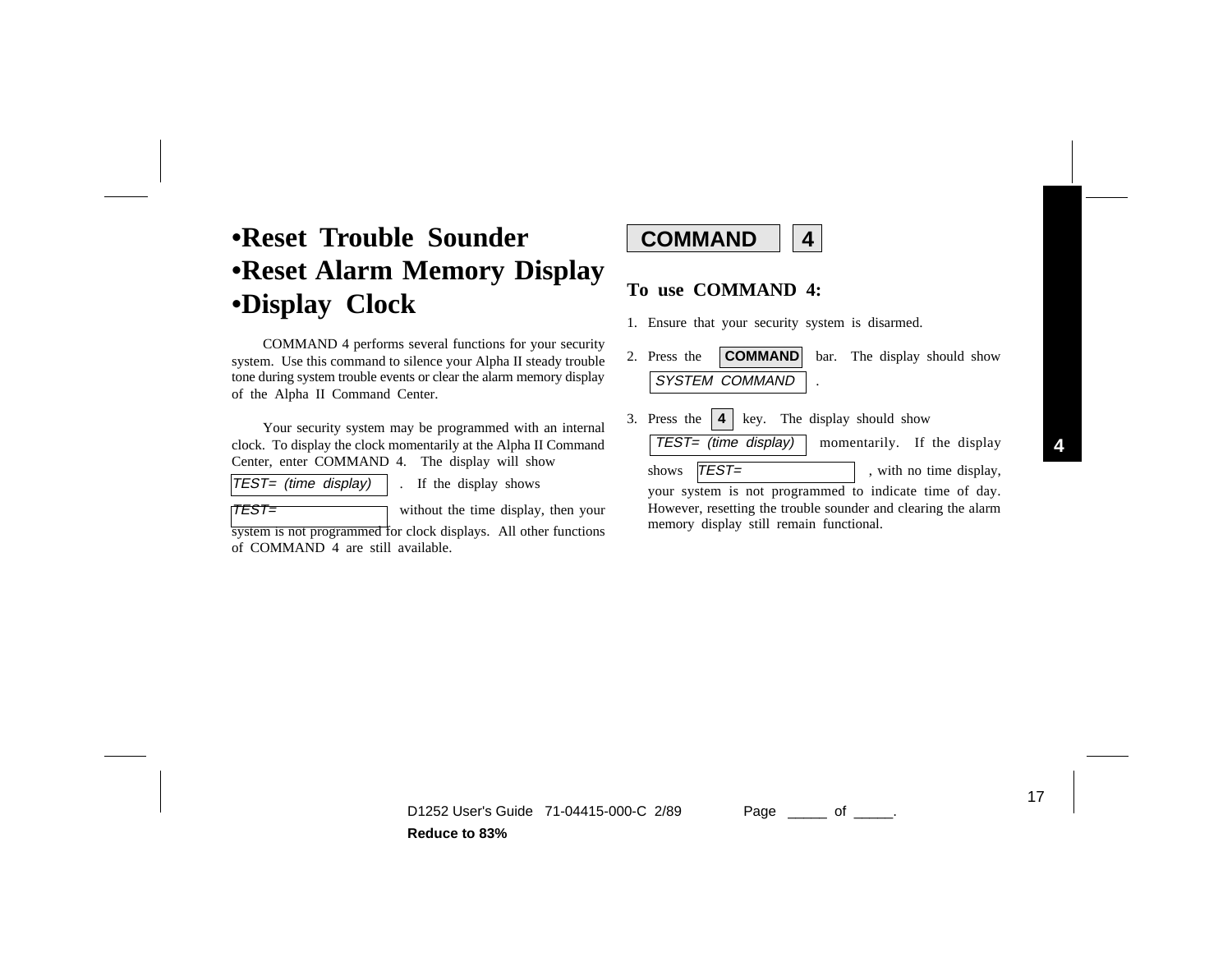# •Reset Trouble Sounder
# •Reset Alarm Memory Display
# •Display Clock

COMMAND 4 performs several functions for your security system. Use this command to silence your Alpha II steady trouble tone during system trouble events or clear the alarm memory display of the Alpha II Command Center.

Your security system may be programmed with an internal clock. To display the clock momentarily at the Alpha II Command Center, enter COMMAND 4. The display will show `TEST= (time display)`. If the display shows `TEST=` without the time display, then your system is not programmed for clock displays. All other functions of COMMAND 4 are still available.

**COMMAND** **4**

## To use COMMAND 4:

1. Ensure that your security system is disarmed.
2. Press the **COMMAND** bar. The display should show `SYSTEM COMMAND`.
3. Press the **4** key. The display should show `TEST= (time display)` momentarily. If the display shows `TEST=`, with no time display, your system is not programmed to indicate time of day. However, resetting the trouble sounder and clearing the alarm memory display still remain functional.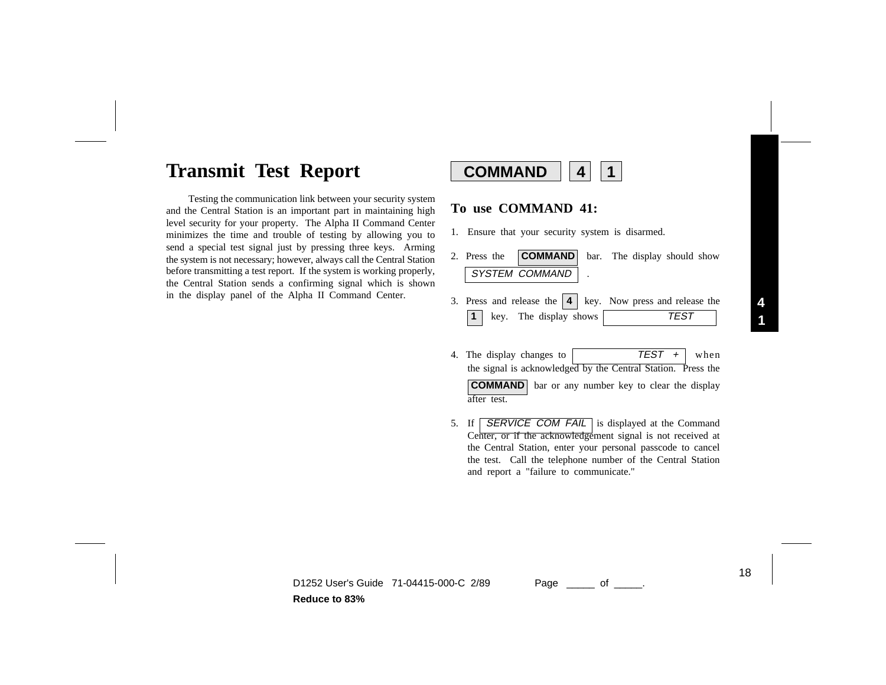## Transmit Test Report

**COMMAND** **4** **1**

Testing the communication link between your security system and the Central Station is an important part in maintaining high level security for your property. The Alpha II Command Center minimizes the time and trouble of testing by allowing you to send a special test signal just by pressing three keys. Arming the system is not necessary; however, always call the Central Station before transmitting a test report. If the system is working properly, the Central Station sends a confirming signal which is shown in the display panel of the Alpha II Command Center.

### To use COMMAND 41:

1. Ensure that your security system is disarmed.
2. Press the **COMMAND** bar. The display should show *SYSTEM COMMAND* .
3. Press and release the **4** key. Now press and release the **1** key. The display shows *TEST*
4. The display changes to *TEST +* when the signal is acknowledged by the Central Station. Press the **COMMAND** bar or any number key to clear the display after test.
5. If *SERVICE COM FAIL* is displayed at the Command Center, or if the acknowledgement signal is not received at the Central Station, enter your personal passcode to cancel the test. Call the telephone number of the Central Station and report a "failure to communicate."

D1252 User's Guide 71-04415-000-C 2/89 Page _____ of _____.

**Reduce to 83%**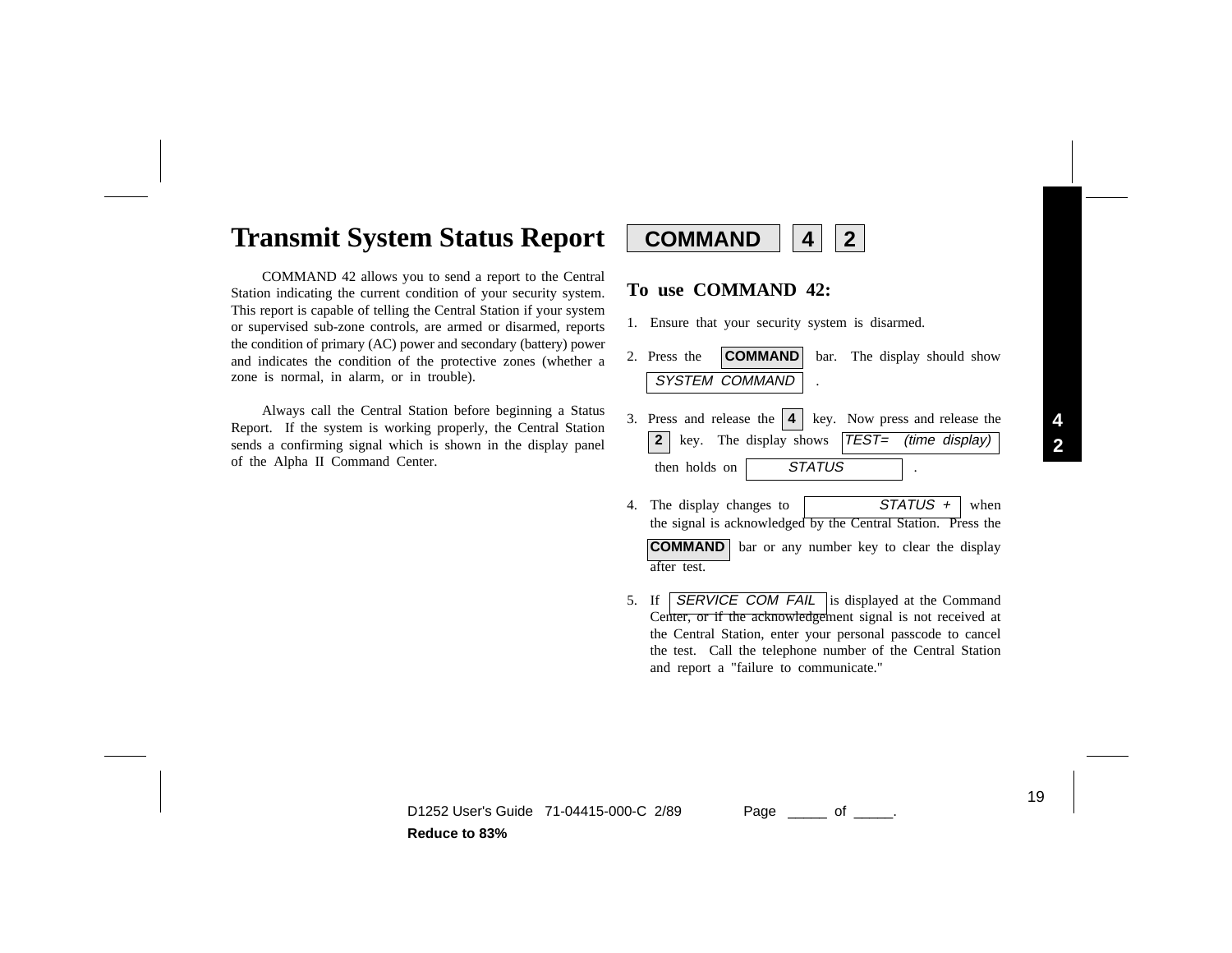# Transmit System Status Report  **COMMAND** **4** **2**

COMMAND 42 allows you to send a report to the Central Station indicating the current condition of your security system. This report is capable of telling the Central Station if your system or supervised sub-zone controls, are armed or disarmed, reports the condition of primary (AC) power and secondary (battery) power and indicates the condition of the protective zones (whether a zone is normal, in alarm, or in trouble).

Always call the Central Station before beginning a Status Report. If the system is working properly, the Central Station sends a confirming signal which is shown in the display panel of the Alpha II Command Center.

## To use COMMAND 42:

1. Ensure that your security system is disarmed.
2. Press the **COMMAND** bar. The display should show *SYSTEM COMMAND* .
3. Press and release the **4** key. Now press and release the **2** key. The display shows *TEST= (time display)* then holds on *STATUS* .
4. The display changes to *STATUS +* when the signal is acknowledged by the Central Station. Press the **COMMAND** bar or any number key to clear the display after test.
5. If *SERVICE COM FAIL* is displayed at the Command Center, or if the acknowledgement signal is not received at the Central Station, enter your personal passcode to cancel the test. Call the telephone number of the Central Station and report a "failure to communicate."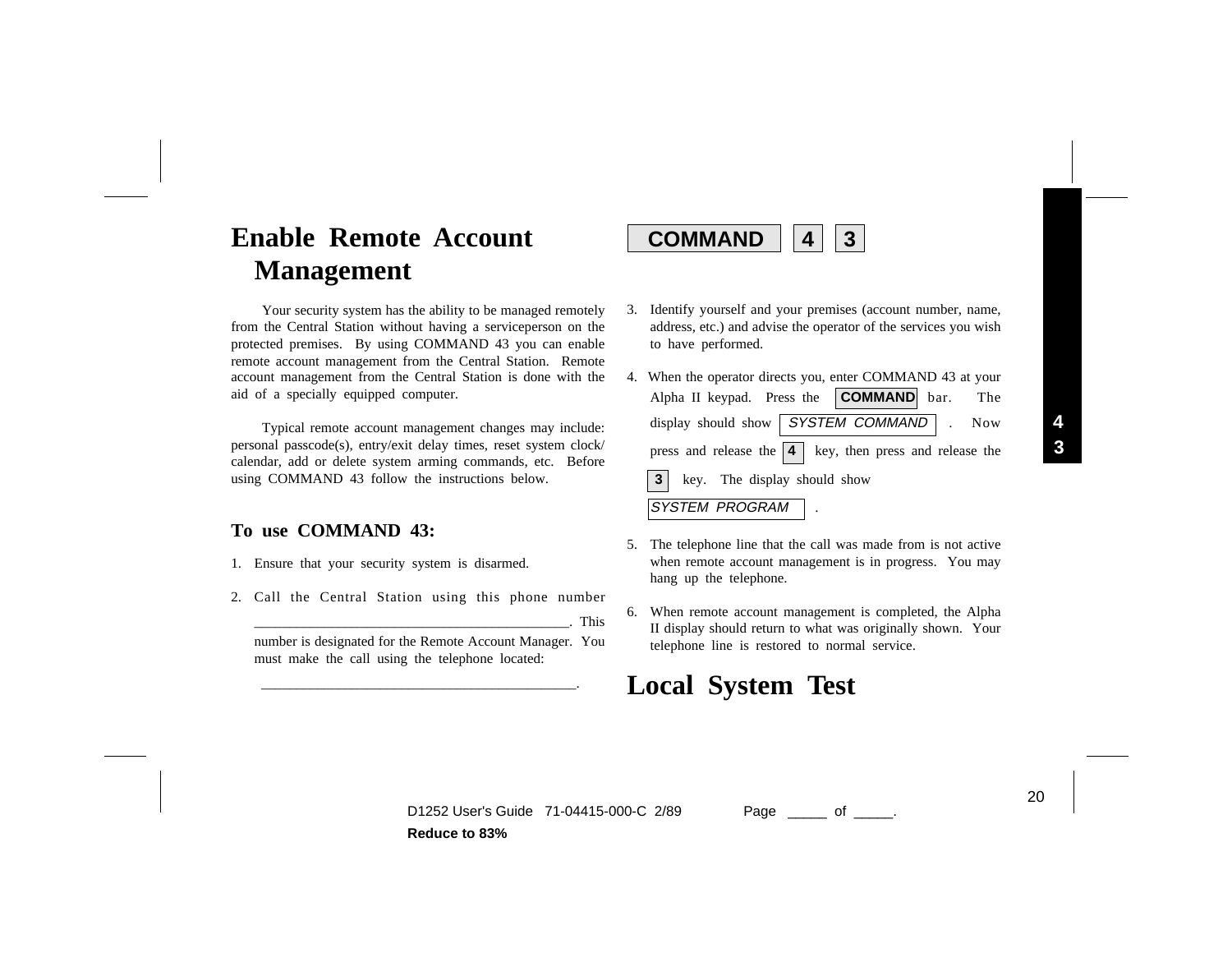## Enable Remote Account Management

**COMMAND** **4** **3**

Your security system has the ability to be managed remotely from the Central Station without having a serviceperson on the protected premises. By using COMMAND 43 you can enable remote account management from the Central Station. Remote account management from the Central Station is done with the aid of a specially equipped computer.

Typical remote account management changes may include: personal passcode(s), entry/exit delay times, reset system clock/ calendar, add or delete system arming commands, etc. Before using COMMAND 43 follow the instructions below.

### To use COMMAND 43:

1. Ensure that your security system is disarmed.
2. Call the Central Station using this phone number ________________________________________. This number is designated for the Remote Account Manager. You must make the call using the telephone located:

   ________________________________________.
3. Identify yourself and your premises (account number, name, address, etc.) and advise the operator of the services you wish to have performed.
4. When the operator directs you, enter COMMAND 43 at your Alpha II keypad. Press the **COMMAND** bar. The display should show *SYSTEM COMMAND* . Now press and release the **4** key, then press and release the **3** key. The display should show *SYSTEM PROGRAM* .
5. The telephone line that the call was made from is not active when remote account management is in progress. You may hang up the telephone.
6. When remote account management is completed, the Alpha II display should return to what was originally shown. Your telephone line is restored to normal service.

## Local System Test

D1252 User's Guide 71-04415-000-C 2/89 Page _____ of _____.

**Reduce to 83%**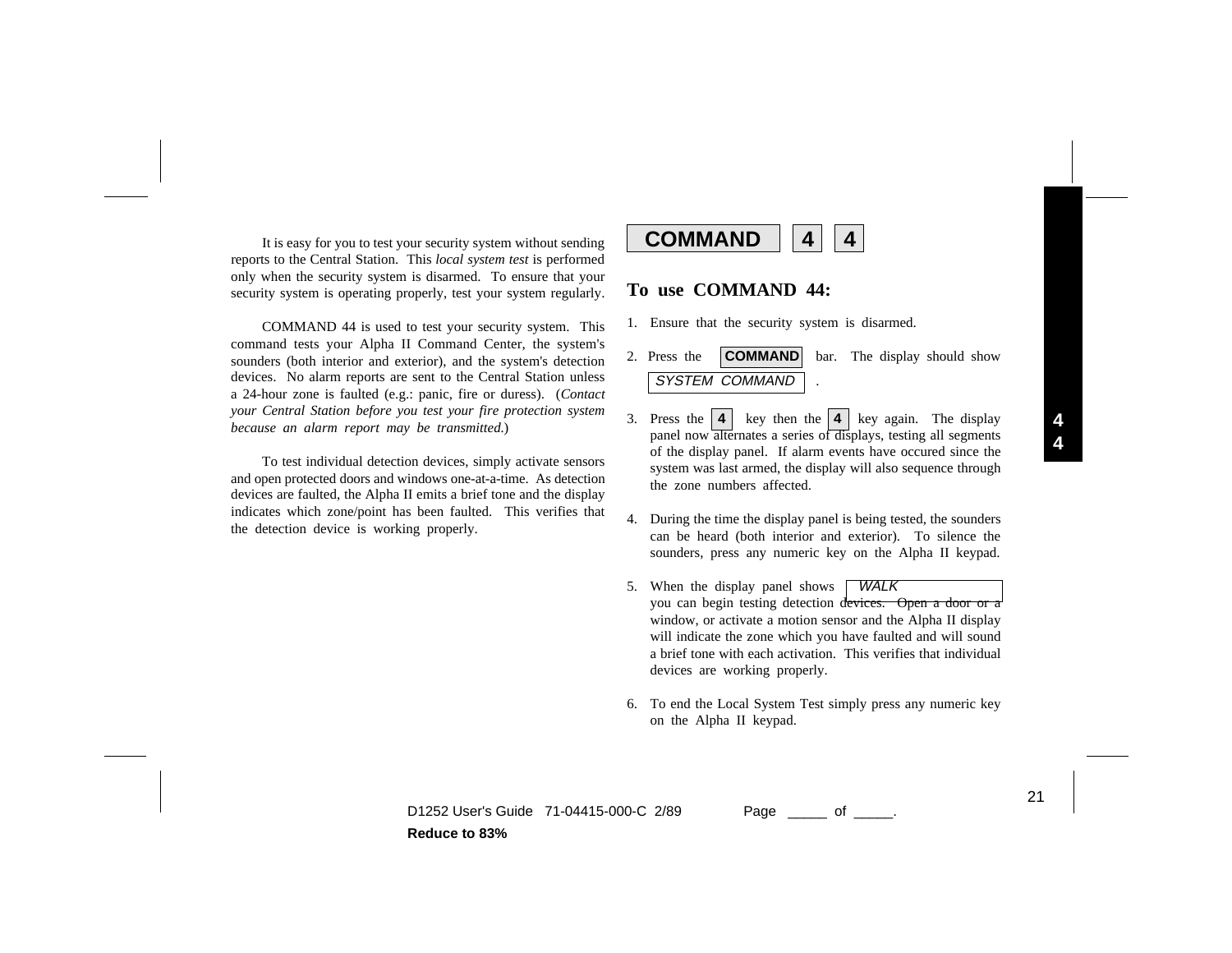It is easy for you to test your security system without sending reports to the Central Station. This *local system test* is performed only when the security system is disarmed. To ensure that your security system is operating properly, test your system regularly.

COMMAND 44 is used to test your security system. This command tests your Alpha II Command Center, the system's sounders (both interior and exterior), and the system's detection devices. No alarm reports are sent to the Central Station unless a 24-hour zone is faulted (e.g.: panic, fire or duress). (*Contact your Central Station before you test your fire protection system because an alarm report may be transmitted.*)

To test individual detection devices, simply activate sensors and open protected doors and windows one-at-a-time. As detection devices are faulted, the Alpha II emits a brief tone and the display indicates which zone/point has been faulted. This verifies that the detection device is working properly.

**COMMAND** **4** **4**

## To use COMMAND 44:

1. Ensure that the security system is disarmed.
2. Press the **COMMAND** bar. The display should show *SYSTEM COMMAND* .
3. Press the **4** key then the **4** key again. The display panel now alternates a series of displays, testing all segments of the display panel. If alarm events have occured since the system was last armed, the display will also sequence through the zone numbers affected.
4. During the time the display panel is being tested, the sounders can be heard (both interior and exterior). To silence the sounders, press any numeric key on the Alpha II keypad.
5. When the display panel shows *WALK* you can begin testing detection devices. Open a door or a window, or activate a motion sensor and the Alpha II display will indicate the zone which you have faulted and will sound a brief tone with each activation. This verifies that individual devices are working properly.
6. To end the Local System Test simply press any numeric key on the Alpha II keypad.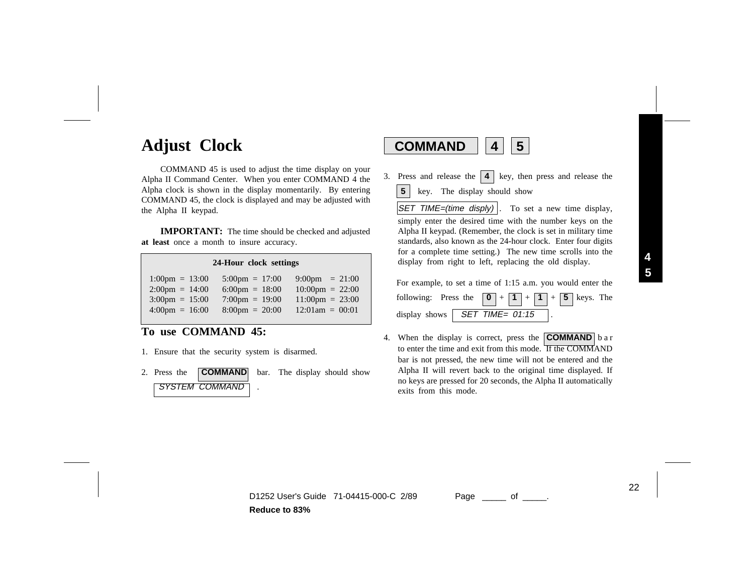# Adjust Clock

**COMMAND** **4** **5**

COMMAND 45 is used to adjust the time display on your Alpha II Command Center. When you enter COMMAND 4 the Alpha clock is shown in the display momentarily. By entering COMMAND 45, the clock is displayed and may be adjusted with the Alpha II keypad.

**IMPORTANT:** The time should be checked and adjusted **at least** once a month to insure accuracy.

**24-Hour clock settings**

| | | |
|---|---|---|
| 1:00pm = 13:00 | 5:00pm = 17:00 | 9:00pm = 21:00 |
| 2:00pm = 14:00 | 6:00pm = 18:00 | 10:00pm = 22:00 |
| 3:00pm = 15:00 | 7:00pm = 19:00 | 11:00pm = 23:00 |
| 4:00pm = 16:00 | 8:00pm = 20:00 | 12:01am = 00:01 |

## To use COMMAND 45:

1. Ensure that the security system is disarmed.
2. Press the **COMMAND** bar. The display should show *SYSTEM COMMAND* .
3. Press and release the **4** key, then press and release the **5** key. The display should show *SET TIME=(time disply)* . To set a new time display, simply enter the desired time with the number keys on the Alpha II keypad. (Remember, the clock is set in military time standards, also known as the 24-hour clock. Enter four digits for a complete time setting.) The new time scrolls into the display from right to left, replacing the old display.

   For example, to set a time of 1:15 a.m. you would enter the following: Press the **0** + **1** + **1** + **5** keys. The display shows *SET TIME= 01:15* .
4. When the display is correct, press the **COMMAND** bar to enter the time and exit from this mode. If the COMMAND bar is not pressed, the new time will not be entered and the Alpha II will revert back to the original time displayed. If no keys are pressed for 20 seconds, the Alpha II automatically exits from this mode.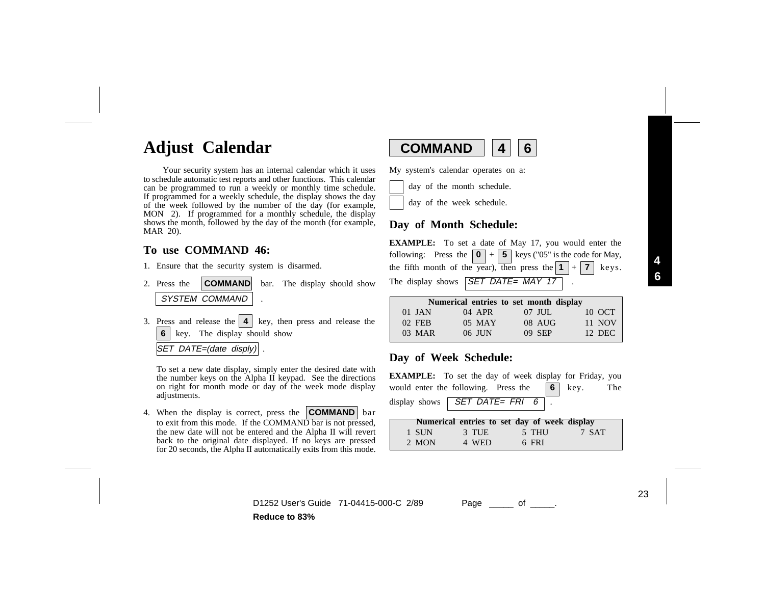# Adjust Calendar

**COMMAND** **4** **6**

Your security system has an internal calendar which it uses to schedule automatic test reports and other functions. This calendar can be programmed to run a weekly or monthly time schedule. If programmed for a weekly schedule, the display shows the day of the week followed by the number of the day (for example, MON 2). If programmed for a monthly schedule, the display shows the month, followed by the day of the month (for example, MAR 20).

## To use COMMAND 46:

1. Ensure that the security system is disarmed.
2. Press the **COMMAND** bar. The display should show *SYSTEM COMMAND* .
3. Press and release the **4** key, then press and release the **6** key. The display should show *SET DATE=(date disply)* .

   To set a new date display, simply enter the desired date with the number keys on the Alpha II keypad. See the directions on right for month mode or day of the week mode display adjustments.
4. When the display is correct, press the **COMMAND** bar to exit from this mode. If the COMMAND bar is not pressed, the new date will not be entered and the Alpha II will revert back to the original date displayed. If no keys are pressed for 20 seconds, the Alpha II automatically exits from this mode.

My system's calendar operates on a:

☐ day of the month schedule.

☐ day of the week schedule.

## Day of Month Schedule:

**EXAMPLE:** To set a date of May 17, you would enter the following: Press the **0** + **5** keys ("05" is the code for May, the fifth month of the year), then press the **1** + **7** keys. The display shows *SET DATE= MAY 17* .

| Numerical entries to set month display | | | |
|---|---|---|---|
| 01 JAN | 04 APR | 07 JUL | 10 OCT |
| 02 FEB | 05 MAY | 08 AUG | 11 NOV |
| 03 MAR | 06 JUN | 09 SEP | 12 DEC |

## Day of Week Schedule:

**EXAMPLE:** To set the day of week display for Friday, you would enter the following. Press the **6** key. The display shows *SET DATE= FRI 6* .

| Numerical entries to set day of week display | | | |
|---|---|---|---|
| 1 SUN | 3 TUE | 5 THU | 7 SAT |
| 2 MON | 4 WED | 6 FRI | |

D1252 User's Guide 71-04415-000-C 2/89 Page _____ of _____.

**Reduce to 83%**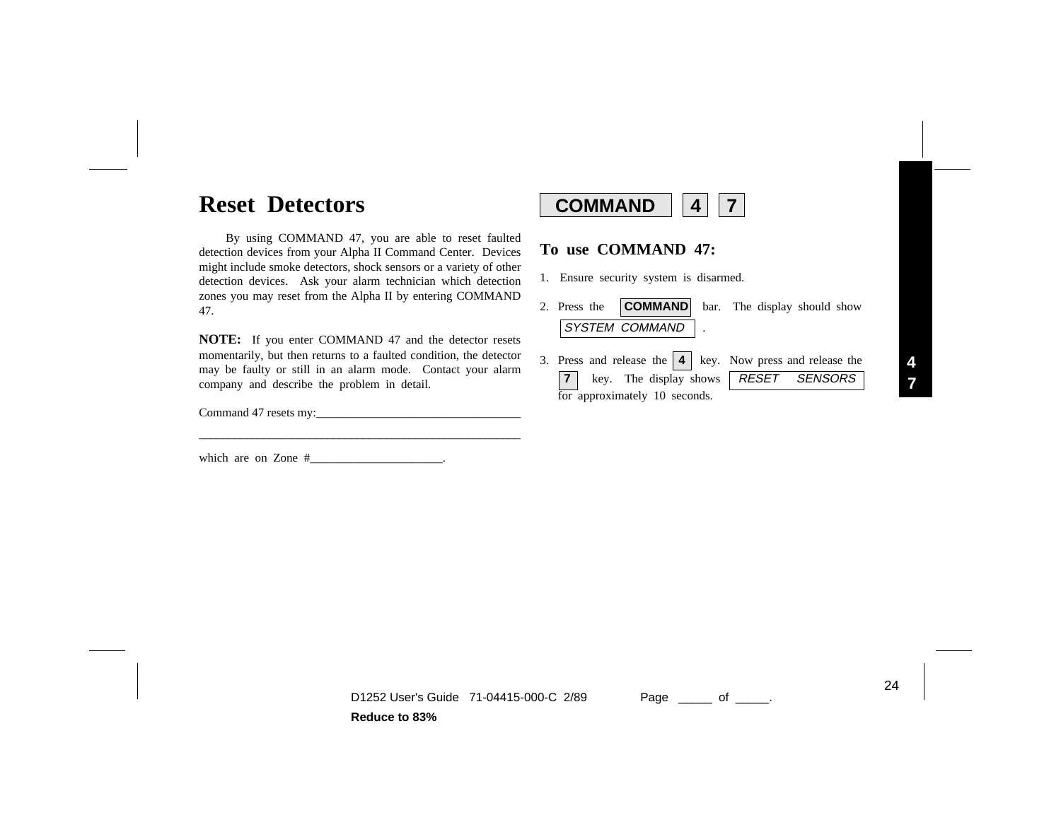# Reset Detectors

**COMMAND** **4** **7**

By using COMMAND 47, you are able to reset faulted detection devices from your Alpha II Command Center. Devices might include smoke detectors, shock sensors or a variety of other detection devices. Ask your alarm technician which detection zones you may reset from the Alpha II by entering COMMAND 47.

**NOTE:** If you enter COMMAND 47 and the detector resets momentarily, but then returns to a faulted condition, the detector may be faulty or still in an alarm mode. Contact your alarm company and describe the problem in detail.

Command 47 resets my:_________________________________

______________________________________________________

which are on Zone #______________________.

### To use COMMAND 47:

1. Ensure security system is disarmed.
2. Press the **COMMAND** bar. The display should show *SYSTEM COMMAND* .
3. Press and release the **4** key. Now press and release the **7** key. The display shows *RESET SENSORS* for approximately 10 seconds.

**4**
**7**

D1252 User's Guide 71-04415-000-C 2/89

Reduce to 83%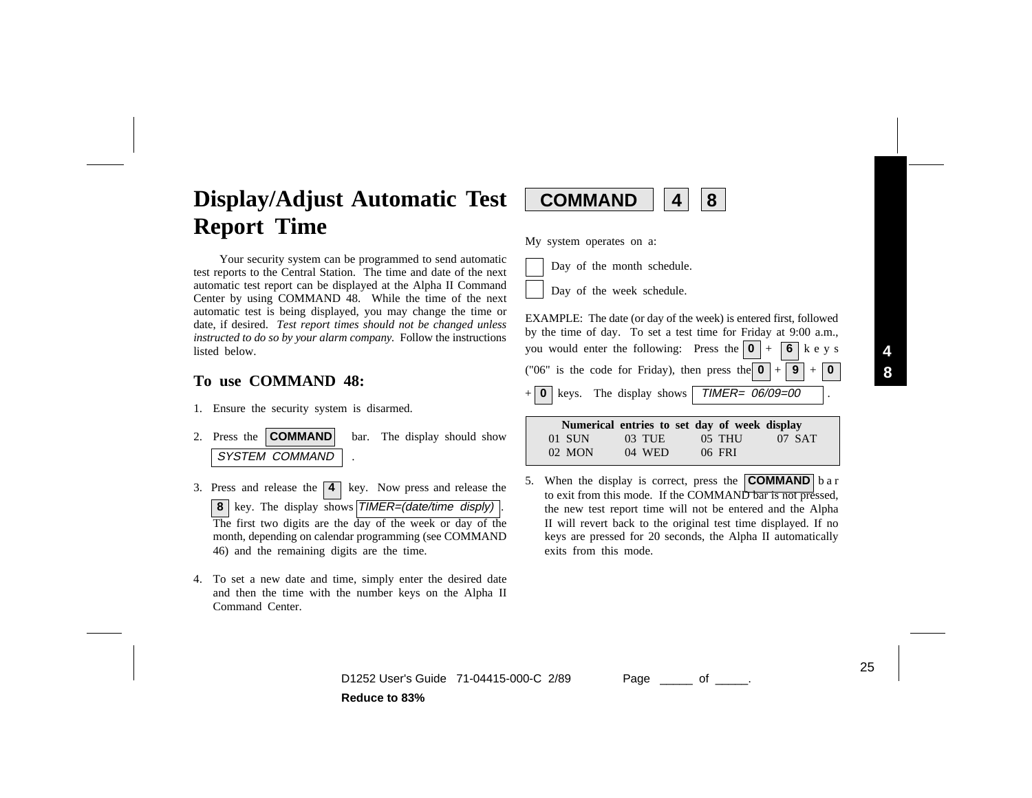# Display/Adjust Automatic Test Report Time

**COMMAND** **4** **8**

Your security system can be programmed to send automatic test reports to the Central Station. The time and date of the next automatic test report can be displayed at the Alpha II Command Center by using COMMAND 48. While the time of the next automatic test is being displayed, you may change the time or date, if desired. *Test report times should not be changed unless instructed to do so by your alarm company.* Follow the instructions listed below.

## To use COMMAND 48:

1. Ensure the security system is disarmed.
2. Press the **COMMAND** bar. The display should show *SYSTEM COMMAND* .
3. Press and release the **4** key. Now press and release the **8** key. The display shows *TIMER=(date/time disply)*. The first two digits are the day of the week or day of the month, depending on calendar programming (see COMMAND 46) and the remaining digits are the time.
4. To set a new date and time, simply enter the desired date and then the time with the number keys on the Alpha II Command Center.

My system operates on a:

- [ ] Day of the month schedule.
- [ ] Day of the week schedule.

EXAMPLE: The date (or day of the week) is entered first, followed by the time of day. To set a test time for Friday at 9:00 a.m., you would enter the following: Press the **0** + **6** keys ("06" is the code for Friday), then press the **0** + **9** + **0** + **0** keys. The display shows *TIMER= 06/09=00* .

| Numerical entries to set day of week display | | | |
|---|---|---|---|
| 01 SUN | 03 TUE | 05 THU | 07 SAT |
| 02 MON | 04 WED | 06 FRI | |

5. When the display is correct, press the **COMMAND** bar to exit from this mode. If the COMMAND bar is not pressed, the new test report time will not be entered and the Alpha II will revert back to the original test time displayed. If no keys are pressed for 20 seconds, the Alpha II automatically exits from this mode.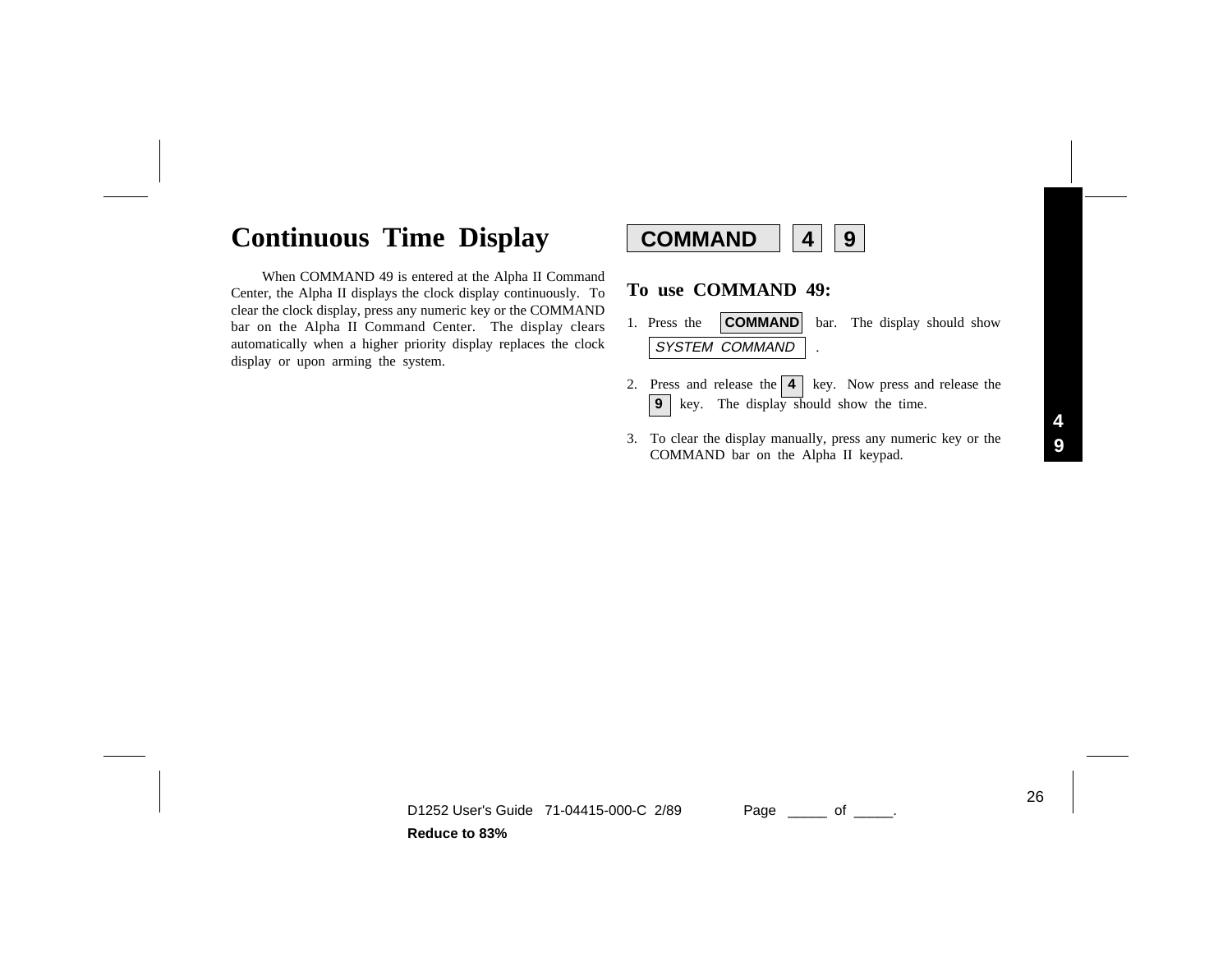# Continuous Time Display

**COMMAND** **4** **9**

When COMMAND 49 is entered at the Alpha II Command Center, the Alpha II displays the clock display continuously. To clear the clock display, press any numeric key or the COMMAND bar on the Alpha II Command Center. The display clears automatically when a higher priority display replaces the clock display or upon arming the system.

## To use COMMAND 49:

1. Press the **COMMAND** bar. The display should show *SYSTEM COMMAND* .
2. Press and release the **4** key. Now press and release the **9** key. The display should show the time.
3. To clear the display manually, press any numeric key or the COMMAND bar on the Alpha II keypad.

**4**
**9**

D1252 User's Guide 71-04415-000-C 2/89 Page _____ of _____.

**Reduce to 83%**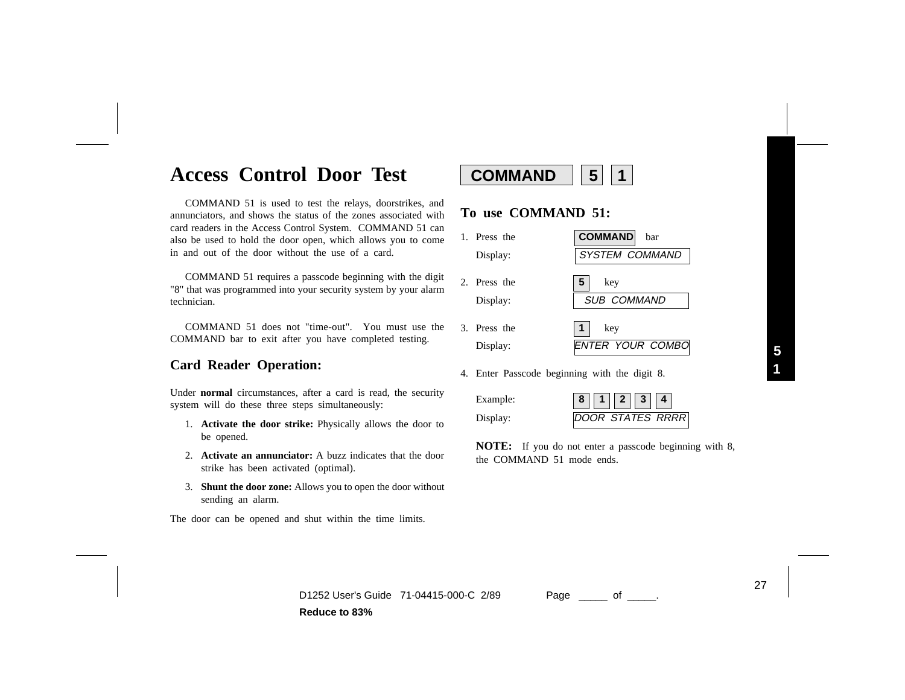# Access Control Door Test

**COMMAND** **5** **1**

COMMAND 51 is used to test the relays, doorstrikes, and annunciators, and shows the status of the zones associated with card readers in the Access Control System. COMMAND 51 can also be used to hold the door open, which allows you to come in and out of the door without the use of a card.

COMMAND 51 requires a passcode beginning with the digit "8" that was programmed into your security system by your alarm technician.

COMMAND 51 does not "time-out". You must use the COMMAND bar to exit after you have completed testing.

## Card Reader Operation:

Under **normal** circumstances, after a card is read, the security system will do these three steps simultaneously:

1. **Activate the door strike:** Physically allows the door to be opened.
2. **Activate an annunciator:** A buzz indicates that the door strike has been activated (optimal).
3. **Shunt the door zone:** Allows you to open the door without sending an alarm.

The door can be opened and shut within the time limits.

## To use COMMAND 51:

1. Press the **COMMAND** bar
   Display: *SYSTEM COMMAND*
2. Press the **5** key
   Display: *SUB COMMAND*
3. Press the **1** key
   Display: *ENTER YOUR COMBO*
4. Enter Passcode beginning with the digit 8.

   Example: **8** **1** **2** **3** **4**
   Display: *DOOR STATES RRRR*

   **NOTE:** If you do not enter a passcode beginning with 8, the COMMAND 51 mode ends.

D1252 User's Guide 71-04415-000-C 2/89

**Reduce to 83%**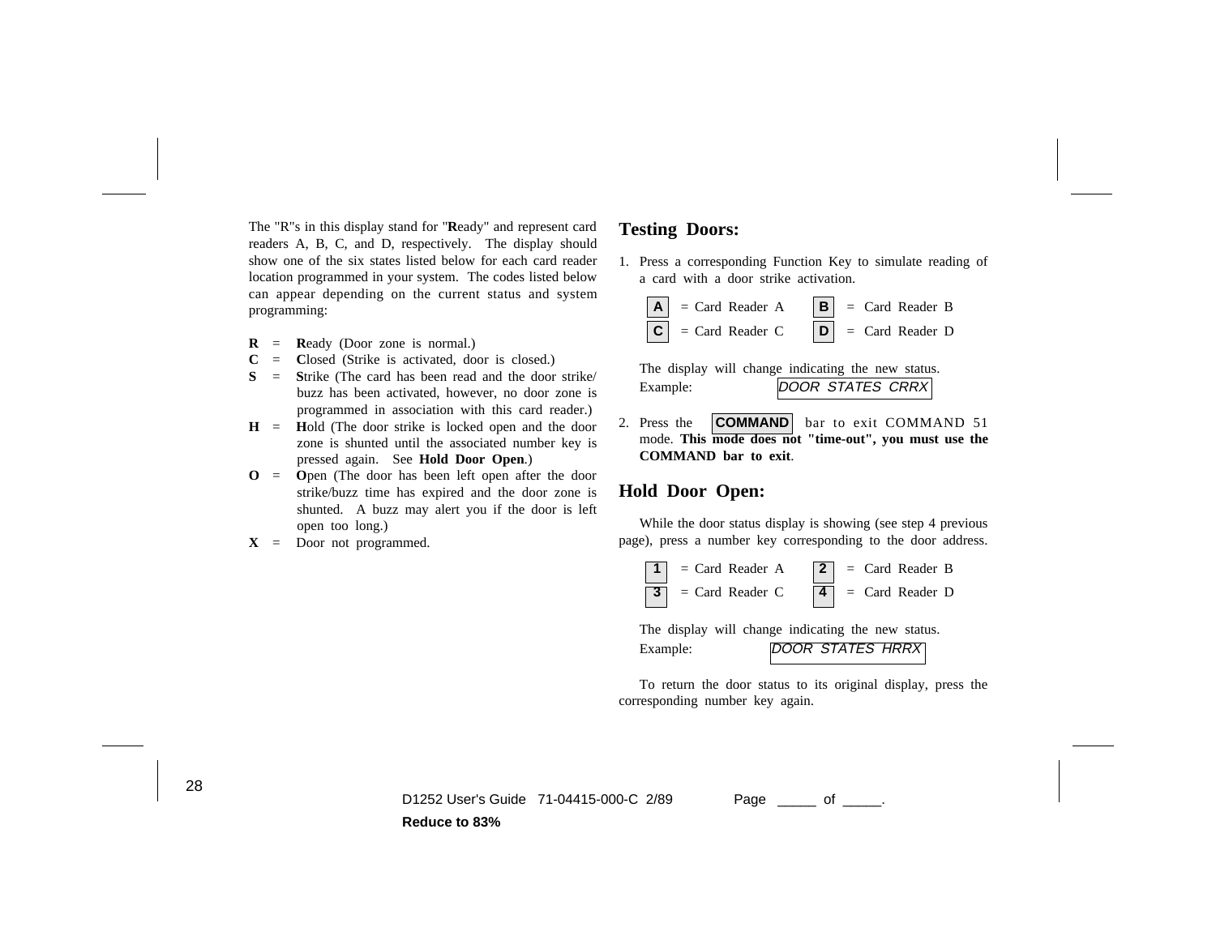The "R"s in this display stand for "**R**eady" and represent card readers A, B, C, and D, respectively. The display should show one of the six states listed below for each card reader location programmed in your system. The codes listed below can appear depending on the current status and system programming:

**R** = **R**eady (Door zone is normal.)

**C** = **C**losed (Strike is activated, door is closed.)

**S** = **S**trike (The card has been read and the door strike/buzz has been activated, however, no door zone is programmed in association with this card reader.)

**H** = **H**old (The door strike is locked open and the door zone is shunted until the associated number key is pressed again. See **Hold Door Open**.)

**O** = **O**pen (The door has been left open after the door strike/buzz time has expired and the door zone is shunted. A buzz may alert you if the door is left open too long.)

**X** = Door not programmed.

## Testing Doors:

1. Press a corresponding Function Key to simulate reading of a card with a door strike activation.

   **A** = Card Reader A  **B** = Card Reader B
   **C** = Card Reader C  **D** = Card Reader D

   The display will change indicating the new status.
   Example: *DOOR STATES CRRX*

2. Press the **COMMAND** bar to exit COMMAND 51 mode. **This mode does not "time-out", you must use the COMMAND bar to exit**.

## Hold Door Open:

While the door status display is showing (see step 4 previous page), press a number key corresponding to the door address.

**1** = Card Reader A  **2** = Card Reader B
**3** = Card Reader C  **4** = Card Reader D

The display will change indicating the new status.
Example: *DOOR STATES HRRX*

To return the door status to its original display, press the corresponding number key again.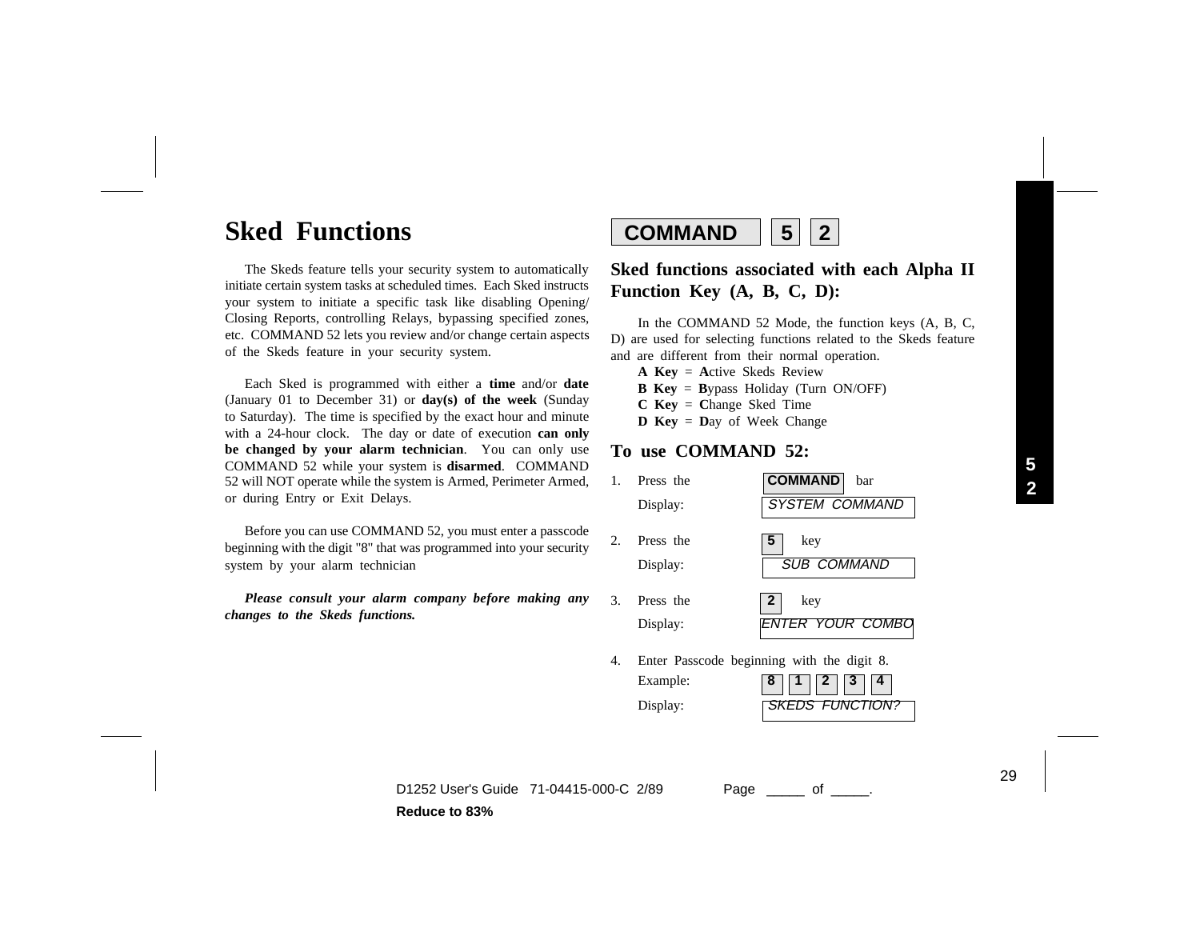# Sked Functions

The Skeds feature tells your security system to automatically initiate certain system tasks at scheduled times. Each Sked instructs your system to initiate a specific task like disabling Opening/ Closing Reports, controlling Relays, bypassing specified zones, etc. COMMAND 52 lets you review and/or change certain aspects of the Skeds feature in your security system.

Each Sked is programmed with either a **time** and/or **date** (January 01 to December 31) or **day(s) of the week** (Sunday to Saturday). The time is specified by the exact hour and minute with a 24-hour clock. The day or date of execution **can only be changed by your alarm technician**. You can only use COMMAND 52 while your system is **disarmed**. COMMAND 52 will NOT operate while the system is Armed, Perimeter Armed, or during Entry or Exit Delays.

Before you can use COMMAND 52, you must enter a passcode beginning with the digit "8" that was programmed into your security system by your alarm technician

***Please consult your alarm company before making any changes to the Skeds functions.***

## COMMAND 5 2

### Sked functions associated with each Alpha II Function Key (A, B, C, D):

In the COMMAND 52 Mode, the function keys (A, B, C, D) are used for selecting functions related to the Skeds feature and are different from their normal operation.

**A Key** = **A**ctive Skeds Review
**B Key** = **B**ypass Holiday (Turn ON/OFF)
**C Key** = **C**hange Sked Time
**D Key** = **D**ay of Week Change

### To use COMMAND 52:

1. Press the **COMMAND** bar
   Display: *SYSTEM COMMAND*
2. Press the **5** key
   Display: *SUB COMMAND*
3. Press the **2** key
   Display: *ENTER YOUR COMBO*
4. Enter Passcode beginning with the digit 8.
   Example: **8** **1** **2** **3** **4**
   Display: *SKEDS FUNCTION?*

D1252 User's Guide 71-04415-000-C 2/89

Reduce to 83%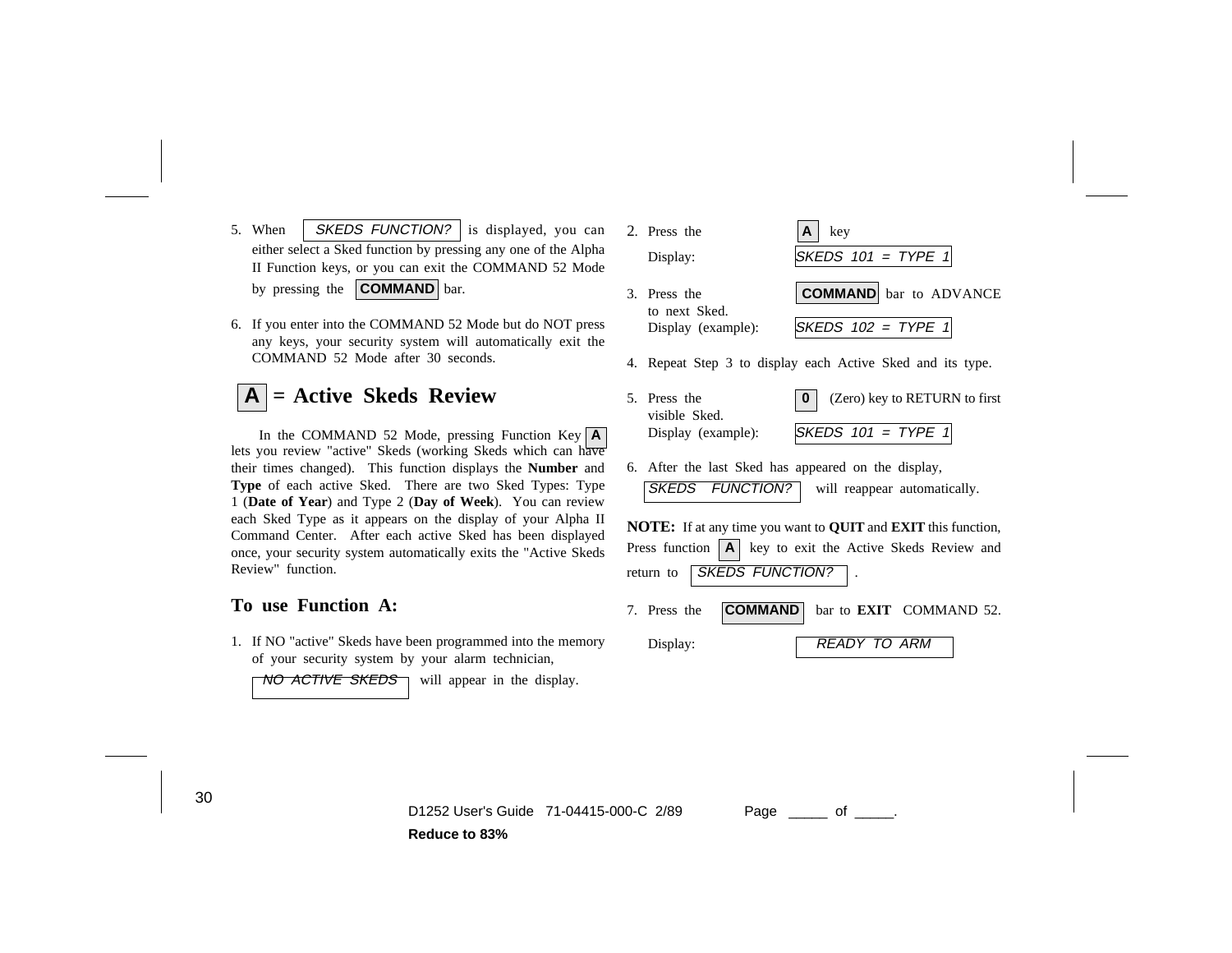5. When **SKEDS FUNCTION?** is displayed, you can either select a Sked function by pressing any one of the Alpha II Function keys, or you can exit the COMMAND 52 Mode by pressing the **COMMAND** bar.

6. If you enter into the COMMAND 52 Mode but do NOT press any keys, your security system will automatically exit the COMMAND 52 Mode after 30 seconds.

## A = Active Skeds Review

In the COMMAND 52 Mode, pressing Function Key **A** lets you review "active" Skeds (working Skeds which can have their times changed). This function displays the **Number** and **Type** of each active Sked. There are two Sked Types: Type 1 (**Date of Year**) and Type 2 (**Day of Week**). You can review each Sked Type as it appears on the display of your Alpha II Command Center. After each active Sked has been displayed once, your security system automatically exits the "Active Skeds Review" function.

### To use Function A:

1. If NO "active" Skeds have been programmed into the memory of your security system by your alarm technician, **NO ACTIVE SKEDS** will appear in the display.

2. Press the **A** key
   Display: SKEDS 101 = TYPE 1

3. Press the **COMMAND** bar to ADVANCE to next Sked.
   Display (example): SKEDS 102 = TYPE 1

4. Repeat Step 3 to display each Active Sked and its type.

5. Press the **0** (Zero) key to RETURN to first visible Sked.
   Display (example): SKEDS 101 = TYPE 1

6. After the last Sked has appeared on the display, **SKEDS FUNCTION?** will reappear automatically.

**NOTE:** If at any time you want to **QUIT** and **EXIT** this function, Press function **A** key to exit the Active Skeds Review and return to **SKEDS FUNCTION?** .

7. Press the **COMMAND** bar to **EXIT** COMMAND 52.
   Display: READY TO ARM

D1252 User's Guide 71-04415-000-C 2/89 Page _____ of _____.

**Reduce to 83%**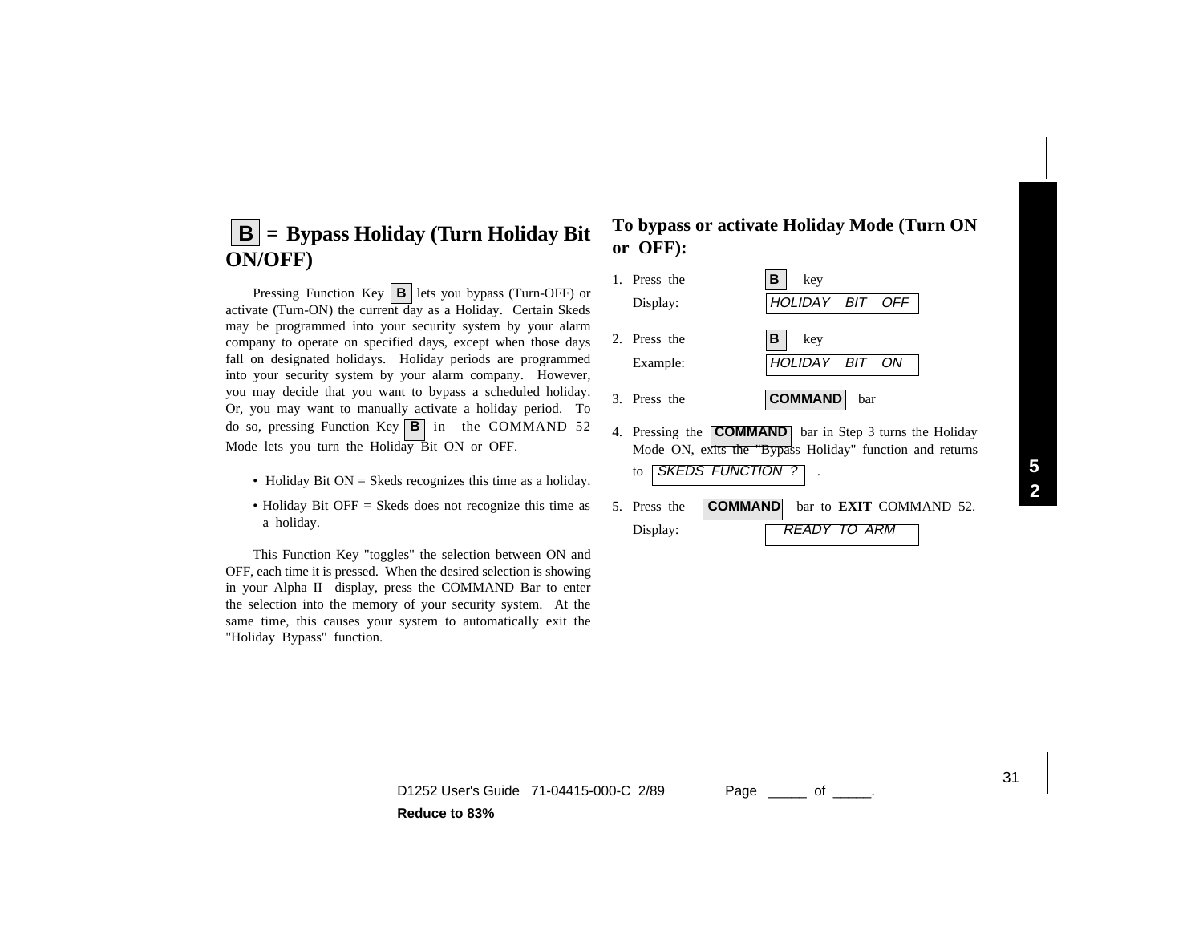## B = Bypass Holiday (Turn Holiday Bit ON/OFF)

Pressing Function Key **B** lets you bypass (Turn-OFF) or activate (Turn-ON) the current day as a Holiday. Certain Skeds may be programmed into your security system by your alarm company to operate on specified days, except when those days fall on designated holidays. Holiday periods are programmed into your security system by your alarm company. However, you may decide that you want to bypass a scheduled holiday. Or, you may want to manually activate a holiday period. To do so, pressing Function Key **B** in the COMMAND 52 Mode lets you turn the Holiday Bit ON or OFF.

- Holiday Bit ON = Skeds recognizes this time as a holiday.
- Holiday Bit OFF = Skeds does not recognize this time as a holiday.

This Function Key "toggles" the selection between ON and OFF, each time it is pressed. When the desired selection is showing in your Alpha II display, press the COMMAND Bar to enter the selection into the memory of your security system. At the same time, this causes your system to automatically exit the "Holiday Bypass" function.

## To bypass or activate Holiday Mode (Turn ON or OFF):

1. Press the **B** key
   Display: *HOLIDAY BIT OFF*
2. Press the **B** key
   Example: *HOLIDAY BIT ON*
3. Press the **COMMAND** bar
4. Pressing the **COMMAND** bar in Step 3 turns the Holiday Mode ON, exits the "Bypass Holiday" function and returns to *SKEDS FUNCTION ?* .
5. Press the **COMMAND** bar to **EXIT** COMMAND 52.
   Display: *READY TO ARM*

D1252 User's Guide 71-04415-000-C 2/89 Page \_\_\_\_\_ of \_\_\_\_\_.

**Reduce to 83%**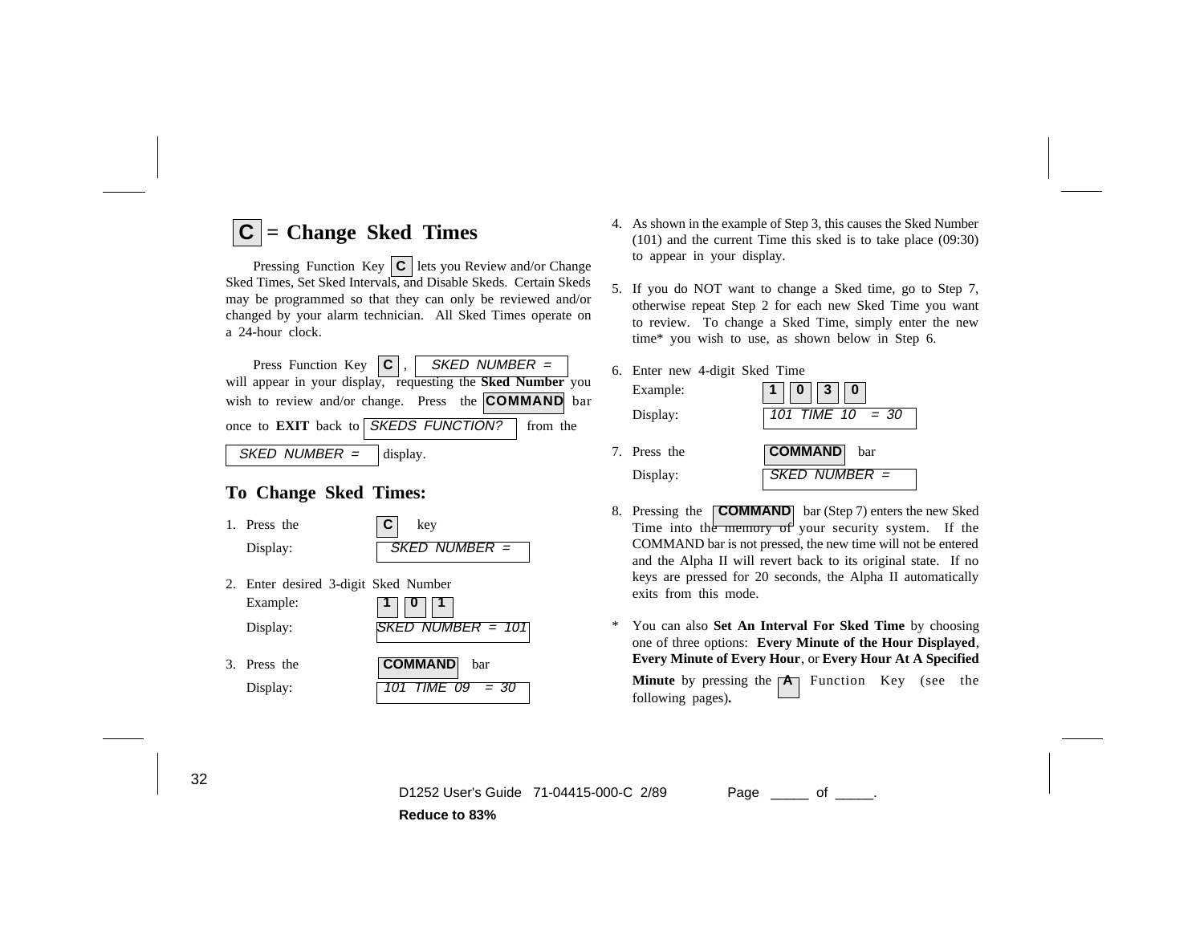# C = Change Sked Times

Pressing Function Key **C** lets you Review and/or Change Sked Times, Set Sked Intervals, and Disable Skeds. Certain Skeds may be programmed so that they can only be reviewed and/or changed by your alarm technician. All Sked Times operate on a 24-hour clock.

Press Function Key **C**, *SKED NUMBER =* will appear in your display, requesting the **Sked Number** you wish to review and/or change. Press the **COMMAND** bar once to **EXIT** back to *SKEDS FUNCTION?* from the *SKED NUMBER =* display.

## To Change Sked Times:

1. Press the **C** key
   Display: *SKED NUMBER =*

2. Enter desired 3-digit Sked Number
   Example: **1** **0** **1**
   Display: *SKED NUMBER = 101*

3. Press the **COMMAND** bar
   Display: *101 TIME 09 = 30*

4. As shown in the example of Step 3, this causes the Sked Number (101) and the current Time this sked is to take place (09:30) to appear in your display.

5. If you do NOT want to change a Sked time, go to Step 7, otherwise repeat Step 2 for each new Sked Time you want to review. To change a Sked Time, simply enter the new time* you wish to use, as shown below in Step 6.

6. Enter new 4-digit Sked Time
   Example: **1** **0** **3** **0**
   Display: *101 TIME 10 = 30*

7. Press the **COMMAND** bar
   Display: *SKED NUMBER =*

8. Pressing the **COMMAND** bar (Step 7) enters the new Sked Time into the memory of your security system. If the COMMAND bar is not pressed, the new time will not be entered and the Alpha II will revert back to its original state. If no keys are pressed for 20 seconds, the Alpha II automatically exits from this mode.

\* You can also **Set An Interval For Sked Time** by choosing one of three options: **Every Minute of the Hour Displayed**, **Every Minute of Every Hour**, or **Every Hour At A Specified Minute** by pressing the **A** Function Key (see the following pages).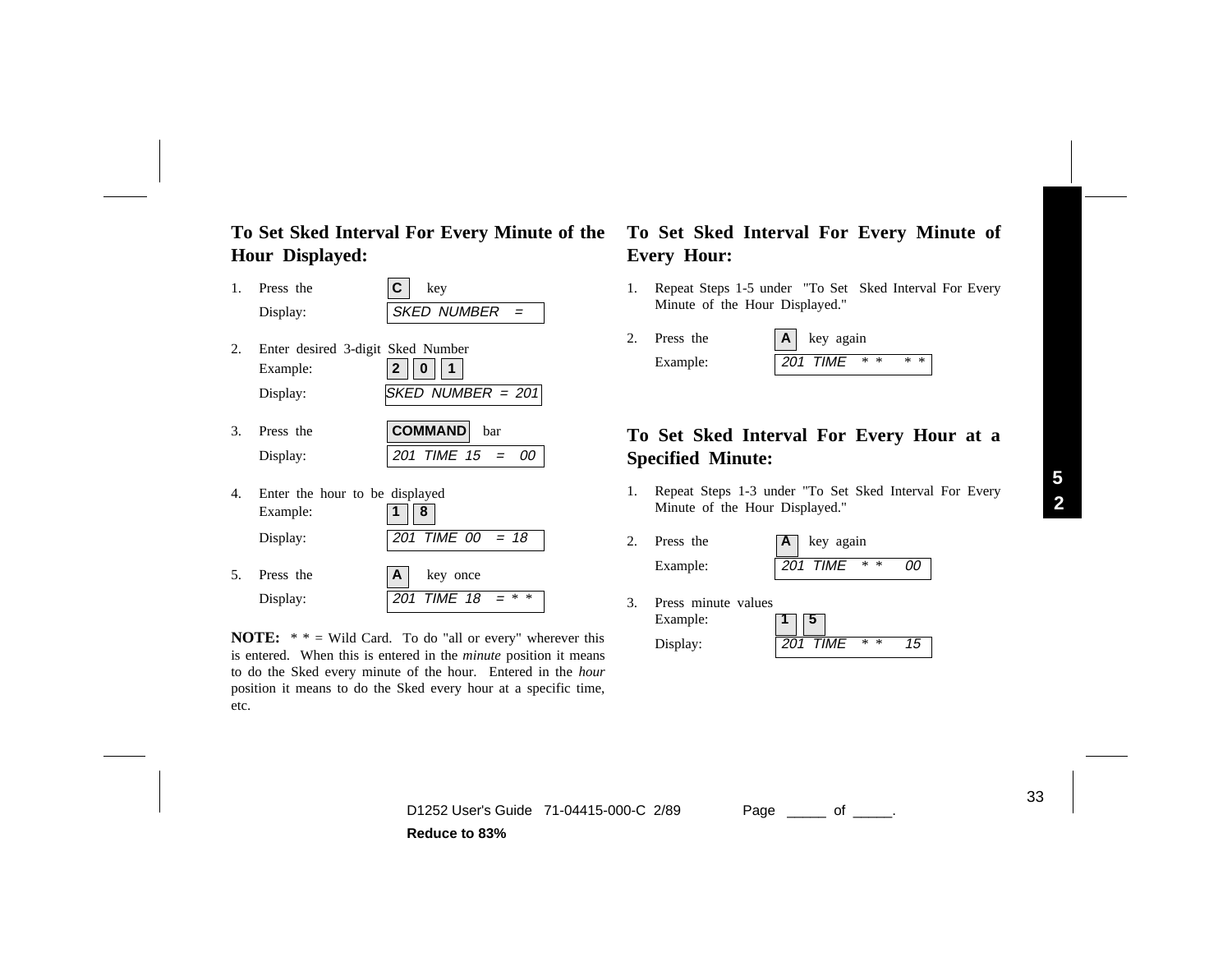## To Set Sked Interval For Every Minute of the Hour Displayed:

1. Press the **C** key

   Display: `SKED NUMBER =`

2. Enter desired 3-digit Sked Number

   Example: **2** **0** **1**

   Display: `SKED NUMBER = 201`

3. Press the **COMMAND** bar

   Display: `201 TIME 15 = 00`

4. Enter the hour to be displayed

   Example: **1** **8**

   Display: `201 TIME 00 = 18`

5. Press the **A** key once

   Display: `201 TIME 18 = * *`

**NOTE:** * * = Wild Card. To do "all or every" wherever this is entered. When this is entered in the *minute* position it means to do the Sked every minute of the hour. Entered in the *hour* position it means to do the Sked every hour at a specific time, etc.

## To Set Sked Interval For Every Minute of Every Hour:

1. Repeat Steps 1-5 under "To Set Sked Interval For Every Minute of the Hour Displayed."

2. Press the **A** key again

   Example: `201 TIME * * * *`

## To Set Sked Interval For Every Hour at a Specified Minute:

1. Repeat Steps 1-3 under "To Set Sked Interval For Every Minute of the Hour Displayed."

2. Press the **A** key again

   Example: `201 TIME * * 00`

3. Press minute values

   Example: **1** **5**

   Display: `201 TIME * * 15`

D1252 User's Guide 71-04415-000-C 2/89 Page _____ of _____.

**Reduce to 83%**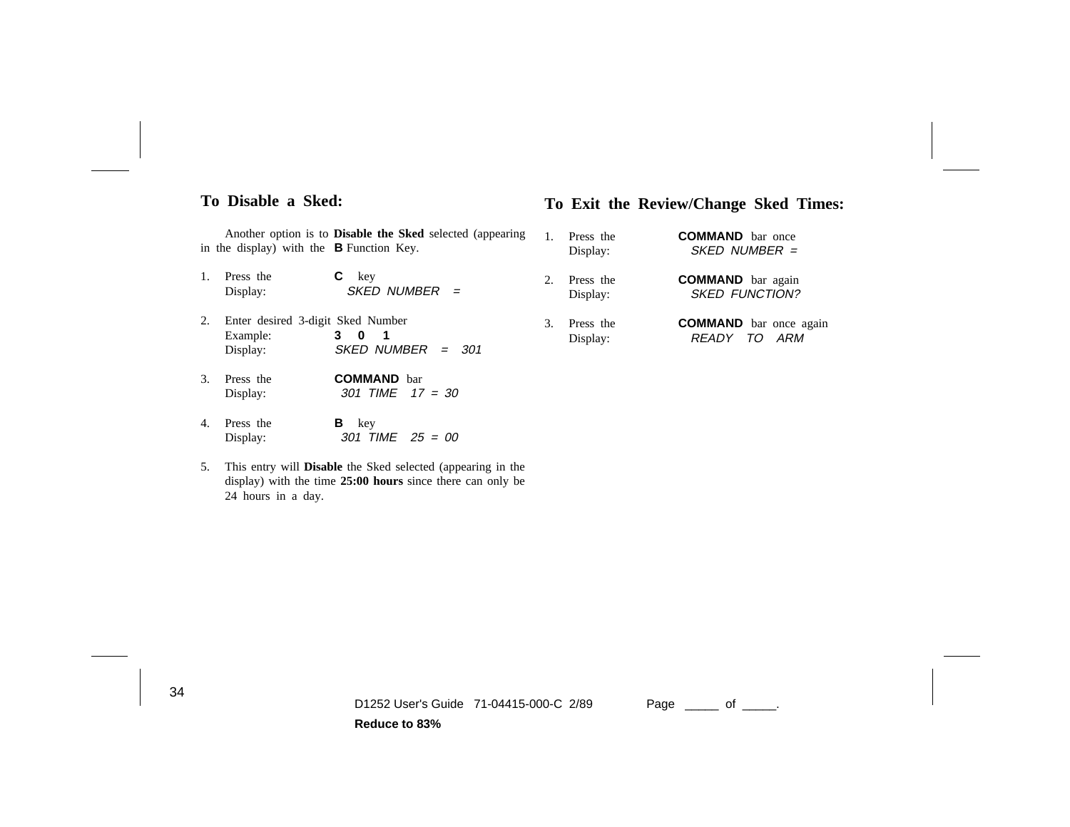## To Disable a Sked:

Another option is to **Disable the Sked** selected (appearing in the display) with the **B** Function Key.

1. Press the **C** key
   Display: *SKED NUMBER =*

2. Enter desired 3-digit Sked Number
   Example: **3 0 1**
   Display: *SKED NUMBER = 301*

3. Press the **COMMAND** bar
   Display: *301 TIME 17 = 30*

4. Press the **B** key
   Display: *301 TIME 25 = 00*

5. This entry will **Disable** the Sked selected (appearing in the display) with the time **25:00 hours** since there can only be 24 hours in a day.

## To Exit the Review/Change Sked Times:

1. Press the **COMMAND** bar once
   Display: *SKED NUMBER =*

2. Press the **COMMAND** bar again
   Display: *SKED FUNCTION?*

3. Press the **COMMAND** bar once again
   Display: *READY TO ARM*

D1252 User's Guide 71-04415-000-C 2/89

**Reduce to 83%**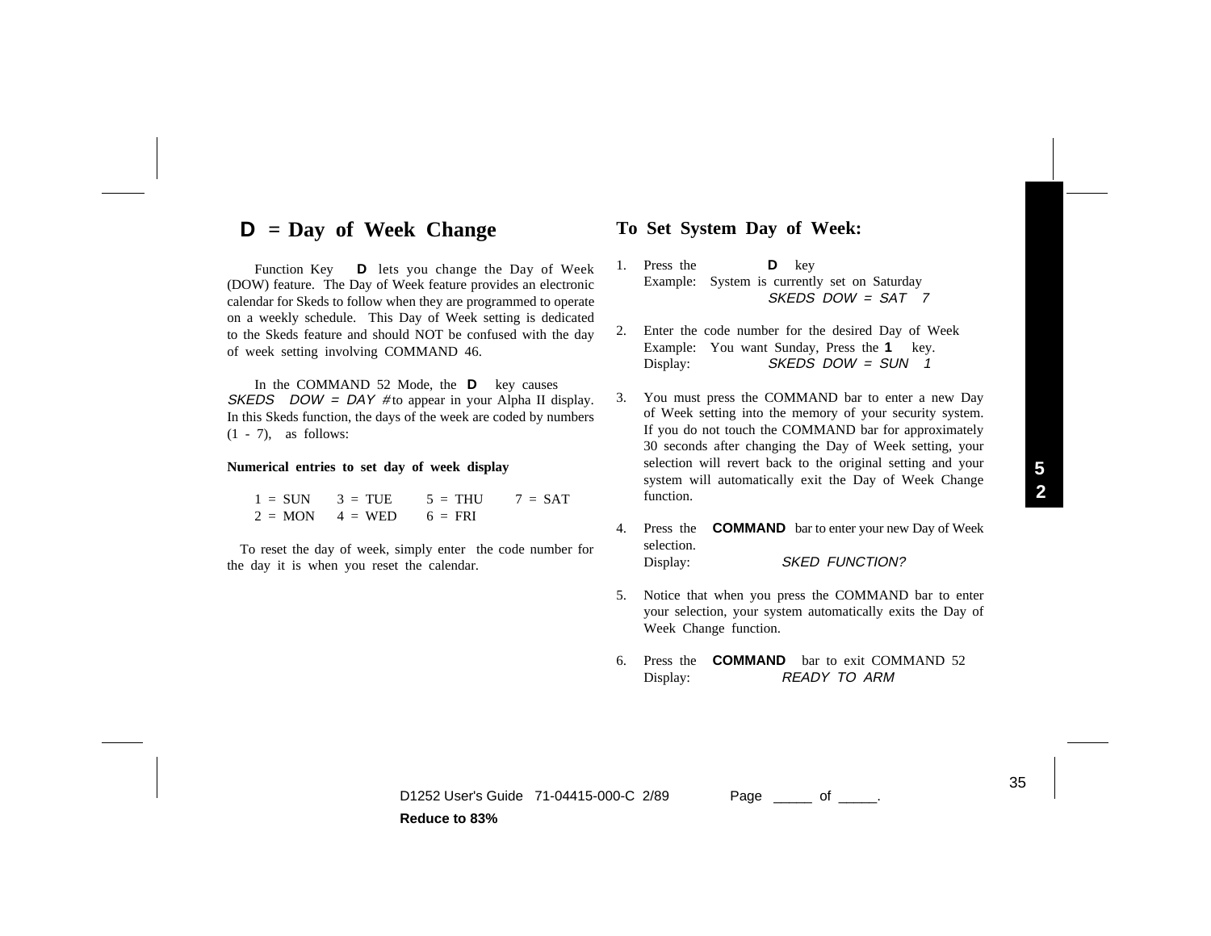## D = Day of Week Change

Function Key **D** lets you change the Day of Week (DOW) feature. The Day of Week feature provides an electronic calendar for Skeds to follow when they are programmed to operate on a weekly schedule. This Day of Week setting is dedicated to the Skeds feature and should NOT be confused with the day of week setting involving COMMAND 46.

In the COMMAND 52 Mode, the **D** key causes *SKEDS DOW = DAY #* to appear in your Alpha II display. In this Skeds function, the days of the week are coded by numbers (1 - 7), as follows:

**Numerical entries to set day of week display**

| | | | |
|---|---|---|---|
| 1 = SUN | 3 = TUE | 5 = THU | 7 = SAT |
| 2 = MON | 4 = WED | 6 = FRI | |

To reset the day of week, simply enter the code number for the day it is when you reset the calendar.

## To Set System Day of Week:

1. Press the **D** key
   Example: System is currently set on Saturday
   *SKEDS DOW = SAT 7*

2. Enter the code number for the desired Day of Week
   Example: You want Sunday, Press the **1** key.
   Display: *SKEDS DOW = SUN 1*

3. You must press the COMMAND bar to enter a new Day of Week setting into the memory of your security system. If you do not touch the COMMAND bar for approximately 30 seconds after changing the Day of Week setting, your selection will revert back to the original setting and your system will automatically exit the Day of Week Change function.

4. Press the **COMMAND** bar to enter your new Day of Week selection.
   Display: *SKED FUNCTION?*

5. Notice that when you press the COMMAND bar to enter your selection, your system automatically exits the Day of Week Change function.

6. Press the **COMMAND** bar to exit COMMAND 52
   Display: *READY TO ARM*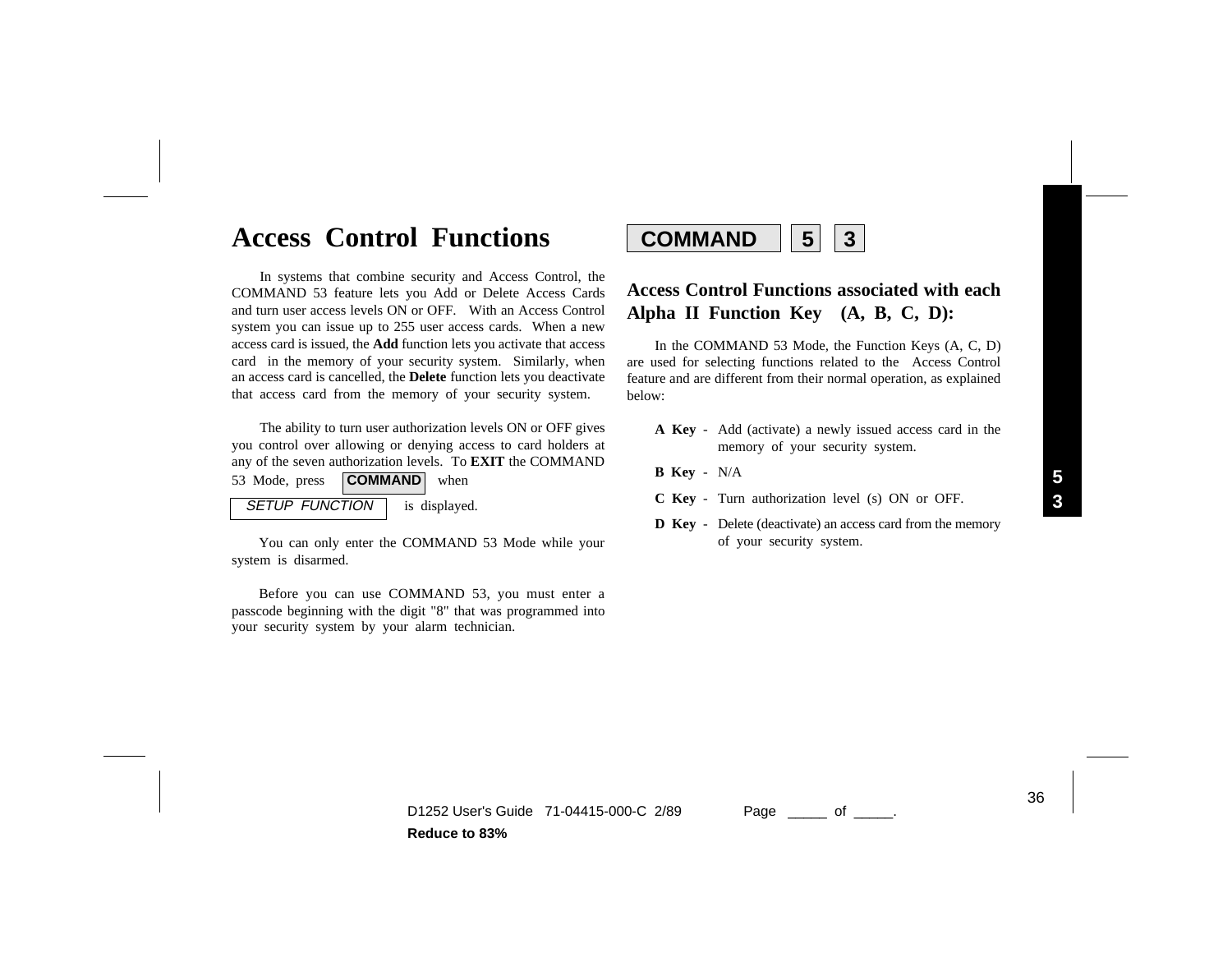# Access Control Functions

**COMMAND** **5** **3**

In systems that combine security and Access Control, the COMMAND 53 feature lets you Add or Delete Access Cards and turn user access levels ON or OFF. With an Access Control system you can issue up to 255 user access cards. When a new access card is issued, the **Add** function lets you activate that access card in the memory of your security system. Similarly, when an access card is cancelled, the **Delete** function lets you deactivate that access card from the memory of your security system.

The ability to turn user authorization levels ON or OFF gives you control over allowing or denying access to card holders at any of the seven authorization levels. To **EXIT** the COMMAND 53 Mode, press **COMMAND** when *SETUP FUNCTION* is displayed.

You can only enter the COMMAND 53 Mode while your system is disarmed.

Before you can use COMMAND 53, you must enter a passcode beginning with the digit "8" that was programmed into your security system by your alarm technician.

## Access Control Functions associated with each Alpha II Function Key (A, B, C, D):

In the COMMAND 53 Mode, the Function Keys (A, C, D) are used for selecting functions related to the Access Control feature and are different from their normal operation, as explained below:

- **A Key** - Add (activate) a newly issued access card in the memory of your security system.
- **B Key** - N/A
- **C Key** - Turn authorization level (s) ON or OFF.
- **D Key** - Delete (deactivate) an access card from the memory of your security system.

D1252 User's Guide 71-04415-000-C 2/89

Reduce to 83%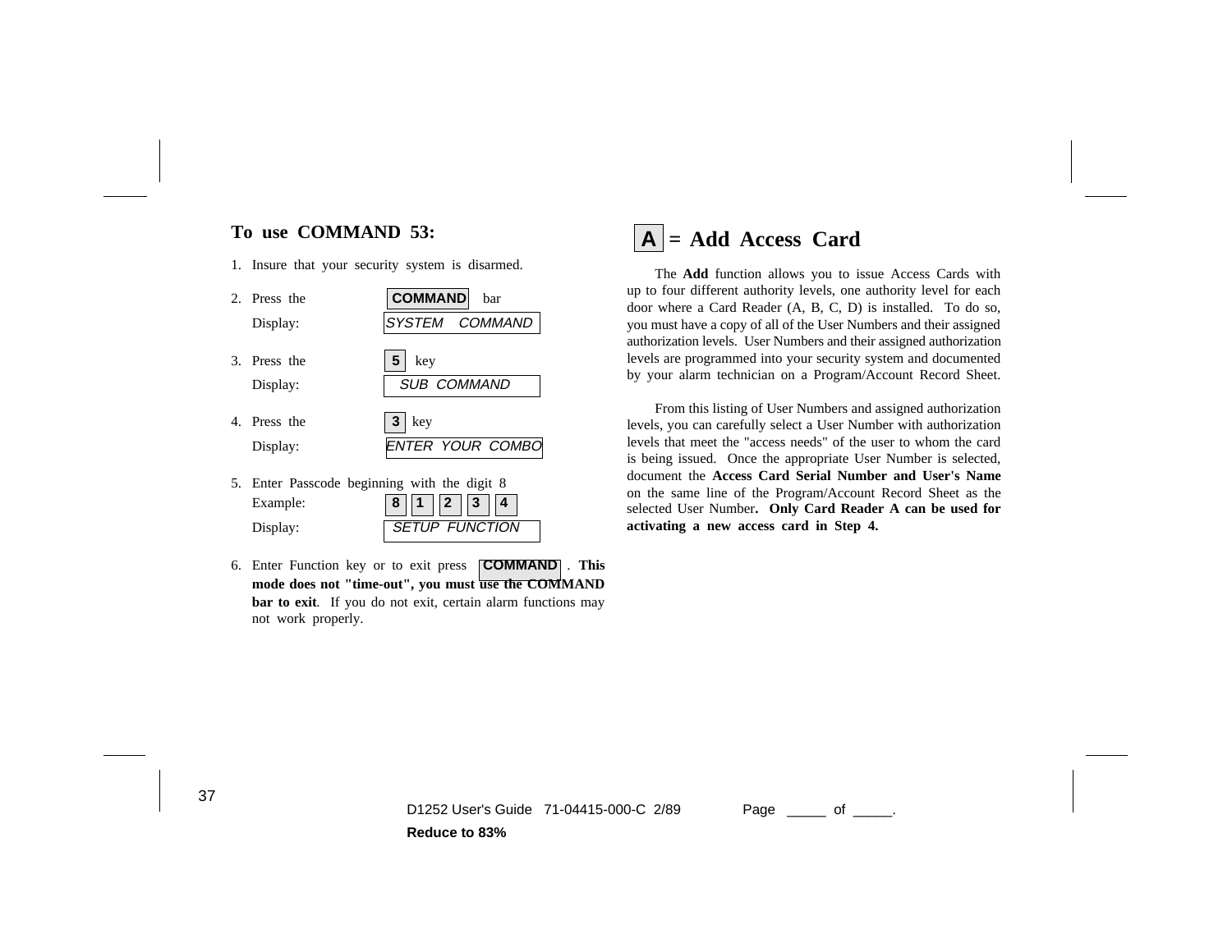## To use COMMAND 53:

1. Insure that your security system is disarmed.
2. Press the **COMMAND** bar
   Display: *SYSTEM COMMAND*
3. Press the **5** key
   Display: *SUB COMMAND*
4. Press the **3** key
   Display: *ENTER YOUR COMBO*
5. Enter Passcode beginning with the digit 8
   Example: **8** **1** **2** **3** **4**
   Display: *SETUP FUNCTION*
6. Enter Function key or to exit press **COMMAND**. **This mode does not "time-out", you must use the COMMAND bar to exit**. If you do not exit, certain alarm functions may not work properly.

## A = Add Access Card

The **Add** function allows you to issue Access Cards with up to four different authority levels, one authority level for each door where a Card Reader (A, B, C, D) is installed. To do so, you must have a copy of all of the User Numbers and their assigned authorization levels. User Numbers and their assigned authorization levels are programmed into your security system and documented by your alarm technician on a Program/Account Record Sheet.

From this listing of User Numbers and assigned authorization levels, you can carefully select a User Number with authorization levels that meet the "access needs" of the user to whom the card is being issued. Once the appropriate User Number is selected, document the **Access Card Serial Number and User's Name** on the same line of the Program/Account Record Sheet as the selected User Number**. Only Card Reader A can be used for activating a new access card in Step 4.**

D1252 User's Guide 71-04415-000-C 2/89

**Reduce to 83%**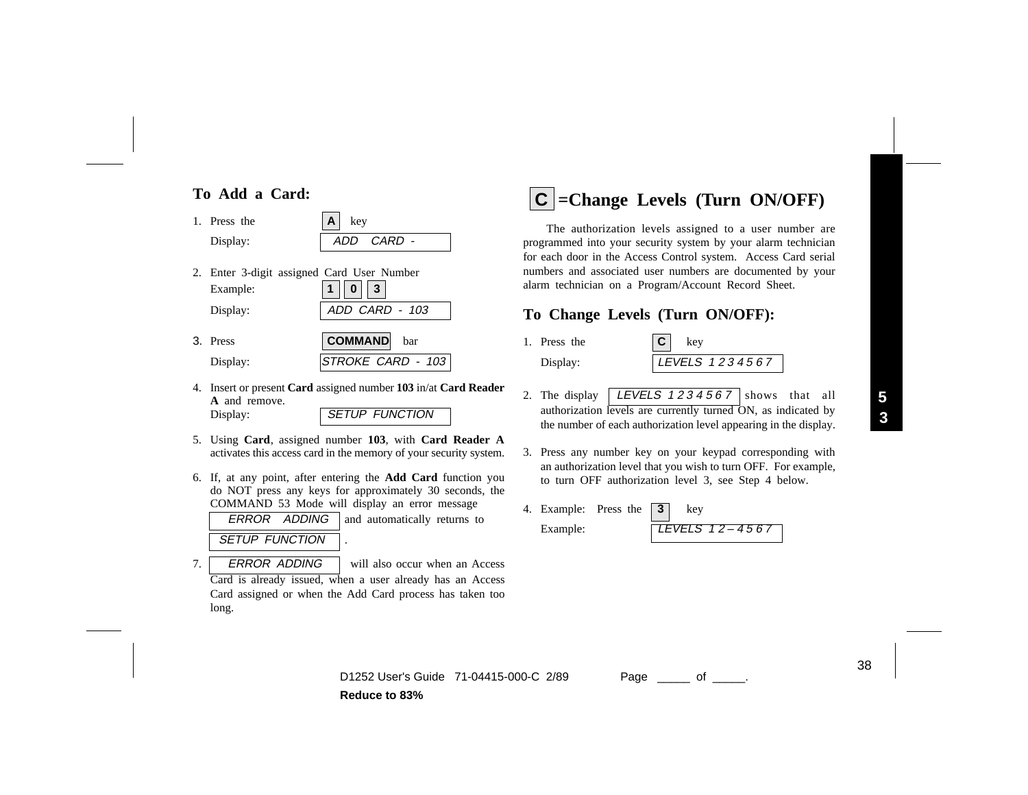## To Add a Card:

1. Press the **A** key
   Display: `ADD CARD -`

2. Enter 3-digit assigned Card User Number
   Example: **1** **0** **3**
   Display: `ADD CARD - 103`

3. Press **COMMAND** bar
   Display: `STROKE CARD - 103`

4. Insert or present **Card** assigned number **103** in/at **Card Reader A** and remove.
   Display: `SETUP FUNCTION`

5. Using **Card**, assigned number **103**, with **Card Reader A** activates this access card in the memory of your security system.

6. If, at any point, after entering the **Add Card** function you do NOT press any keys for approximately 30 seconds, the COMMAND 53 Mode will display an error message `ERROR ADDING` and automatically returns to `SETUP FUNCTION`.

7. `ERROR ADDING` will also occur when an Access Card is already issued, when a user already has an Access Card assigned or when the Add Card process has taken too long.

## C =Change Levels (Turn ON/OFF)

The authorization levels assigned to a user number are programmed into your security system by your alarm technician for each door in the Access Control system. Access Card serial numbers and associated user numbers are documented by your alarm technician on a Program/Account Record Sheet.

### To Change Levels (Turn ON/OFF):

1. Press the **C** key
   Display: `LEVELS 1 2 3 4 5 6 7`

2. The display `LEVELS 1 2 3 4 5 6 7` shows that all authorization levels are currently turned ON, as indicated by the number of each authorization level appearing in the display.

3. Press any number key on your keypad corresponding with an authorization level that you wish to turn OFF. For example, to turn OFF authorization level 3, see Step 4 below.

4. Example: Press the **3** key
   Example: `LEVELS 1 2 – 4 5 6 7`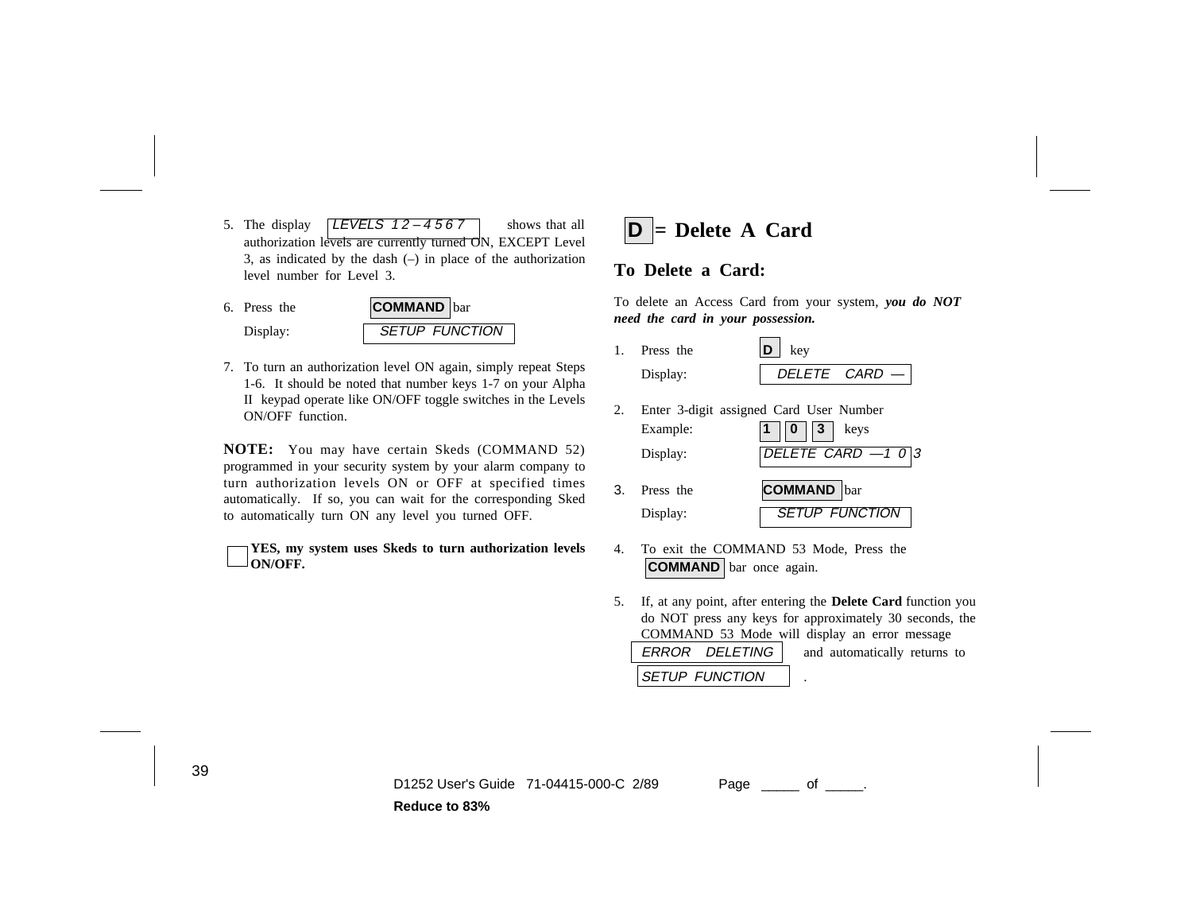5. The display `LEVELS 1 2 – 4 5 6 7` shows that all authorization levels are currently turned ON, EXCEPT Level 3, as indicated by the dash (–) in place of the authorization level number for Level 3.

6. Press the **COMMAND** bar

   Display: `SETUP FUNCTION`

7. To turn an authorization level ON again, simply repeat Steps 1-6. It should be noted that number keys 1-7 on your Alpha II keypad operate like ON/OFF toggle switches in the Levels ON/OFF function.

**NOTE:** You may have certain Skeds (COMMAND 52) programmed in your security system by your alarm company to turn authorization levels ON or OFF at specified times automatically. If so, you can wait for the corresponding Sked to automatically turn ON any level you turned OFF.

☐ **YES, my system uses Skeds to turn authorization levels ON/OFF.**

# D = Delete A Card

## To Delete a Card:

To delete an Access Card from your system, ***you do NOT need the card in your possession.***

1. Press the **D** key

   Display: `DELETE CARD —`

2. Enter 3-digit assigned Card User Number

   Example: **1** **0** **3** keys

   Display: `DELETE CARD —1 0 3`

3. Press the **COMMAND** bar

   Display: `SETUP FUNCTION`

4. To exit the COMMAND 53 Mode, Press the **COMMAND** bar once again.

5. If, at any point, after entering the **Delete Card** function you do NOT press any keys for approximately 30 seconds, the COMMAND 53 Mode will display an error message `ERROR DELETING` and automatically returns to `SETUP FUNCTION`.

D1252 User's Guide 71-04415-000-C 2/89 Page _____ of _____.

**Reduce to 83%**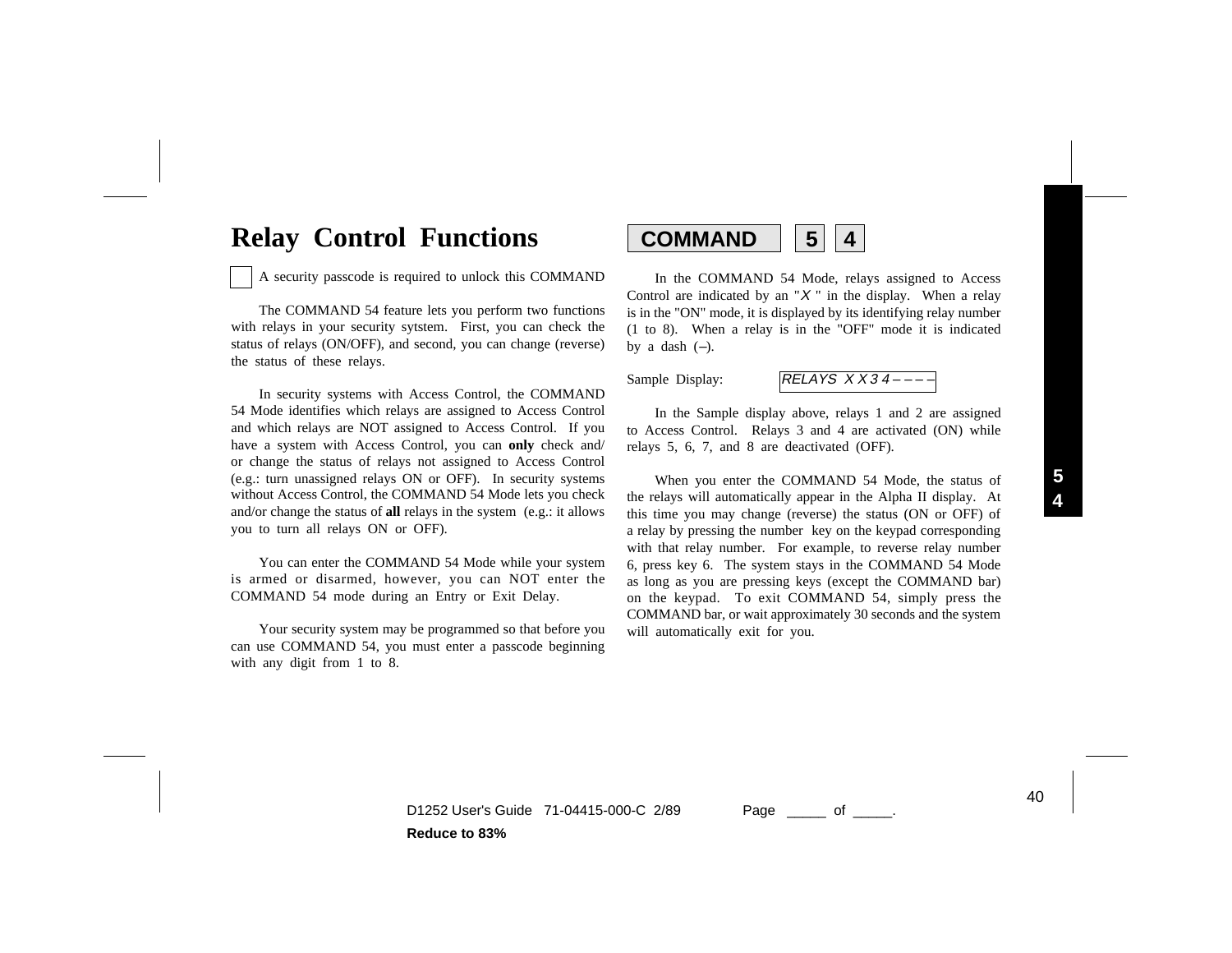# Relay Control Functions

**COMMAND** **5** **4**

☐ A security passcode is required to unlock this COMMAND

The COMMAND 54 feature lets you perform two functions with relays in your security sytstem. First, you can check the status of relays (ON/OFF), and second, you can change (reverse) the status of these relays.

In security systems with Access Control, the COMMAND 54 Mode identifies which relays are assigned to Access Control and which relays are NOT assigned to Access Control. If you have a system with Access Control, you can **only** check and/ or change the status of relays not assigned to Access Control (e.g.: turn unassigned relays ON or OFF). In security systems without Access Control, the COMMAND 54 Mode lets you check and/or change the status of **all** relays in the system (e.g.: it allows you to turn all relays ON or OFF).

You can enter the COMMAND 54 Mode while your system is armed or disarmed, however, you can NOT enter the COMMAND 54 mode during an Entry or Exit Delay.

Your security system may be programmed so that before you can use COMMAND 54, you must enter a passcode beginning with any digit from 1 to 8.

In the COMMAND 54 Mode, relays assigned to Access Control are indicated by an "*X* " in the display. When a relay is in the "ON" mode, it is displayed by its identifying relay number (1 to 8). When a relay is in the "OFF" mode it is indicated by a dash (–).

Sample Display: *RELAYS X X 3 4 – – – –*

In the Sample display above, relays 1 and 2 are assigned to Access Control. Relays 3 and 4 are activated (ON) while relays 5, 6, 7, and 8 are deactivated (OFF).

When you enter the COMMAND 54 Mode, the status of the relays will automatically appear in the Alpha II display. At this time you may change (reverse) the status (ON or OFF) of a relay by pressing the number key on the keypad corresponding with that relay number. For example, to reverse relay number 6, press key 6. The system stays in the COMMAND 54 Mode as long as you are pressing keys (except the COMMAND bar) on the keypad. To exit COMMAND 54, simply press the COMMAND bar, or wait approximately 30 seconds and the system will automatically exit for you.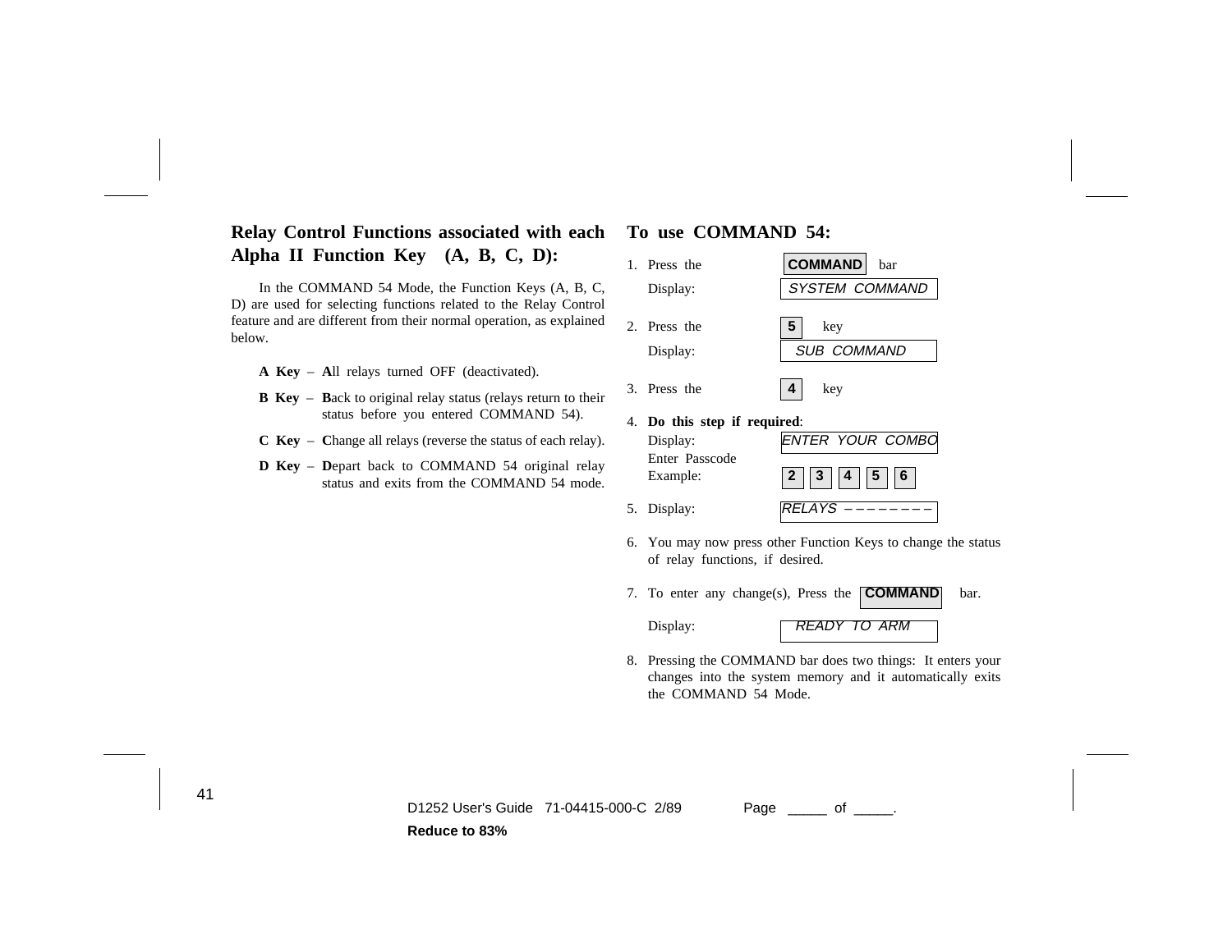## Relay Control Functions associated with each Alpha II Function Key (A, B, C, D):

In the COMMAND 54 Mode, the Function Keys (A, B, C, D) are used for selecting functions related to the Relay Control feature and are different from their normal operation, as explained below.

**A Key** – **A**ll relays turned OFF (deactivated).

**B Key** – **B**ack to original relay status (relays return to their status before you entered COMMAND 54).

**C Key** – **C**hange all relays (reverse the status of each relay).

**D Key** – **D**epart back to COMMAND 54 original relay status and exits from the COMMAND 54 mode.

## To use COMMAND 54:

1. Press the **COMMAND** bar
   Display: *SYSTEM COMMAND*

2. Press the **5** key
   Display: *SUB COMMAND*

3. Press the **4** key

4. **Do this step if required**:
   Display: *ENTER YOUR COMBO*
   Enter Passcode Example: **2** **3** **4** **5** **6**

5. Display: *RELAYS – – – – – – – –*

6. You may now press other Function Keys to change the status of relay functions, if desired.

7. To enter any change(s), Press the **COMMAND** bar.
   Display: *READY TO ARM*

8. Pressing the COMMAND bar does two things: It enters your changes into the system memory and it automatically exits the COMMAND 54 Mode.

D1252 User's Guide 71-04415-000-C 2/89

**Reduce to 83%**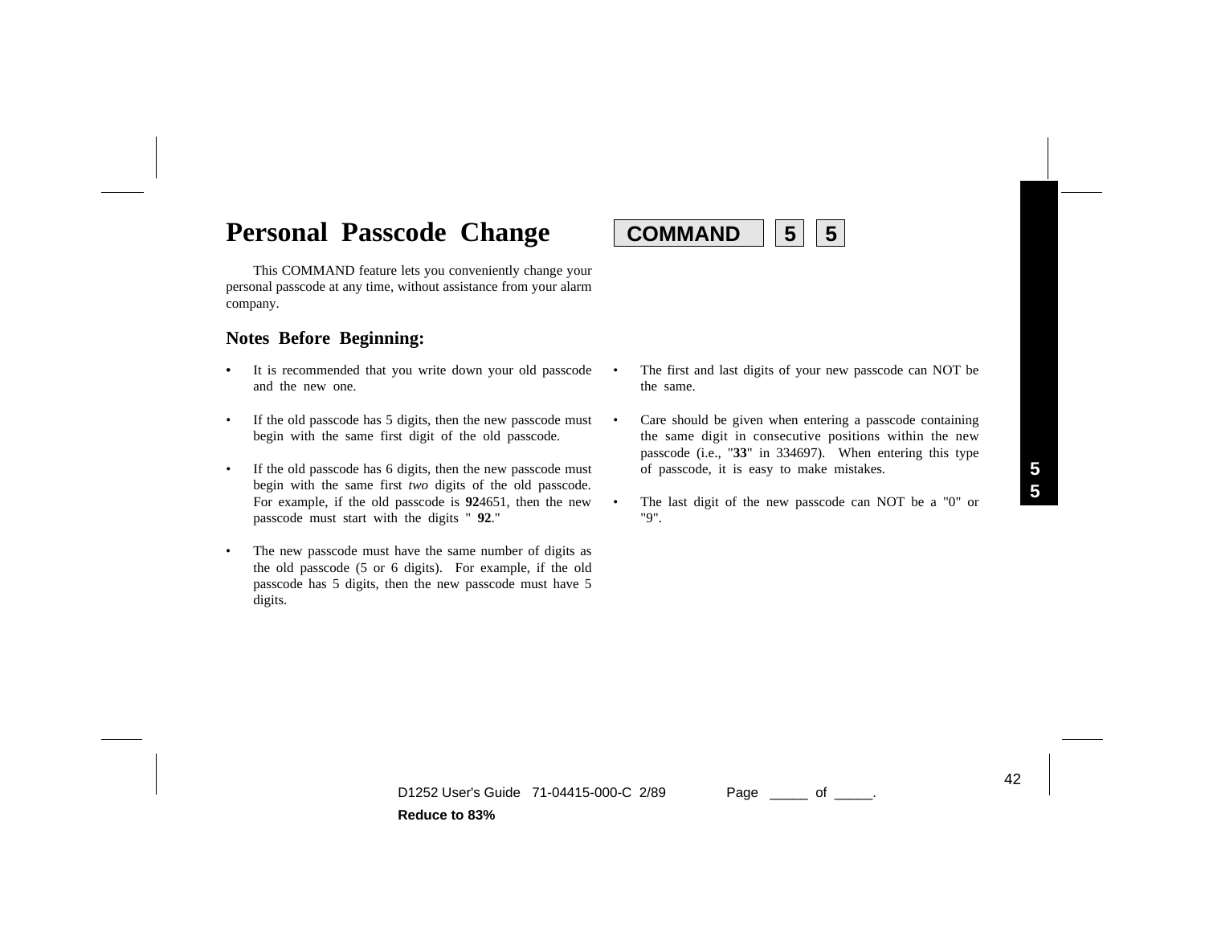# Personal Passcode Change

**COMMAND** **5** **5**

This COMMAND feature lets you conveniently change your personal passcode at any time, without assistance from your alarm company.

## Notes Before Beginning:

- It is recommended that you write down your old passcode and the new one.
- If the old passcode has 5 digits, then the new passcode must begin with the same first digit of the old passcode.
- If the old passcode has 6 digits, then the new passcode must begin with the same first *two* digits of the old passcode. For example, if the old passcode is **92**4651, then the new passcode must start with the digits " **92**."
- The new passcode must have the same number of digits as the old passcode (5 or 6 digits). For example, if the old passcode has 5 digits, then the new passcode must have 5 digits.
- The first and last digits of your new passcode can NOT be the same.
- Care should be given when entering a passcode containing the same digit in consecutive positions within the new passcode (i.e., "**33**" in 334697). When entering this type of passcode, it is easy to make mistakes.
- The last digit of the new passcode can NOT be a "0" or "9".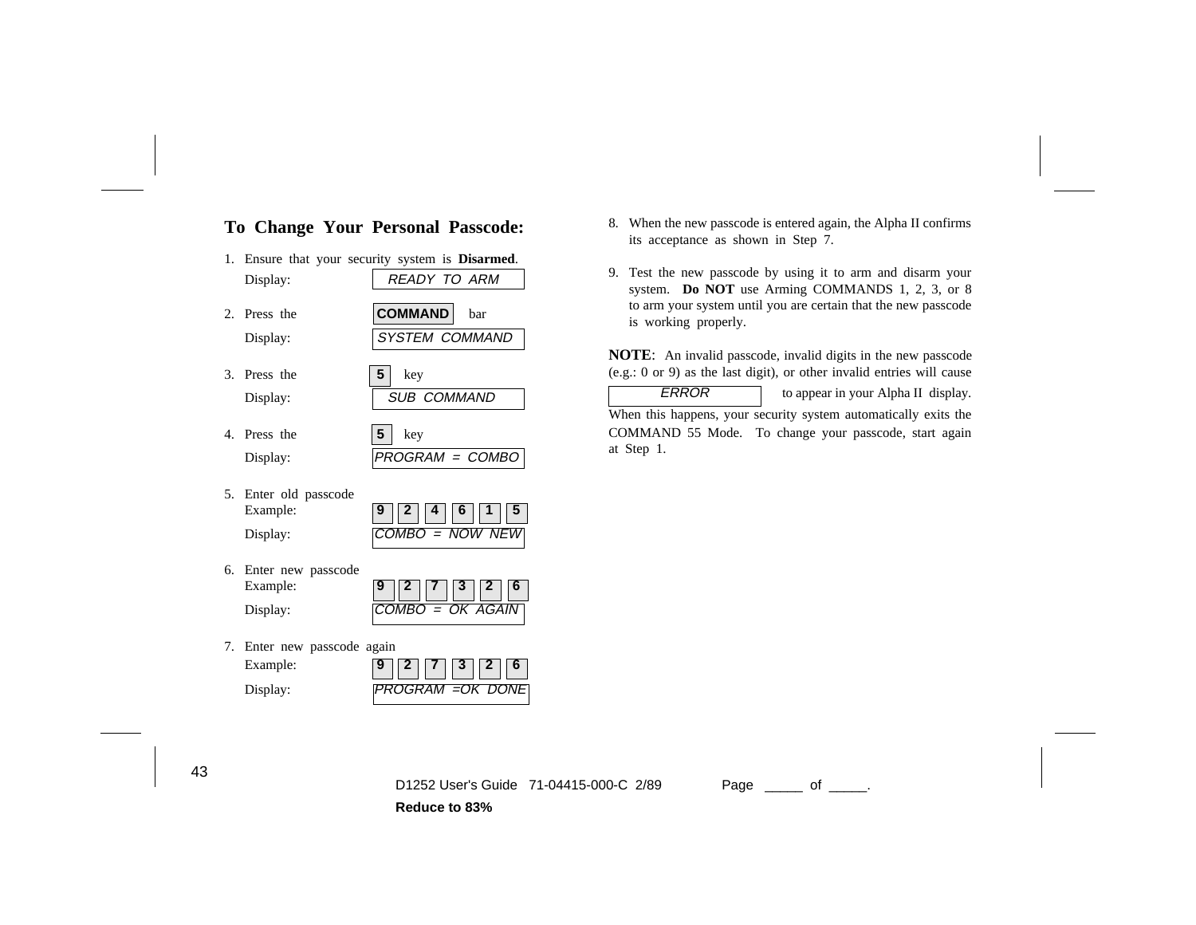## To Change Your Personal Passcode:

1. Ensure that your security system is **Disarmed**.
   Display: READY TO ARM

2. Press the **COMMAND** bar
   Display: SYSTEM COMMAND

3. Press the **5** key
   Display: SUB COMMAND

4. Press the **5** key
   Display: PROGRAM = COMBO

5. Enter old passcode
   Example: **9** **2** **4** **6** **1** **5**
   Display: COMBO = NOW NEW

6. Enter new passcode
   Example: **9** **2** **7** **3** **2** **6**
   Display: COMBO = OK AGAIN

7. Enter new passcode again
   Example: **9** **2** **7** **3** **2** **6**
   Display: PROGRAM =OK DONE

8. When the new passcode is entered again, the Alpha II confirms its acceptance as shown in Step 7.

9. Test the new passcode by using it to arm and disarm your system. **Do NOT** use Arming COMMANDS 1, 2, 3, or 8 to arm your system until you are certain that the new passcode is working properly.

**NOTE**: An invalid passcode, invalid digits in the new passcode (e.g.: 0 or 9) as the last digit), or other invalid entries will cause ERROR to appear in your Alpha II display. When this happens, your security system automatically exits the COMMAND 55 Mode. To change your passcode, start again at Step 1.

D1252 User's Guide 71-04415-000-C 2/89 Page _____ of _____.

**Reduce to 83%**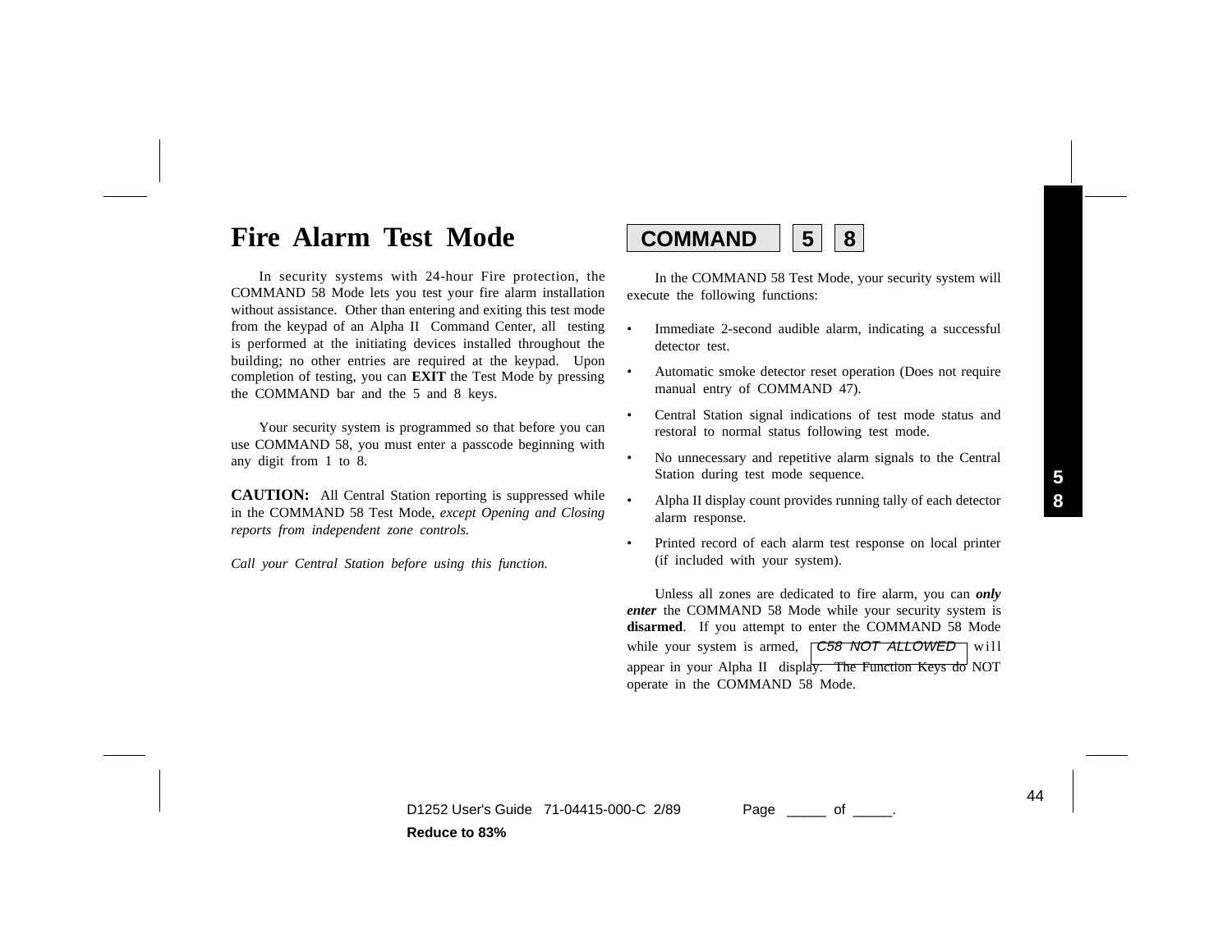# Fire Alarm Test Mode

**COMMAND** **5** **8**

In security systems with 24-hour Fire protection, the COMMAND 58 Mode lets you test your fire alarm installation without assistance. Other than entering and exiting this test mode from the keypad of an Alpha II Command Center, all testing is performed at the initiating devices installed throughout the building; no other entries are required at the keypad. Upon completion of testing, you can **EXIT** the Test Mode by pressing the COMMAND bar and the 5 and 8 keys.

Your security system is programmed so that before you can use COMMAND 58, you must enter a passcode beginning with any digit from 1 to 8.

**CAUTION:** All Central Station reporting is suppressed while in the COMMAND 58 Test Mode, *except Opening and Closing reports from independent zone controls.*

*Call your Central Station before using this function.*

In the COMMAND 58 Test Mode, your security system will execute the following functions:

- Immediate 2-second audible alarm, indicating a successful detector test.
- Automatic smoke detector reset operation (Does not require manual entry of COMMAND 47).
- Central Station signal indications of test mode status and restoral to normal status following test mode.
- No unnecessary and repetitive alarm signals to the Central Station during test mode sequence.
- Alpha II display count provides running tally of each detector alarm response.
- Printed record of each alarm test response on local printer (if included with your system).

Unless all zones are dedicated to fire alarm, you can ***only enter*** the COMMAND 58 Mode while your security system is **disarmed**. If you attempt to enter the COMMAND 58 Mode while your system is armed, `C58 NOT ALLOWED` will appear in your Alpha II display. The Function Keys do NOT operate in the COMMAND 58 Mode.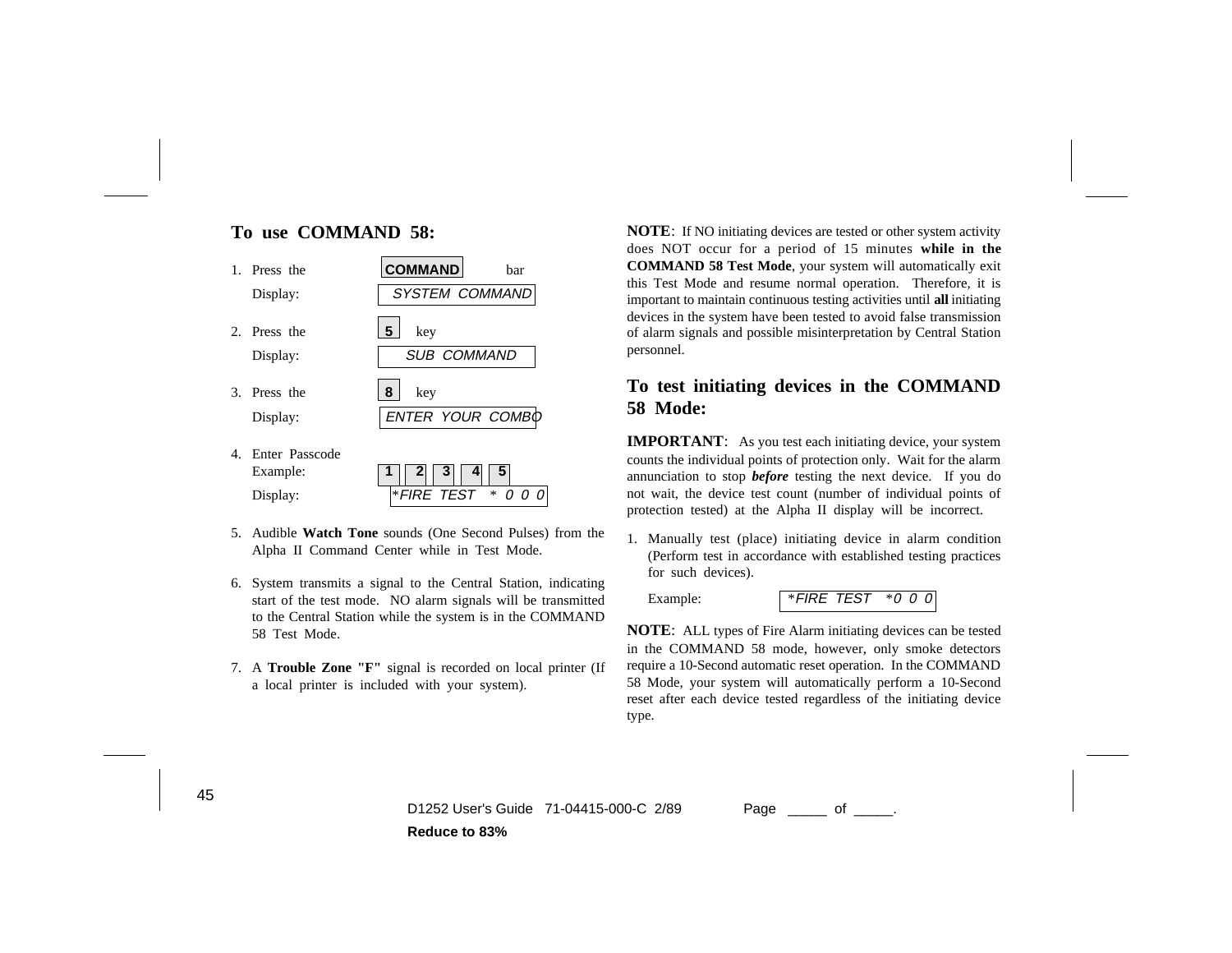## To use COMMAND 58:

1. Press the **COMMAND** bar
   Display: *SYSTEM COMMAND*

2. Press the **5** key
   Display: *SUB COMMAND*

3. Press the **8** key
   Display: *ENTER YOUR COMBO*

4. Enter Passcode
   Example: **1** **2** **3** **4** **5**
   Display: *\*FIRE TEST \* 0 0 0*

5. Audible **Watch Tone** sounds (One Second Pulses) from the Alpha II Command Center while in Test Mode.

6. System transmits a signal to the Central Station, indicating start of the test mode. NO alarm signals will be transmitted to the Central Station while the system is in the COMMAND 58 Test Mode.

7. A **Trouble Zone "F"** signal is recorded on local printer (If a local printer is included with your system).

**NOTE**: If NO initiating devices are tested or other system activity does NOT occur for a period of 15 minutes **while in the COMMAND 58 Test Mode**, your system will automatically exit this Test Mode and resume normal operation. Therefore, it is important to maintain continuous testing activities until **all** initiating devices in the system have been tested to avoid false transmission of alarm signals and possible misinterpretation by Central Station personnel.

## To test initiating devices in the COMMAND 58 Mode:

**IMPORTANT**: As you test each initiating device, your system counts the individual points of protection only. Wait for the alarm annunciation to stop ***before*** testing the next device. If you do not wait, the device test count (number of individual points of protection tested) at the Alpha II display will be incorrect.

1. Manually test (place) initiating device in alarm condition (Perform test in accordance with established testing practices for such devices).

   Example: *\*FIRE TEST \*0 0 0*

**NOTE**: ALL types of Fire Alarm initiating devices can be tested in the COMMAND 58 mode, however, only smoke detectors require a 10-Second automatic reset operation. In the COMMAND 58 Mode, your system will automatically perform a 10-Second reset after each device tested regardless of the initiating device type.

D1252 User's Guide 71-04415-000-C 2/89 Page _____ of _____.

**Reduce to 83%**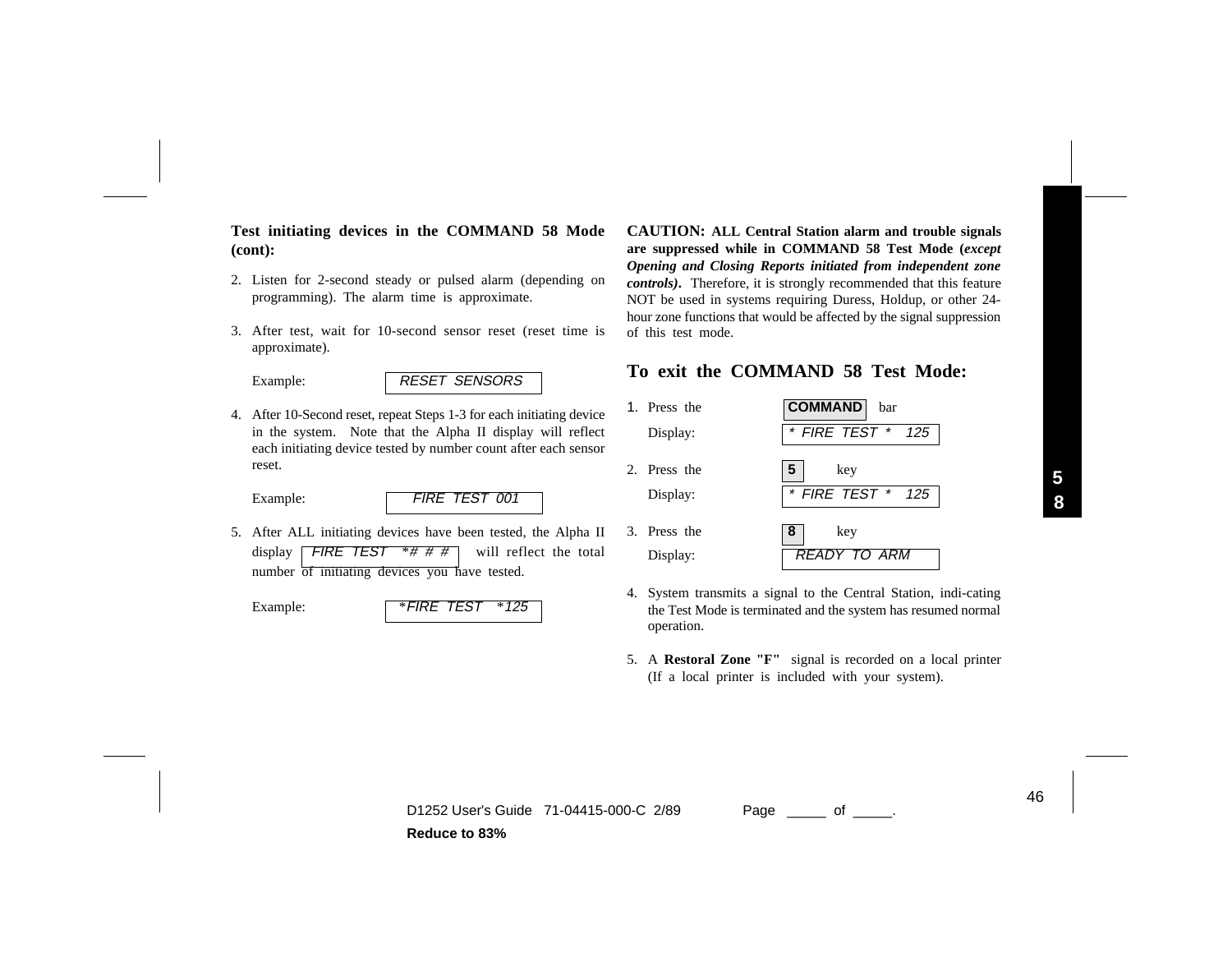**Test initiating devices in the COMMAND 58 Mode (cont):**

2. Listen for 2-second steady or pulsed alarm (depending on programming). The alarm time is approximate.

3. After test, wait for 10-second sensor reset (reset time is approximate).

   Example: `RESET SENSORS`

4. After 10-Second reset, repeat Steps 1-3 for each initiating device in the system. Note that the Alpha II display will reflect each initiating device tested by number count after each sensor reset.

   Example: `FIRE TEST 001`

5. After ALL initiating devices have been tested, the Alpha II display `FIRE TEST *# # #` will reflect the total number of initiating devices you have tested.

   Example: `*FIRE TEST *125`

**CAUTION: ALL Central Station alarm and trouble signals are suppressed while in COMMAND 58 Test Mode (*except Opening and Closing Reports initiated from independent zone controls*).** Therefore, it is strongly recommended that this feature NOT be used in systems requiring Duress, Holdup, or other 24-hour zone functions that would be affected by the signal suppression of this test mode.

## To exit the COMMAND 58 Test Mode:

1. Press the **COMMAND** bar
   Display: `* FIRE TEST * 125`

2. Press the **5** key
   Display: `* FIRE TEST * 125`

3. Press the **8** key
   Display: `READY TO ARM`

4. System transmits a signal to the Central Station, indi-cating the Test Mode is terminated and the system has resumed normal operation.

5. A **Restoral Zone "F"** signal is recorded on a local printer (If a local printer is included with your system).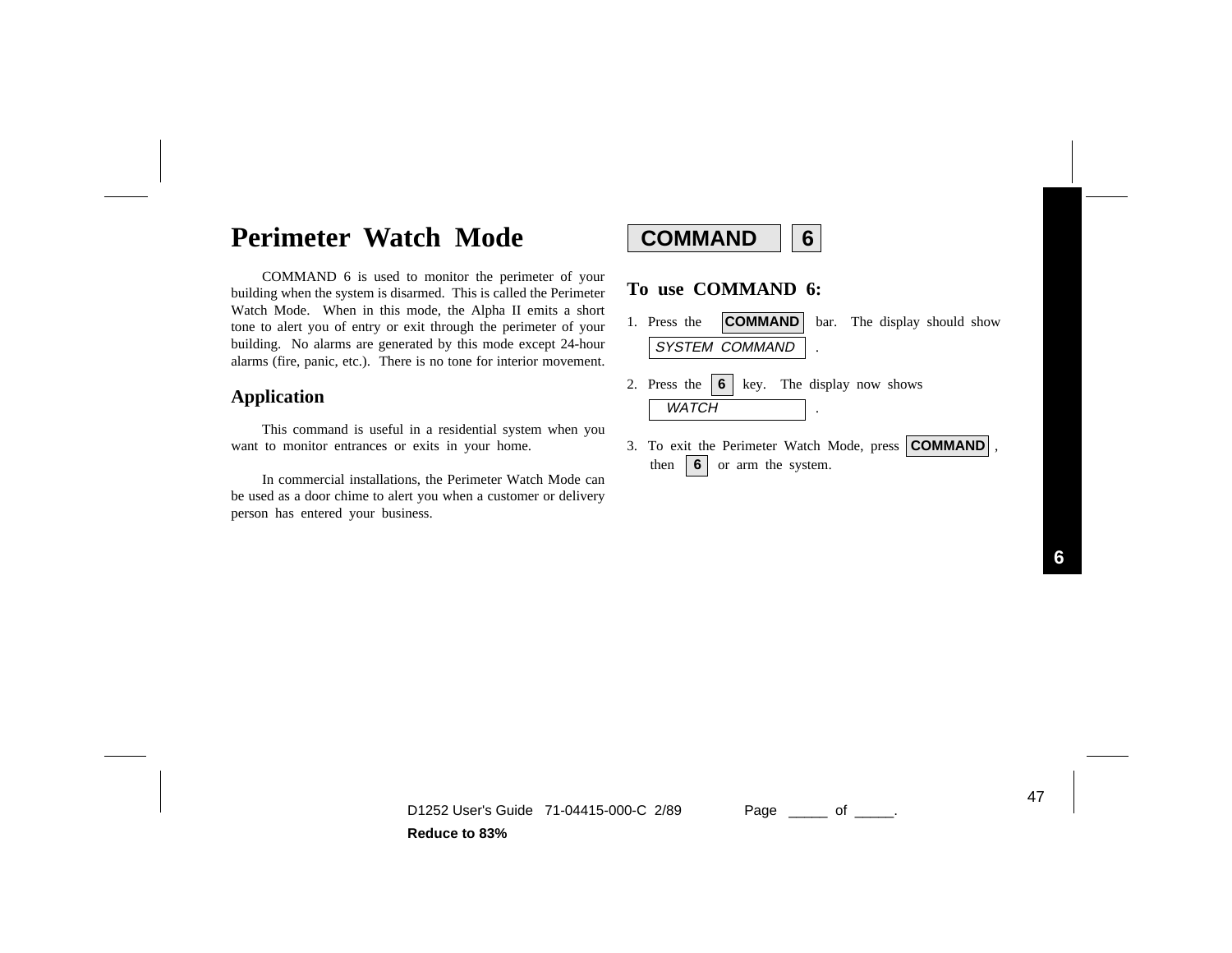# Perimeter Watch Mode

**COMMAND** **6**

COMMAND 6 is used to monitor the perimeter of your building when the system is disarmed. This is called the Perimeter Watch Mode. When in this mode, the Alpha II emits a short tone to alert you of entry or exit through the perimeter of your building. No alarms are generated by this mode except 24-hour alarms (fire, panic, etc.). There is no tone for interior movement.

## Application

This command is useful in a residential system when you want to monitor entrances or exits in your home.

In commercial installations, the Perimeter Watch Mode can be used as a door chime to alert you when a customer or delivery person has entered your business.

## To use COMMAND 6:

1. Press the **COMMAND** bar. The display should show *SYSTEM COMMAND* .
2. Press the **6** key. The display now shows *WATCH* .
3. To exit the Perimeter Watch Mode, press **COMMAND** , then **6** or arm the system.

D1252 User's Guide 71-04415-000-C 2/89 Page _____ of _____.

**Reduce to 83%**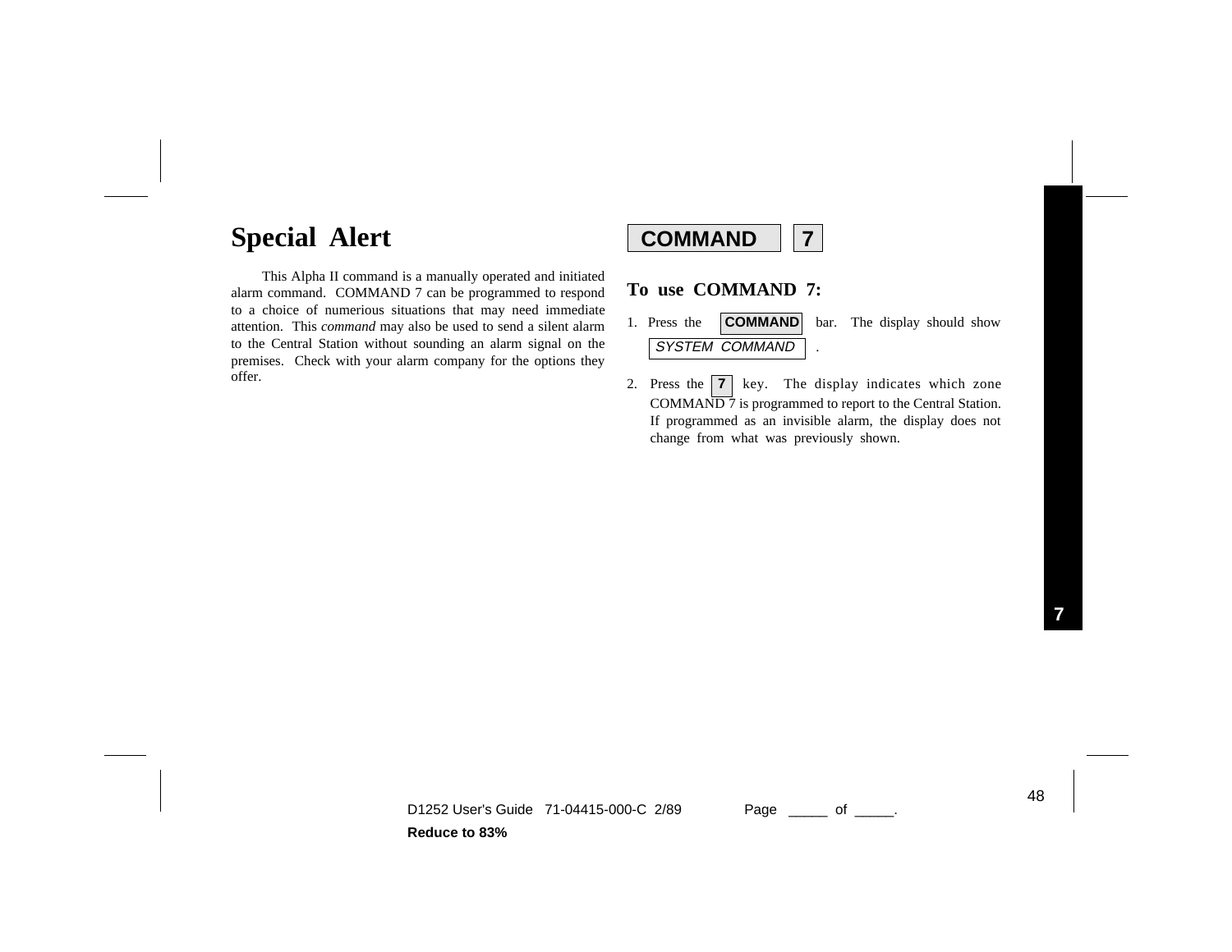# Special Alert

**COMMAND 7**

This Alpha II command is a manually operated and initiated alarm command. COMMAND 7 can be programmed to respond to a choice of numerious situations that may need immediate attention. This *command* may also be used to send a silent alarm to the Central Station without sounding an alarm signal on the premises. Check with your alarm company for the options they offer.

## To use COMMAND 7:

1. Press the **COMMAND** bar. The display should show *SYSTEM COMMAND* .
2. Press the **7** key. The display indicates which zone COMMAND 7 is programmed to report to the Central Station. If programmed as an invisible alarm, the display does not change from what was previously shown.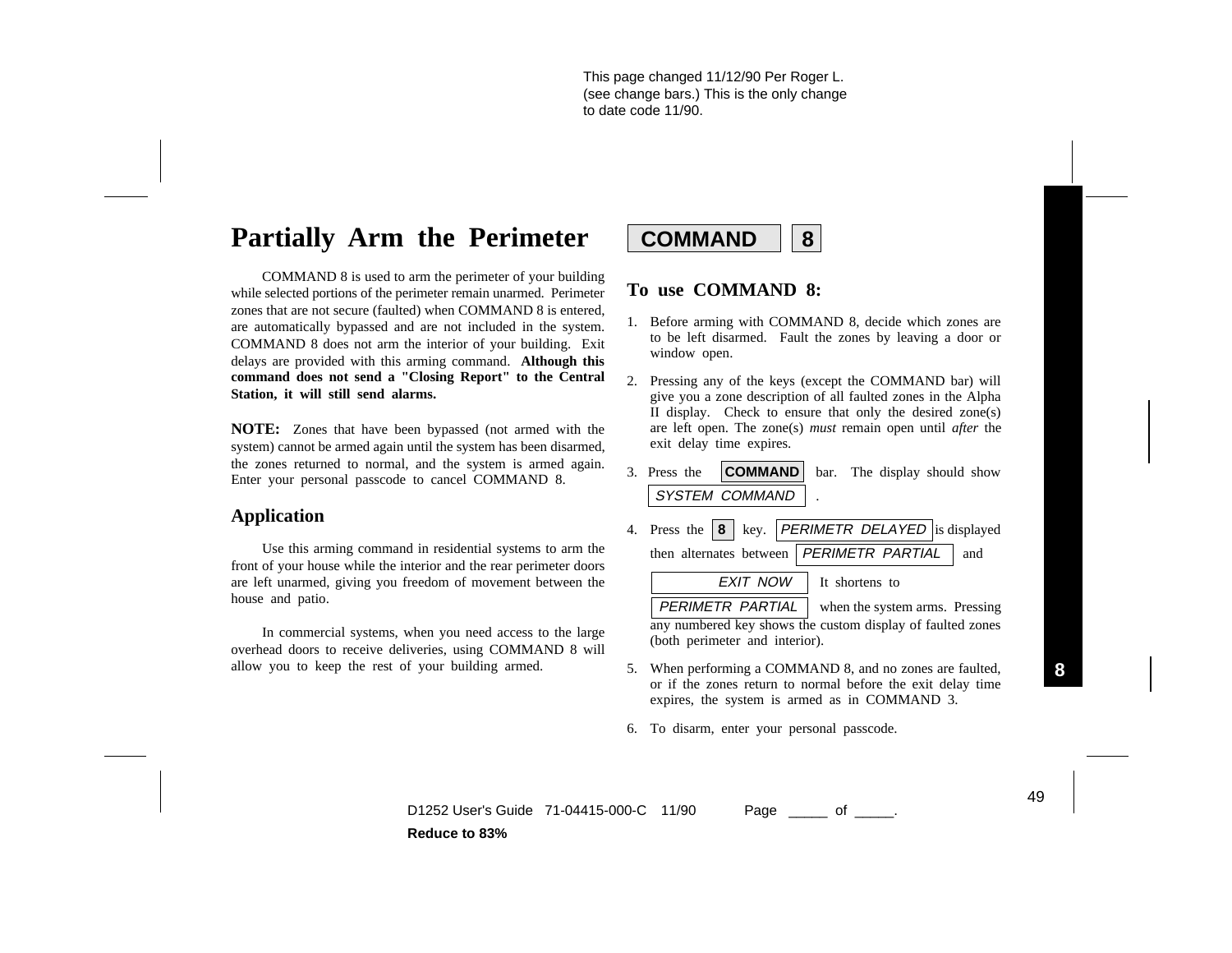This page changed 11/12/90 Per Roger L. (see change bars.) This is the only change to date code 11/90.

# Partially Arm the Perimeter COMMAND 8

COMMAND 8 is used to arm the perimeter of your building while selected portions of the perimeter remain unarmed. Perimeter zones that are not secure (faulted) when COMMAND 8 is entered, are automatically bypassed and are not included in the system. COMMAND 8 does not arm the interior of your building. Exit delays are provided with this arming command. **Although this command does not send a "Closing Report" to the Central Station, it will still send alarms.**

**NOTE:** Zones that have been bypassed (not armed with the system) cannot be armed again until the system has been disarmed, the zones returned to normal, and the system is armed again. Enter your personal passcode to cancel COMMAND 8.

## Application

Use this arming command in residential systems to arm the front of your house while the interior and the rear perimeter doors are left unarmed, giving you freedom of movement between the house and patio.

In commercial systems, when you need access to the large overhead doors to receive deliveries, using COMMAND 8 will allow you to keep the rest of your building armed.

## To use COMMAND 8:

1. Before arming with COMMAND 8, decide which zones are to be left disarmed. Fault the zones by leaving a door or window open.
2. Pressing any of the keys (except the COMMAND bar) will give you a zone description of all faulted zones in the Alpha II display. Check to ensure that only the desired zone(s) are left open. The zone(s) *must* remain open until *after* the exit delay time expires.
3. Press the **COMMAND** bar. The display should show *SYSTEM COMMAND* .
4. Press the **8** key. *PERIMETR DELAYED* is displayed then alternates between *PERIMETR PARTIAL* and *EXIT NOW* It shortens to *PERIMETR PARTIAL* when the system arms. Pressing any numbered key shows the custom display of faulted zones (both perimeter and interior).
5. When performing a COMMAND 8, and no zones are faulted, or if the zones return to normal before the exit delay time expires, the system is armed as in COMMAND 3.
6. To disarm, enter your personal passcode.

D1252 User's Guide 71-04415-000-C 11/90 Page _____ of _____.

**Reduce to 83%**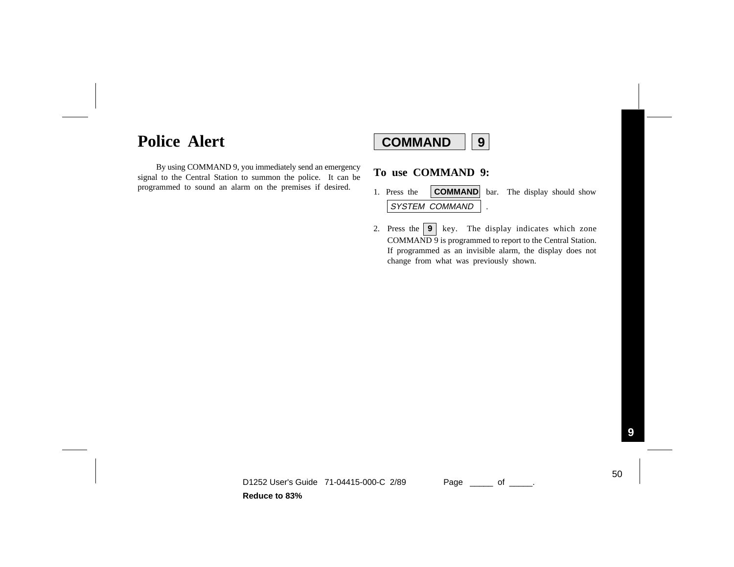# Police Alert

**COMMAND** **9**

By using COMMAND 9, you immediately send an emergency signal to the Central Station to summon the police. It can be programmed to sound an alarm on the premises if desired.

## To use COMMAND 9:

1. Press the **COMMAND** bar. The display should show *SYSTEM COMMAND* .

2. Press the **9** key. The display indicates which zone COMMAND 9 is programmed to report to the Central Station. If programmed as an invisible alarm, the display does not change from what was previously shown.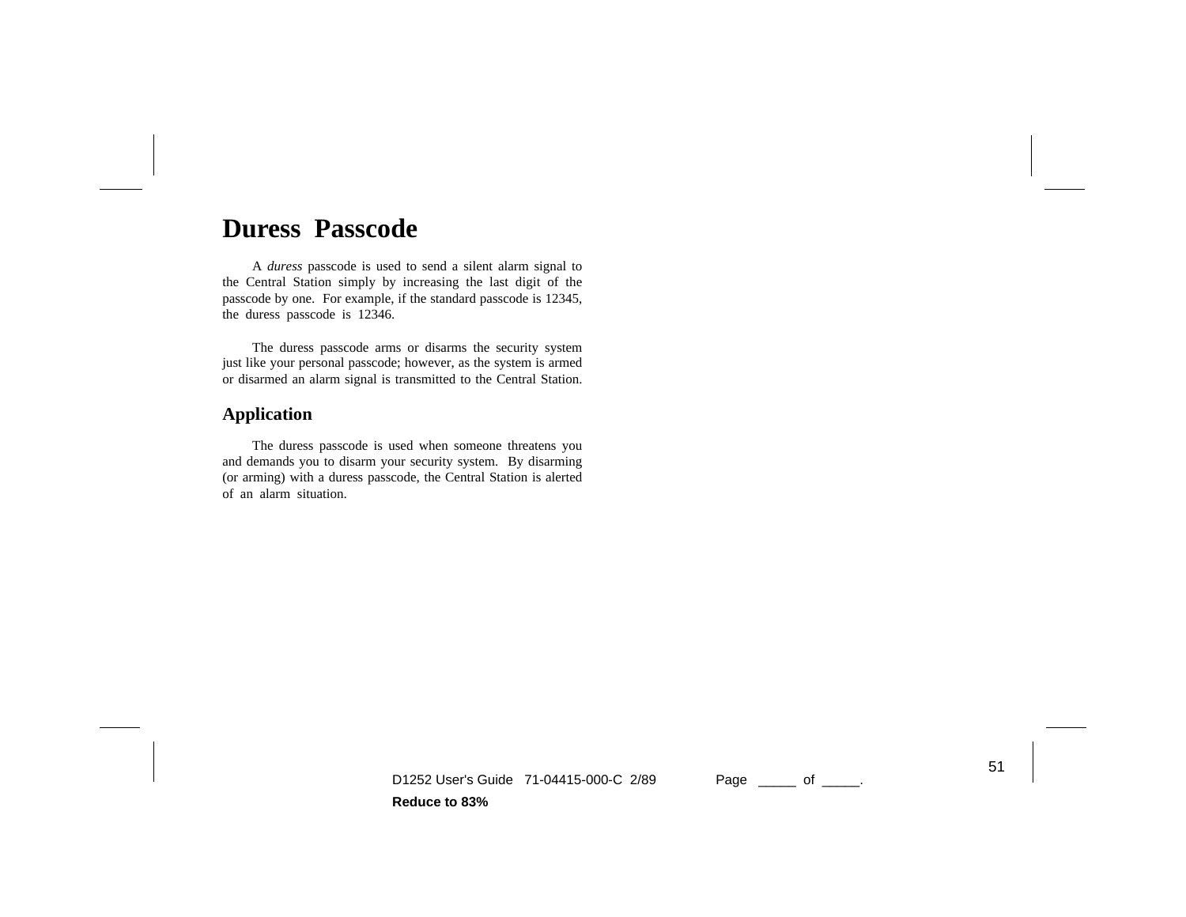# Duress Passcode

A *duress* passcode is used to send a silent alarm signal to the Central Station simply by increasing the last digit of the passcode by one. For example, if the standard passcode is 12345, the duress passcode is 12346.

The duress passcode arms or disarms the security system just like your personal passcode; however, as the system is armed or disarmed an alarm signal is transmitted to the Central Station.

## Application

The duress passcode is used when someone threatens you and demands you to disarm your security system. By disarming (or arming) with a duress passcode, the Central Station is alerted of an alarm situation.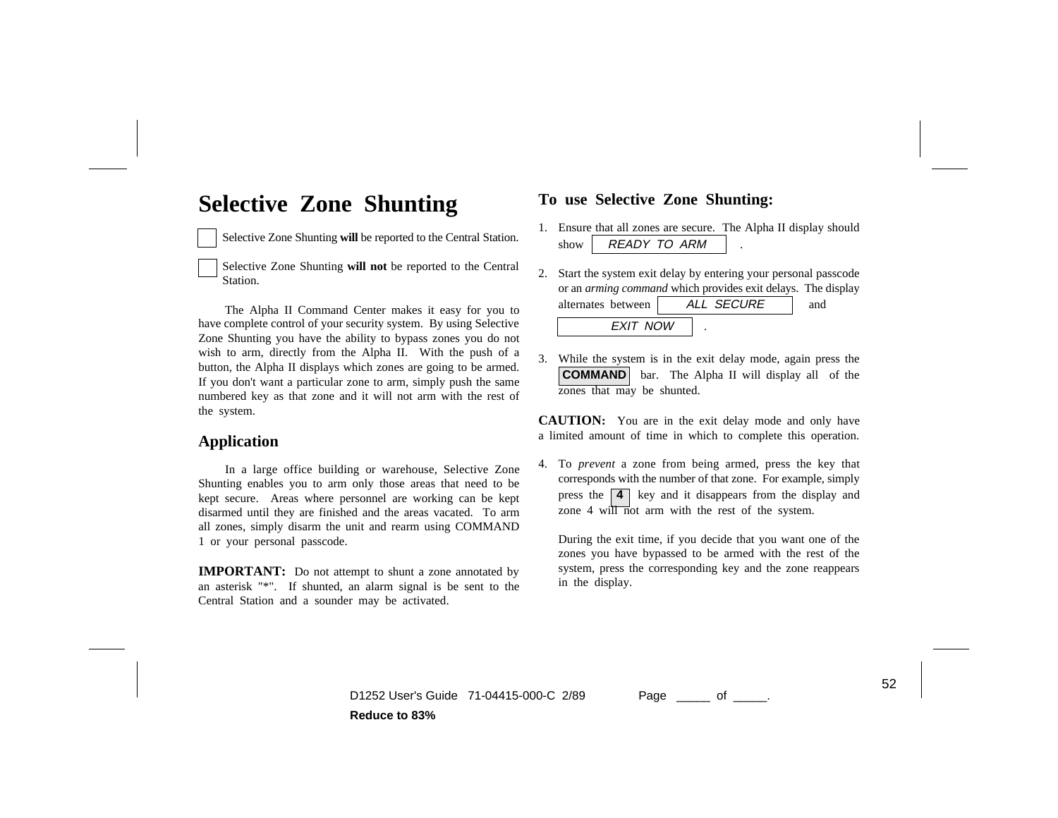# Selective Zone Shunting

☐ Selective Zone Shunting **will** be reported to the Central Station.

☐ Selective Zone Shunting **will not** be reported to the Central Station.

The Alpha II Command Center makes it easy for you to have complete control of your security system. By using Selective Zone Shunting you have the ability to bypass zones you do not wish to arm, directly from the Alpha II. With the push of a button, the Alpha II displays which zones are going to be armed. If you don't want a particular zone to arm, simply push the same numbered key as that zone and it will not arm with the rest of the system.

## Application

In a large office building or warehouse, Selective Zone Shunting enables you to arm only those areas that need to be kept secure. Areas where personnel are working can be kept disarmed until they are finished and the areas vacated. To arm all zones, simply disarm the unit and rearm using COMMAND 1 or your personal passcode.

**IMPORTANT:** Do not attempt to shunt a zone annotated by an asterisk "*". If shunted, an alarm signal is be sent to the Central Station and a sounder may be activated.

## To use Selective Zone Shunting:

1. Ensure that all zones are secure. The Alpha II display should show `READY TO ARM` .

2. Start the system exit delay by entering your personal passcode or an *arming command* which provides exit delays. The display alternates between `ALL SECURE` and `EXIT NOW` .

3. While the system is in the exit delay mode, again press the **COMMAND** bar. The Alpha II will display all of the zones that may be shunted.

**CAUTION:** You are in the exit delay mode and only have a limited amount of time in which to complete this operation.

4. To *prevent* a zone from being armed, press the key that corresponds with the number of that zone. For example, simply press the **4** key and it disappears from the display and zone 4 will not arm with the rest of the system.

   During the exit time, if you decide that you want one of the zones you have bypassed to be armed with the rest of the system, press the corresponding key and the zone reappears in the display.

D1252 User's Guide 71-04415-000-C 2/89 Page _____ of _____.

**Reduce to 83%**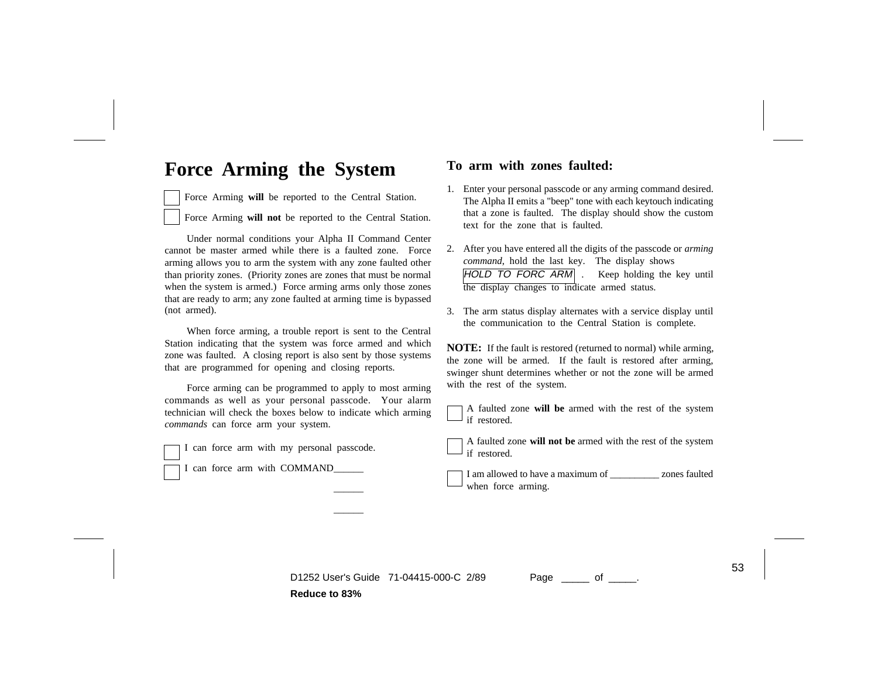# Force Arming the System

☐ Force Arming **will** be reported to the Central Station.

☐ Force Arming **will not** be reported to the Central Station.

Under normal conditions your Alpha II Command Center cannot be master armed while there is a faulted zone. Force arming allows you to arm the system with any zone faulted other than priority zones. (Priority zones are zones that must be normal when the system is armed.) Force arming arms only those zones that are ready to arm; any zone faulted at arming time is bypassed (not armed).

When force arming, a trouble report is sent to the Central Station indicating that the system was force armed and which zone was faulted. A closing report is also sent by those systems that are programmed for opening and closing reports.

Force arming can be programmed to apply to most arming commands as well as your personal passcode. Your alarm technician will check the boxes below to indicate which arming *commands* can force arm your system.

☐ I can force arm with my personal passcode.

☐ I can force arm with COMMAND______

______

______

## To arm with zones faulted:

1. Enter your personal passcode or any arming command desired. The Alpha II emits a "beep" tone with each keytouch indicating that a zone is faulted. The display should show the custom text for the zone that is faulted.

2. After you have entered all the digits of the passcode or *arming command*, hold the last key. The display shows `HOLD TO FORC ARM` . Keep holding the key until the display changes to indicate armed status.

3. The arm status display alternates with a service display until the communication to the Central Station is complete.

**NOTE:** If the fault is restored (returned to normal) while arming, the zone will be armed. If the fault is restored after arming, swinger shunt determines whether or not the zone will be armed with the rest of the system.

☐ A faulted zone **will be** armed with the rest of the system if restored.

☐ A faulted zone **will not be** armed with the rest of the system if restored.

☐ I am allowed to have a maximum of __________ zones faulted when force arming.

D1252 User's Guide 71-04415-000-C 2/89 Page _____ of _____.

**Reduce to 83%**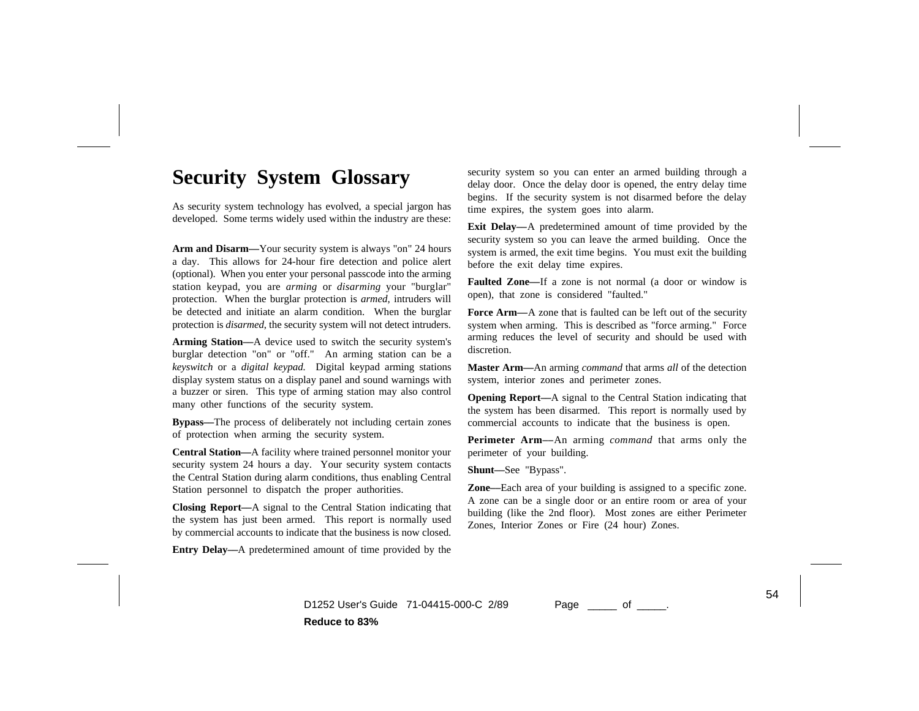# Security System Glossary

As security system technology has evolved, a special jargon has developed. Some terms widely used within the industry are these:

**Arm and Disarm—**Your security system is always "on" 24 hours a day. This allows for 24-hour fire detection and police alert (optional). When you enter your personal passcode into the arming station keypad, you are *arming* or *disarming* your "burglar" protection. When the burglar protection is *armed*, intruders will be detected and initiate an alarm condition. When the burglar protection is *disarmed*, the security system will not detect intruders.

**Arming Station—**A device used to switch the security system's burglar detection "on" or "off." An arming station can be a *keyswitch* or a *digital keypad.* Digital keypad arming stations display system status on a display panel and sound warnings with a buzzer or siren. This type of arming station may also control many other functions of the security system.

**Bypass—**The process of deliberately not including certain zones of protection when arming the security system.

**Central Station—**A facility where trained personnel monitor your security system 24 hours a day. Your security system contacts the Central Station during alarm conditions, thus enabling Central Station personnel to dispatch the proper authorities.

**Closing Report—**A signal to the Central Station indicating that the system has just been armed. This report is normally used by commercial accounts to indicate that the business is now closed.

**Entry Delay—**A predetermined amount of time provided by the security system so you can enter an armed building through a delay door. Once the delay door is opened, the entry delay time begins. If the security system is not disarmed before the delay time expires, the system goes into alarm.

**Exit Delay—**A predetermined amount of time provided by the security system so you can leave the armed building. Once the system is armed, the exit time begins. You must exit the building before the exit delay time expires.

**Faulted Zone—**If a zone is not normal (a door or window is open), that zone is considered "faulted."

**Force Arm—**A zone that is faulted can be left out of the security system when arming. This is described as "force arming." Force arming reduces the level of security and should be used with discretion.

**Master Arm—**An arming *command* that arms *all* of the detection system, interior zones and perimeter zones.

**Opening Report—**A signal to the Central Station indicating that the system has been disarmed. This report is normally used by commercial accounts to indicate that the business is open.

**Perimeter Arm—**An arming *command* that arms only the perimeter of your building.

**Shunt—**See "Bypass".

**Zone—**Each area of your building is assigned to a specific zone. A zone can be a single door or an entire room or area of your building (like the 2nd floor). Most zones are either Perimeter Zones, Interior Zones or Fire (24 hour) Zones.